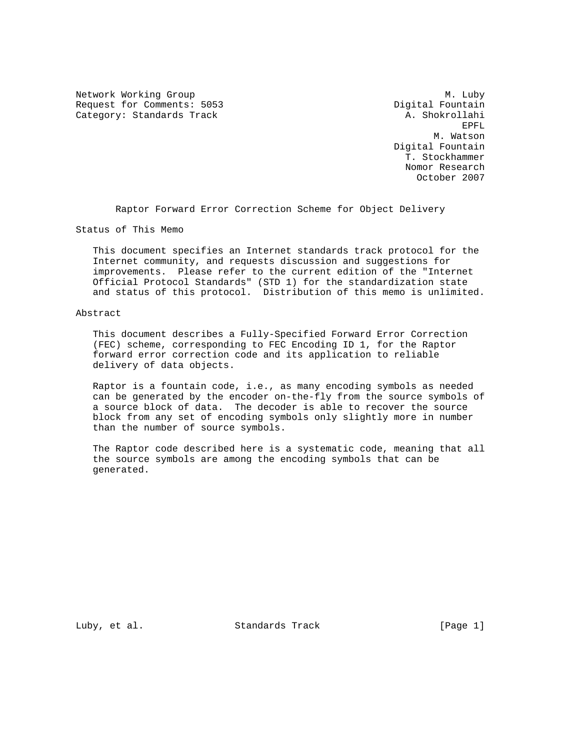Network Working Group                                            M. Luby
Request for Comments: 5053                              Digital Fountain
Category: Standards Track                                 A. Shokrollahi
                                                                    EPFL
                                                               M. Watson
                                                        Digital Fountain
                                                         T. Stockhammer
                                                          Nomor Research
                                                            October 2007

# Raptor Forward Error Correction Scheme for Object Delivery

## Status of This Memo

This document specifies an Internet standards track protocol for the Internet community, and requests discussion and suggestions for improvements. Please refer to the current edition of the "Internet Official Protocol Standards" (STD 1) for the standardization state and status of this protocol. Distribution of this memo is unlimited.

## Abstract

This document describes a Fully-Specified Forward Error Correction (FEC) scheme, corresponding to FEC Encoding ID 1, for the Raptor forward error correction code and its application to reliable delivery of data objects.

Raptor is a fountain code, i.e., as many encoding symbols as needed can be generated by the encoder on-the-fly from the source symbols of a source block of data. The decoder is able to recover the source block from any set of encoding symbols only slightly more in number than the number of source symbols.

The Raptor code described here is a systematic code, meaning that all the source symbols are among the encoding symbols that can be generated.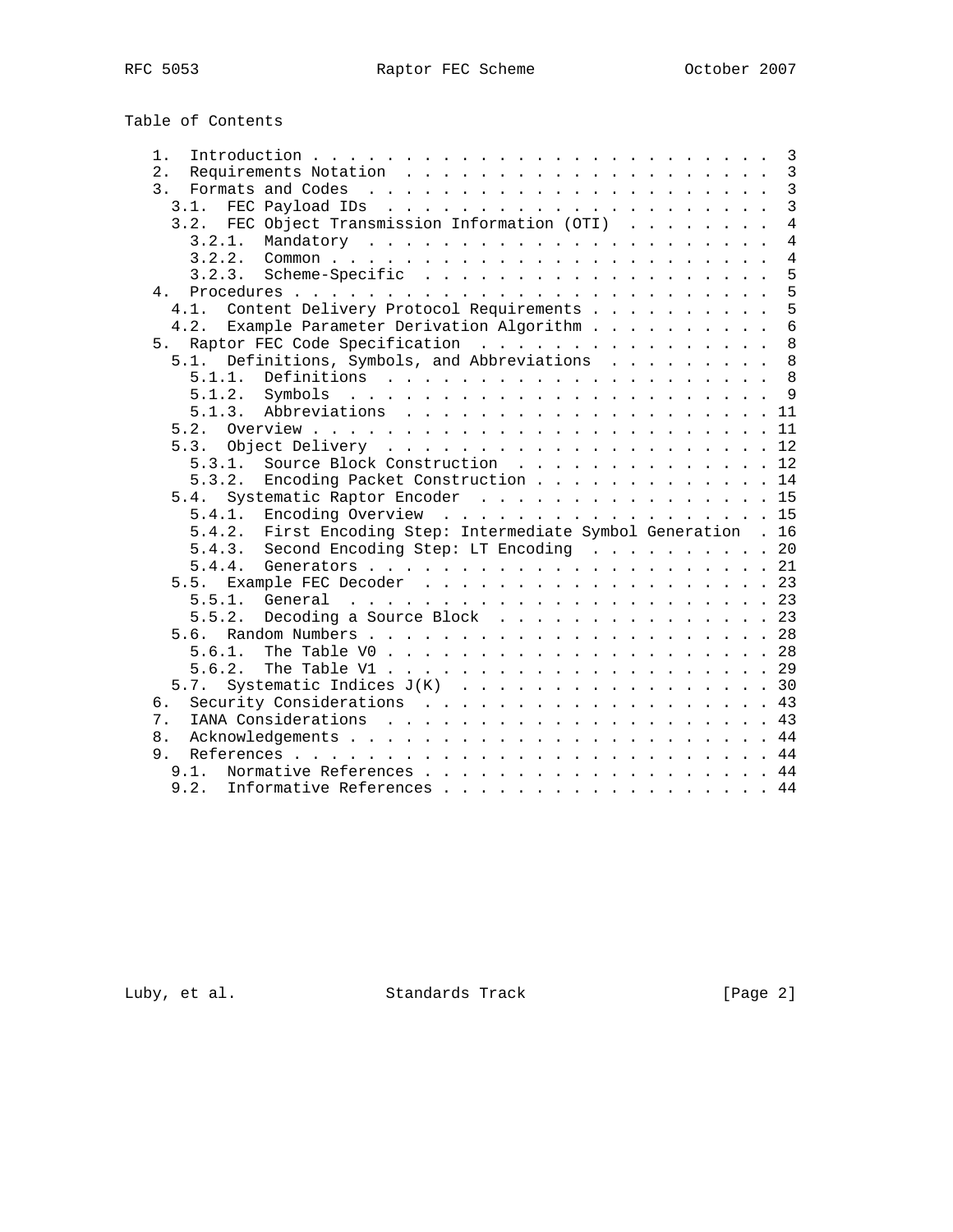Table of Contents

```
   1.  Introduction . . . . . . . . . . . . . . . . . . . . . . . . .  3
   2.  Requirements Notation  . . . . . . . . . . . . . . . . . . . .  3
   3.  Formats and Codes  . . . . . . . . . . . . . . . . . . . . . .  3
     3.1.  FEC Payload IDs  . . . . . . . . . . . . . . . . . . . . .  3
     3.2.  FEC Object Transmission Information (OTI)  . . . . . . . .  4
       3.2.1.  Mandatory  . . . . . . . . . . . . . . . . . . . . . .  4
       3.2.2.  Common . . . . . . . . . . . . . . . . . . . . . . . .  4
       3.2.3.  Scheme-Specific  . . . . . . . . . . . . . . . . . . .  5
   4.  Procedures . . . . . . . . . . . . . . . . . . . . . . . . . .  5
     4.1.  Content Delivery Protocol Requirements . . . . . . . . . .  5
     4.2.  Example Parameter Derivation Algorithm . . . . . . . . . .  6
   5.  Raptor FEC Code Specification  . . . . . . . . . . . . . . . .  8
     5.1.  Definitions, Symbols, and Abbreviations  . . . . . . . . .  8
       5.1.1.  Definitions  . . . . . . . . . . . . . . . . . . . . .  8
       5.1.2.  Symbols  . . . . . . . . . . . . . . . . . . . . . . .  9
       5.1.3.  Abbreviations  . . . . . . . . . . . . . . . . . . . . 11
     5.2.  Overview . . . . . . . . . . . . . . . . . . . . . . . . . 11
     5.3.  Object Delivery  . . . . . . . . . . . . . . . . . . . . . 12
       5.3.1.  Source Block Construction  . . . . . . . . . . . . . . 12
       5.3.2.  Encoding Packet Construction . . . . . . . . . . . . . 14
     5.4.  Systematic Raptor Encoder  . . . . . . . . . . . . . . . . 15
       5.4.1.  Encoding Overview  . . . . . . . . . . . . . . . . . . 15
       5.4.2.  First Encoding Step: Intermediate Symbol Generation  . 16
       5.4.3.  Second Encoding Step: LT Encoding  . . . . . . . . . . 20
       5.4.4.  Generators . . . . . . . . . . . . . . . . . . . . . . 21
     5.5.  Example FEC Decoder  . . . . . . . . . . . . . . . . . . . 23
       5.5.1.  General  . . . . . . . . . . . . . . . . . . . . . . . 23
       5.5.2.  Decoding a Source Block  . . . . . . . . . . . . . . . 23
     5.6.  Random Numbers . . . . . . . . . . . . . . . . . . . . . . 28
       5.6.1.  The Table V0 . . . . . . . . . . . . . . . . . . . . . 28
       5.6.2.  The Table V1 . . . . . . . . . . . . . . . . . . . . . 29
     5.7.  Systematic Indices J(K)  . . . . . . . . . . . . . . . . . 30
   6.  Security Considerations  . . . . . . . . . . . . . . . . . . . 43
   7.  IANA Considerations  . . . . . . . . . . . . . . . . . . . . . 43
   8.  Acknowledgements . . . . . . . . . . . . . . . . . . . . . . . 44
   9.  References . . . . . . . . . . . . . . . . . . . . . . . . . . 44
     9.1.  Normative References . . . . . . . . . . . . . . . . . . . 44
     9.2.  Informative References . . . . . . . . . . . . . . . . . . 44
```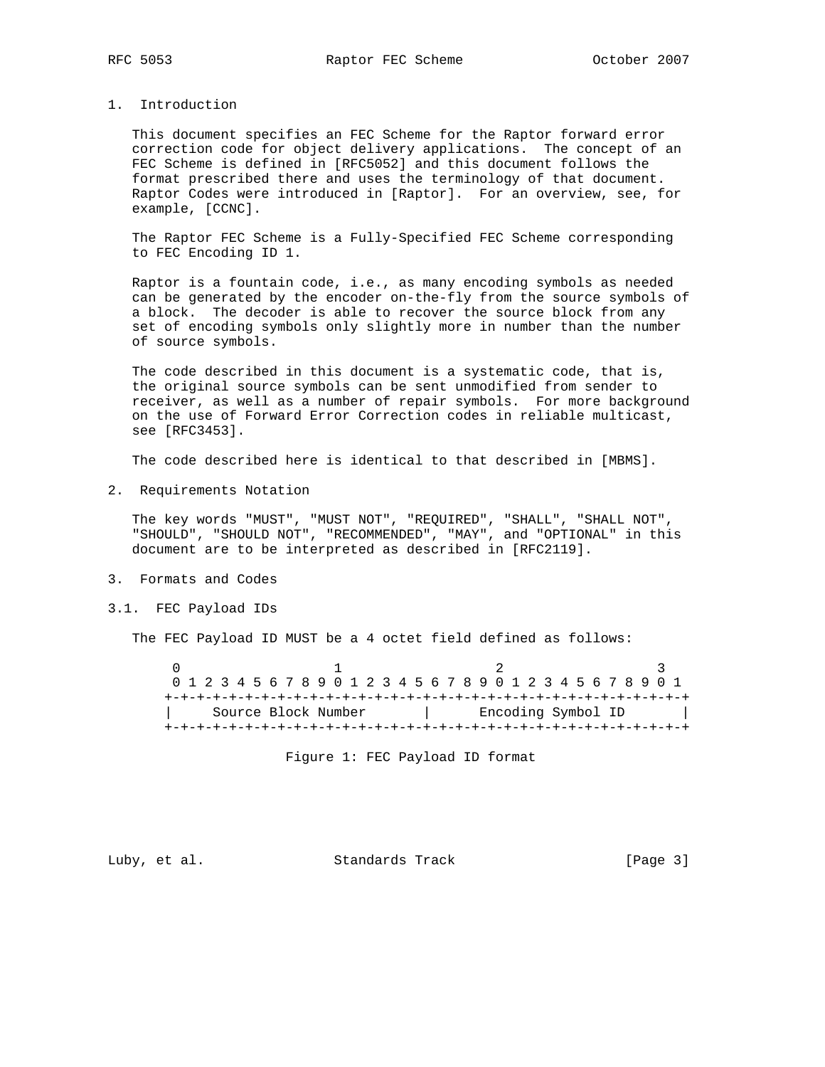## 1. Introduction

This document specifies an FEC Scheme for the Raptor forward error correction code for object delivery applications. The concept of an FEC Scheme is defined in [RFC5052] and this document follows the format prescribed there and uses the terminology of that document. Raptor Codes were introduced in [Raptor]. For an overview, see, for example, [CCNC].

The Raptor FEC Scheme is a Fully-Specified FEC Scheme corresponding to FEC Encoding ID 1.

Raptor is a fountain code, i.e., as many encoding symbols as needed can be generated by the encoder on-the-fly from the source symbols of a block. The decoder is able to recover the source block from any set of encoding symbols only slightly more in number than the number of source symbols.

The code described in this document is a systematic code, that is, the original source symbols can be sent unmodified from sender to receiver, as well as a number of repair symbols. For more background on the use of Forward Error Correction codes in reliable multicast, see [RFC3453].

The code described here is identical to that described in [MBMS].

## 2. Requirements Notation

The key words "MUST", "MUST NOT", "REQUIRED", "SHALL", "SHALL NOT", "SHOULD", "SHOULD NOT", "RECOMMENDED", "MAY", and "OPTIONAL" in this document are to be interpreted as described in [RFC2119].

## 3. Formats and Codes

### 3.1. FEC Payload IDs

The FEC Payload ID MUST be a 4 octet field defined as follows:

```
 0                   1                   2                   3
 0 1 2 3 4 5 6 7 8 9 0 1 2 3 4 5 6 7 8 9 0 1 2 3 4 5 6 7 8 9 0 1
+-+-+-+-+-+-+-+-+-+-+-+-+-+-+-+-+-+-+-+-+-+-+-+-+-+-+-+-+-+-+-+-+
|     Source Block Number       |      Encoding Symbol ID       |
+-+-+-+-+-+-+-+-+-+-+-+-+-+-+-+-+-+-+-+-+-+-+-+-+-+-+-+-+-+-+-+-+
```

Figure 1: FEC Payload ID format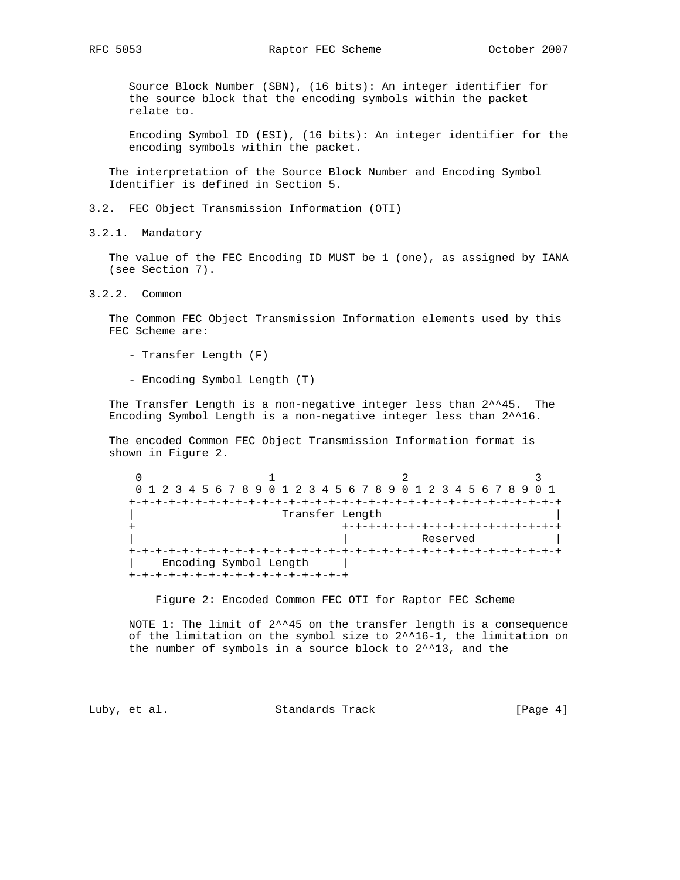Source Block Number (SBN), (16 bits): An integer identifier for the source block that the encoding symbols within the packet relate to.

Encoding Symbol ID (ESI), (16 bits): An integer identifier for the encoding symbols within the packet.

The interpretation of the Source Block Number and Encoding Symbol Identifier is defined in Section 5.

### 3.2. FEC Object Transmission Information (OTI)

#### 3.2.1. Mandatory

The value of the FEC Encoding ID MUST be 1 (one), as assigned by IANA (see Section 7).

#### 3.2.2. Common

The Common FEC Object Transmission Information elements used by this FEC Scheme are:

- Transfer Length (F)
- Encoding Symbol Length (T)

The Transfer Length is a non-negative integer less than 2^^45. The Encoding Symbol Length is a non-negative integer less than 2^^16.

The encoded Common FEC Object Transmission Information format is shown in Figure 2.

```
 0                   1                   2                   3
 0 1 2 3 4 5 6 7 8 9 0 1 2 3 4 5 6 7 8 9 0 1 2 3 4 5 6 7 8 9 0 1
+-+-+-+-+-+-+-+-+-+-+-+-+-+-+-+-+-+-+-+-+-+-+-+-+-+-+-+-+-+-+-+-+
|                      Transfer Length                          |
+                               +-+-+-+-+-+-+-+-+-+-+-+-+-+-+-+-+
|                               |           Reserved            |
+-+-+-+-+-+-+-+-+-+-+-+-+-+-+-+-+-+-+-+-+-+-+-+-+-+-+-+-+-+-+-+-+
|    Encoding Symbol Length     |
+-+-+-+-+-+-+-+-+-+-+-+-+-+-+-+-+
```

Figure 2: Encoded Common FEC OTI for Raptor FEC Scheme

NOTE 1: The limit of 2^^45 on the transfer length is a consequence of the limitation on the symbol size to 2^^16-1, the limitation on the number of symbols in a source block to 2^^13, and the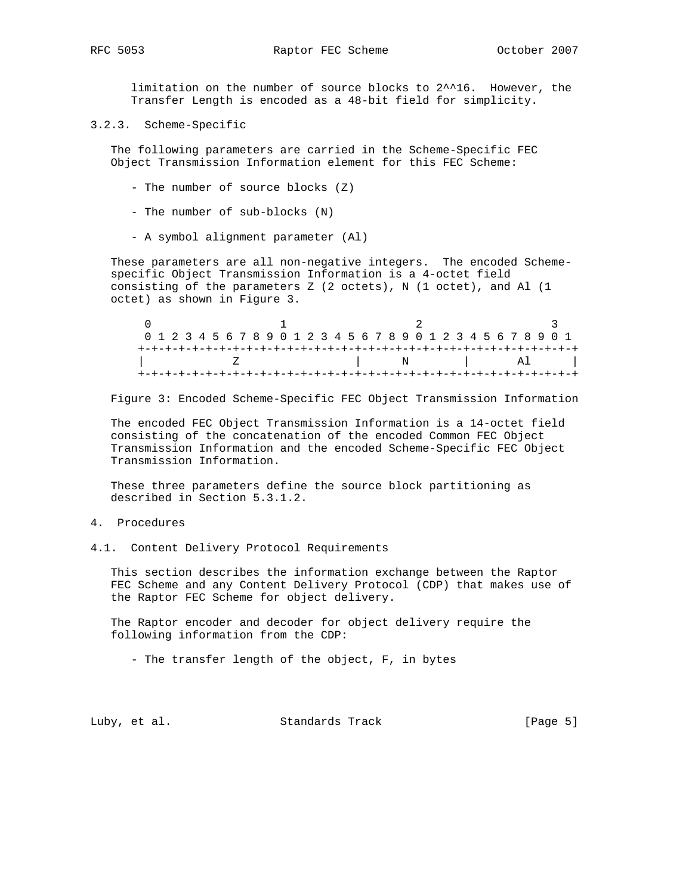limitation on the number of source blocks to 2^^16. However, the Transfer Length is encoded as a 48-bit field for simplicity.

### 3.2.3. Scheme-Specific

The following parameters are carried in the Scheme-Specific FEC Object Transmission Information element for this FEC Scheme:

- The number of source blocks (Z)

- The number of sub-blocks (N)

- A symbol alignment parameter (Al)

These parameters are all non-negative integers. The encoded Scheme-specific Object Transmission Information is a 4-octet field consisting of the parameters Z (2 octets), N (1 octet), and Al (1 octet) as shown in Figure 3.

```
 0                   1                   2                   3
 0 1 2 3 4 5 6 7 8 9 0 1 2 3 4 5 6 7 8 9 0 1 2 3 4 5 6 7 8 9 0 1
+-+-+-+-+-+-+-+-+-+-+-+-+-+-+-+-+-+-+-+-+-+-+-+-+-+-+-+-+-+-+-+-+
|             Z                 |      N        |       Al      |
+-+-+-+-+-+-+-+-+-+-+-+-+-+-+-+-+-+-+-+-+-+-+-+-+-+-+-+-+-+-+-+-+
```

Figure 3: Encoded Scheme-Specific FEC Object Transmission Information

The encoded FEC Object Transmission Information is a 14-octet field consisting of the concatenation of the encoded Common FEC Object Transmission Information and the encoded Scheme-Specific FEC Object Transmission Information.

These three parameters define the source block partitioning as described in Section 5.3.1.2.

## 4. Procedures

### 4.1. Content Delivery Protocol Requirements

This section describes the information exchange between the Raptor FEC Scheme and any Content Delivery Protocol (CDP) that makes use of the Raptor FEC Scheme for object delivery.

The Raptor encoder and decoder for object delivery require the following information from the CDP:

- The transfer length of the object, F, in bytes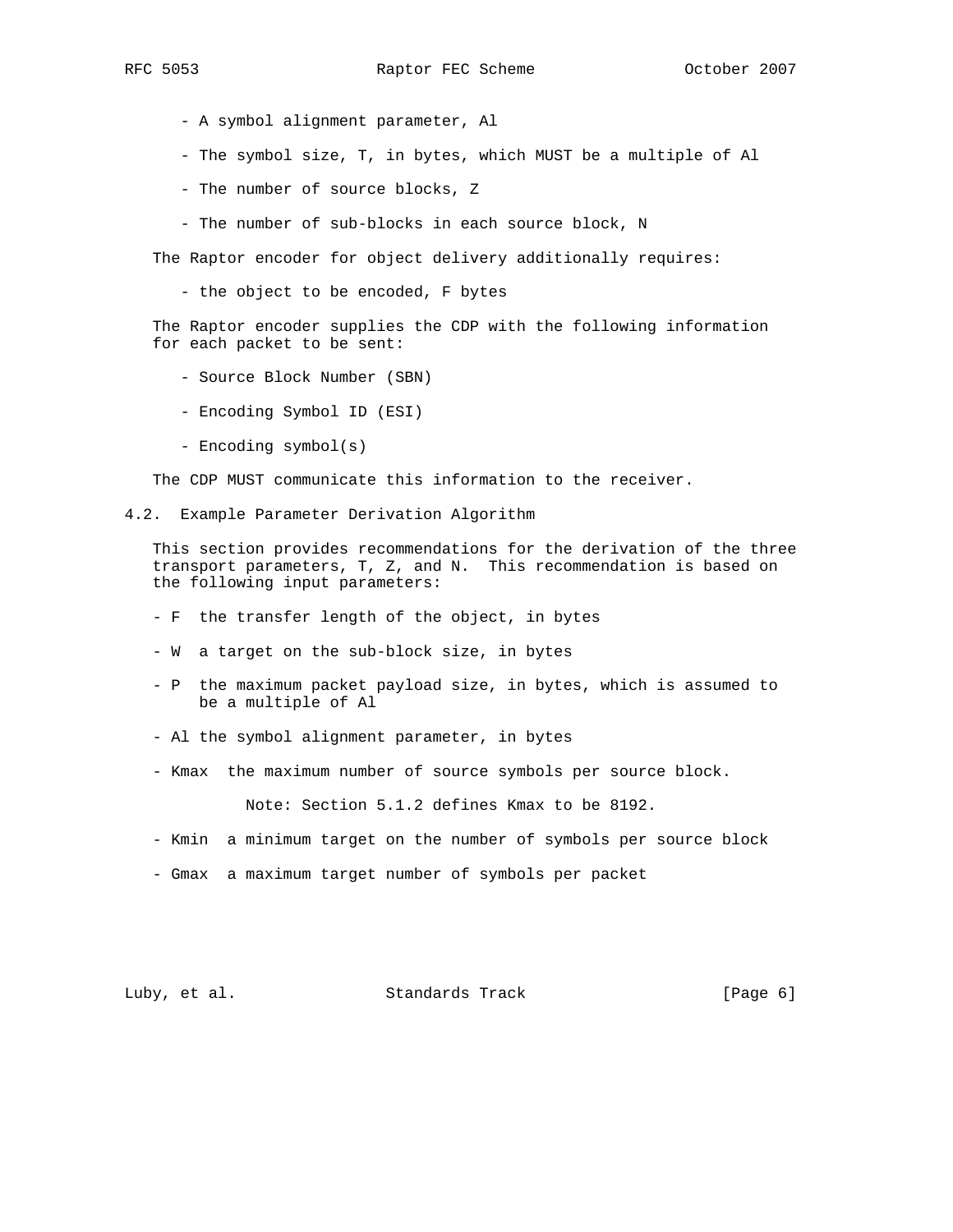- A symbol alignment parameter, Al
- The symbol size, T, in bytes, which MUST be a multiple of Al
- The number of source blocks, Z
- The number of sub-blocks in each source block, N

The Raptor encoder for object delivery additionally requires:

- the object to be encoded, F bytes

The Raptor encoder supplies the CDP with the following information for each packet to be sent:

- Source Block Number (SBN)
- Encoding Symbol ID (ESI)
- Encoding symbol(s)

The CDP MUST communicate this information to the receiver.

## 4.2. Example Parameter Derivation Algorithm

This section provides recommendations for the derivation of the three transport parameters, T, Z, and N. This recommendation is based on the following input parameters:

- F the transfer length of the object, in bytes
- W a target on the sub-block size, in bytes
- P the maximum packet payload size, in bytes, which is assumed to be a multiple of Al
- Al the symbol alignment parameter, in bytes
- Kmax the maximum number of source symbols per source block.

  Note: Section 5.1.2 defines Kmax to be 8192.

- Kmin a minimum target on the number of symbols per source block
- Gmax a maximum target number of symbols per packet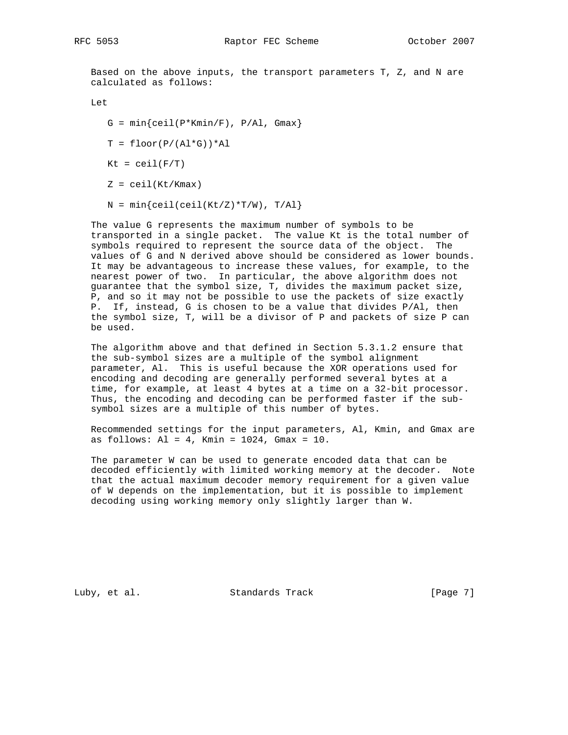Based on the above inputs, the transport parameters T, Z, and N are calculated as follows:

Let

$$G = \min\{\text{ceil}(P \cdot Kmin/F), P/Al, Gmax\}$$

$$T = \text{floor}(P/(Al \cdot G)) \cdot Al$$

$$Kt = \text{ceil}(F/T)$$

$$Z = \text{ceil}(Kt/Kmax)$$

$$N = \min\{\text{ceil}(\text{ceil}(Kt/Z) \cdot T/W), T/Al\}$$

The value G represents the maximum number of symbols to be transported in a single packet. The value Kt is the total number of symbols required to represent the source data of the object. The values of G and N derived above should be considered as lower bounds. It may be advantageous to increase these values, for example, to the nearest power of two. In particular, the above algorithm does not guarantee that the symbol size, T, divides the maximum packet size, P, and so it may not be possible to use the packets of size exactly P. If, instead, G is chosen to be a value that divides P/Al, then the symbol size, T, will be a divisor of P and packets of size P can be used.

The algorithm above and that defined in Section 5.3.1.2 ensure that the sub-symbol sizes are a multiple of the symbol alignment parameter, Al. This is useful because the XOR operations used for encoding and decoding are generally performed several bytes at a time, for example, at least 4 bytes at a time on a 32-bit processor. Thus, the encoding and decoding can be performed faster if the sub-symbol sizes are a multiple of this number of bytes.

Recommended settings for the input parameters, Al, Kmin, and Gmax are as follows: Al = 4, Kmin = 1024, Gmax = 10.

The parameter W can be used to generate encoded data that can be decoded efficiently with limited working memory at the decoder. Note that the actual maximum decoder memory requirement for a given value of W depends on the implementation, but it is possible to implement decoding using working memory only slightly larger than W.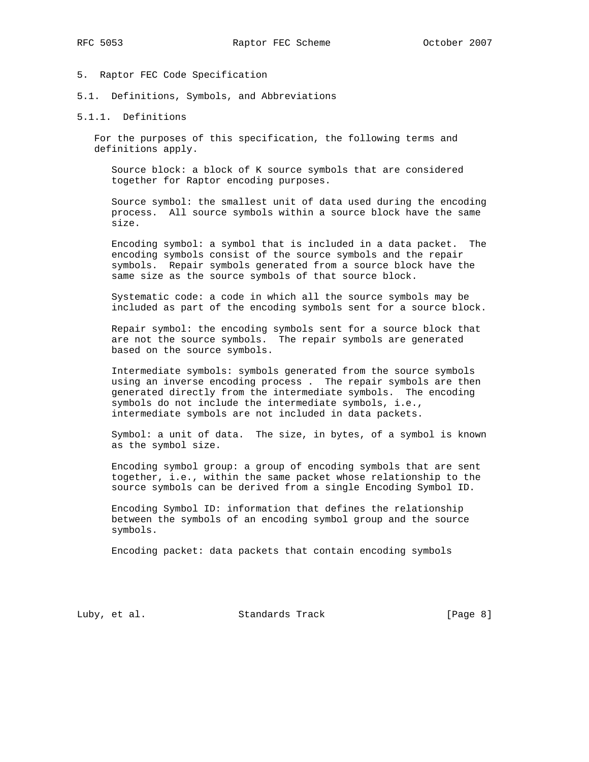# 5. Raptor FEC Code Specification

## 5.1. Definitions, Symbols, and Abbreviations

### 5.1.1. Definitions

For the purposes of this specification, the following terms and definitions apply.

Source block: a block of K source symbols that are considered together for Raptor encoding purposes.

Source symbol: the smallest unit of data used during the encoding process. All source symbols within a source block have the same size.

Encoding symbol: a symbol that is included in a data packet. The encoding symbols consist of the source symbols and the repair symbols. Repair symbols generated from a source block have the same size as the source symbols of that source block.

Systematic code: a code in which all the source symbols may be included as part of the encoding symbols sent for a source block.

Repair symbol: the encoding symbols sent for a source block that are not the source symbols. The repair symbols are generated based on the source symbols.

Intermediate symbols: symbols generated from the source symbols using an inverse encoding process . The repair symbols are then generated directly from the intermediate symbols. The encoding symbols do not include the intermediate symbols, i.e., intermediate symbols are not included in data packets.

Symbol: a unit of data. The size, in bytes, of a symbol is known as the symbol size.

Encoding symbol group: a group of encoding symbols that are sent together, i.e., within the same packet whose relationship to the source symbols can be derived from a single Encoding Symbol ID.

Encoding Symbol ID: information that defines the relationship between the symbols of an encoding symbol group and the source symbols.

Encoding packet: data packets that contain encoding symbols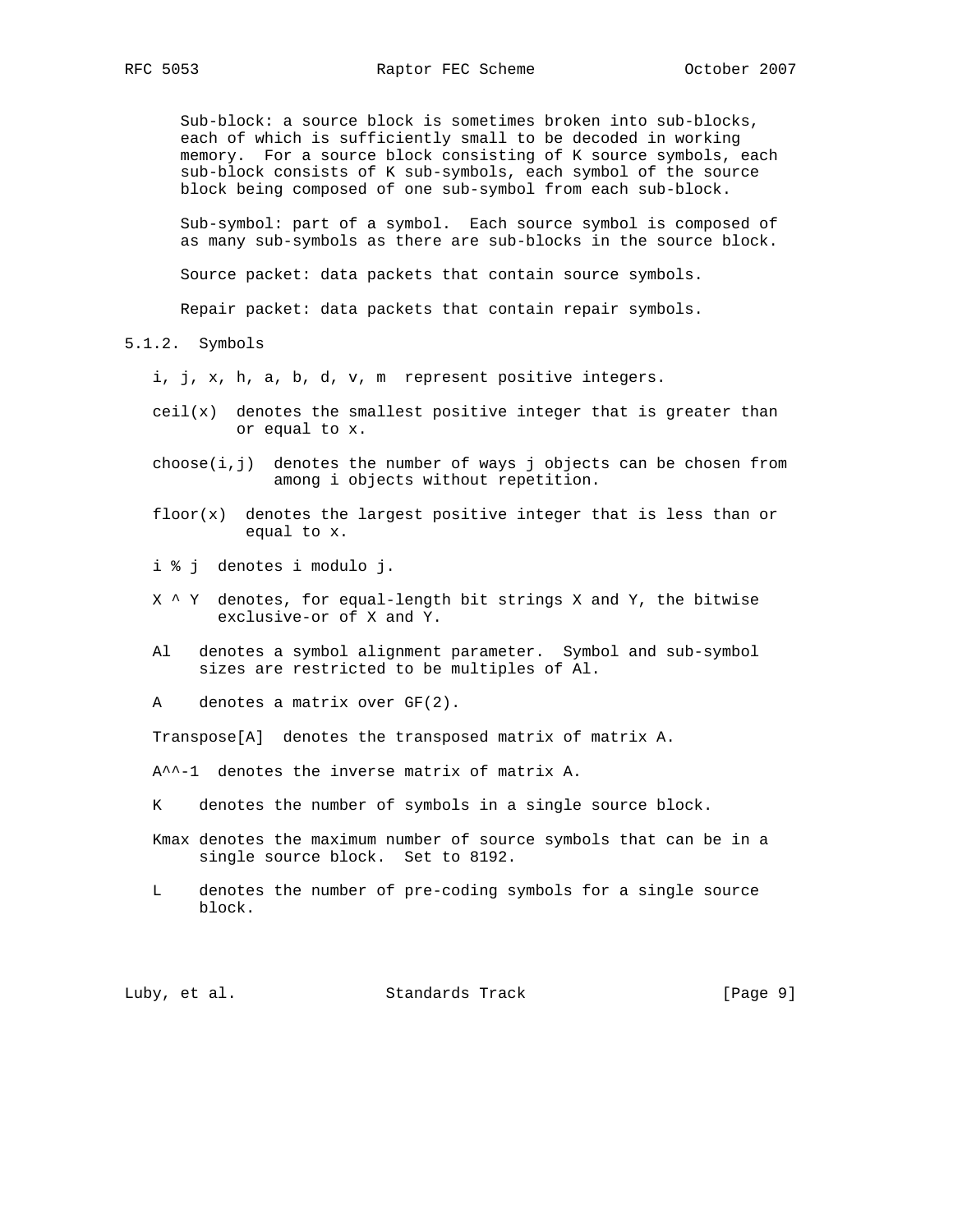Sub-block: a source block is sometimes broken into sub-blocks, each of which is sufficiently small to be decoded in working memory. For a source block consisting of K source symbols, each sub-block consists of K sub-symbols, each symbol of the source block being composed of one sub-symbol from each sub-block.

Sub-symbol: part of a symbol. Each source symbol is composed of as many sub-symbols as there are sub-blocks in the source block.

Source packet: data packets that contain source symbols.

Repair packet: data packets that contain repair symbols.

### 5.1.2. Symbols

i, j, x, h, a, b, d, v, m represent positive integers.

ceil(x) denotes the smallest positive integer that is greater than or equal to x.

choose(i,j) denotes the number of ways j objects can be chosen from among i objects without repetition.

floor(x) denotes the largest positive integer that is less than or equal to x.

i % j denotes i modulo j.

X ^ Y denotes, for equal-length bit strings X and Y, the bitwise exclusive-or of X and Y.

Al denotes a symbol alignment parameter. Symbol and sub-symbol sizes are restricted to be multiples of Al.

A denotes a matrix over GF(2).

Transpose[A] denotes the transposed matrix of matrix A.

A^^-1 denotes the inverse matrix of matrix A.

K denotes the number of symbols in a single source block.

Kmax denotes the maximum number of source symbols that can be in a single source block. Set to 8192.

L denotes the number of pre-coding symbols for a single source block.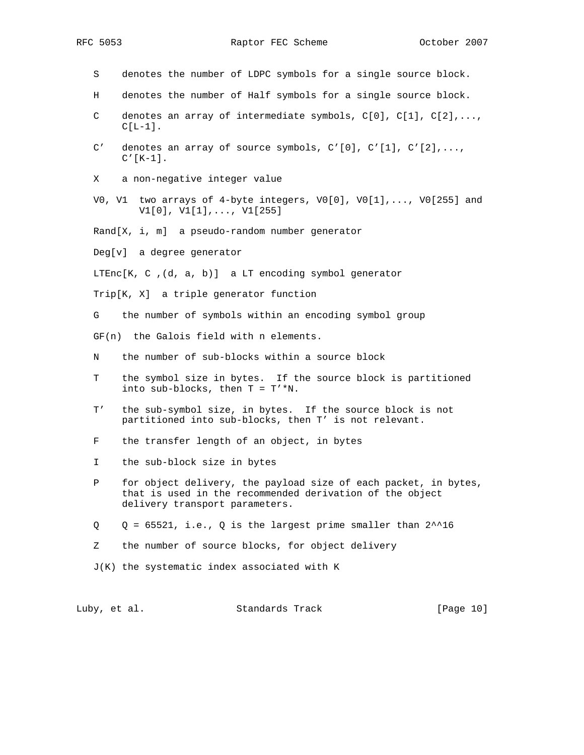S    denotes the number of LDPC symbols for a single source block.

H    denotes the number of Half symbols for a single source block.

C    denotes an array of intermediate symbols, C[0], C[1], C[2],..., C[L-1].

C'   denotes an array of source symbols, C'[0], C'[1], C'[2],..., C'[K-1].

X    a non-negative integer value

V0, V1  two arrays of 4-byte integers, V0[0], V0[1],..., V0[255] and V1[0], V1[1],..., V1[255]

Rand[X, i, m]  a pseudo-random number generator

Deg[v]  a degree generator

LTEnc[K, C ,(d, a, b)]  a LT encoding symbol generator

Trip[K, X]  a triple generator function

G    the number of symbols within an encoding symbol group

GF(n)  the Galois field with n elements.

N    the number of sub-blocks within a source block

T    the symbol size in bytes.  If the source block is partitioned into sub-blocks, then T = T'*N.

T'   the sub-symbol size, in bytes.  If the source block is not partitioned into sub-blocks, then T' is not relevant.

F    the transfer length of an object, in bytes

I    the sub-block size in bytes

P    for object delivery, the payload size of each packet, in bytes, that is used in the recommended derivation of the object delivery transport parameters.

Q    Q = 65521, i.e., Q is the largest prime smaller than 2^^16

Z    the number of source blocks, for object delivery

J(K) the systematic index associated with K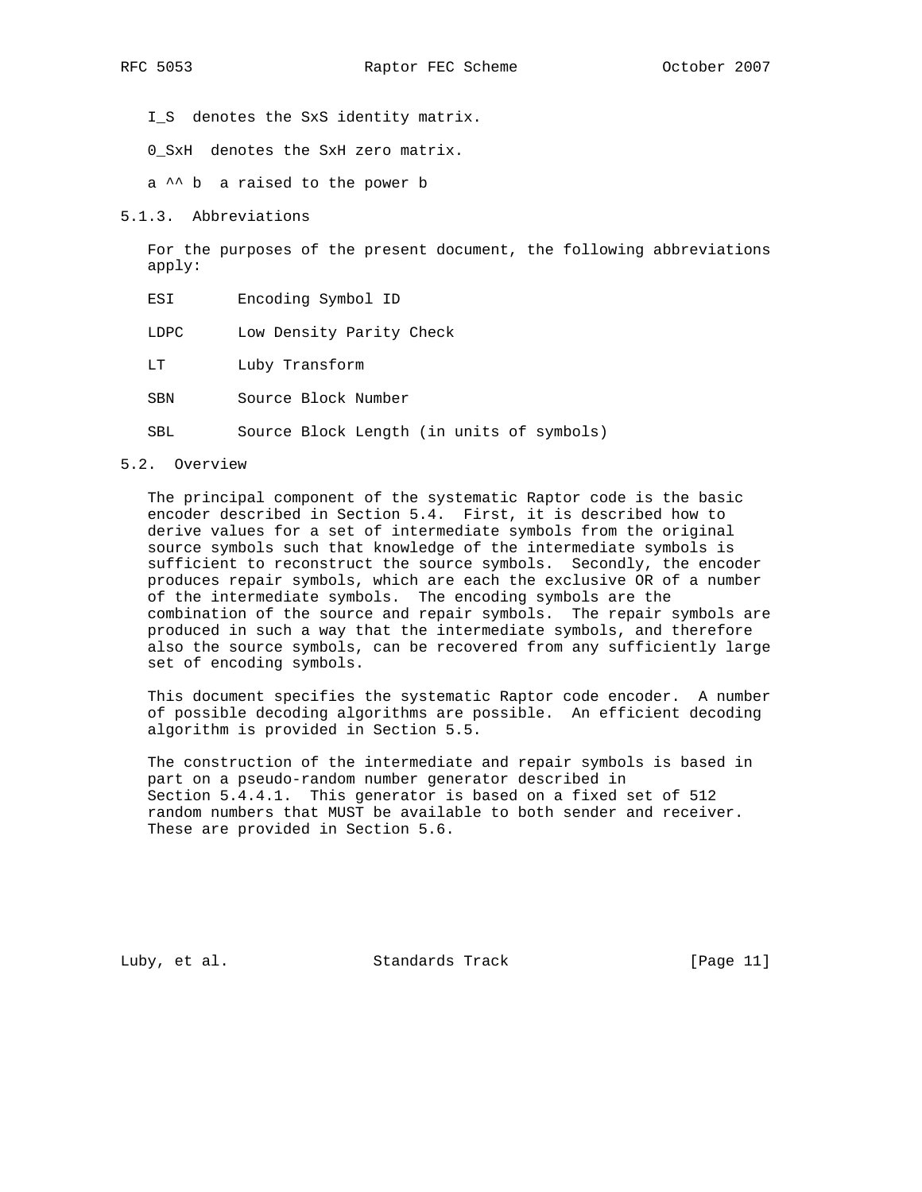I_S denotes the SxS identity matrix.

0_SxH denotes the SxH zero matrix.

a ^^ b a raised to the power b

### 5.1.3. Abbreviations

For the purposes of the present document, the following abbreviations apply:

| | |
|---|---|
| ESI | Encoding Symbol ID |
| LDPC | Low Density Parity Check |
| LT | Luby Transform |
| SBN | Source Block Number |
| SBL | Source Block Length (in units of symbols) |

## 5.2. Overview

The principal component of the systematic Raptor code is the basic encoder described in Section 5.4. First, it is described how to derive values for a set of intermediate symbols from the original source symbols such that knowledge of the intermediate symbols is sufficient to reconstruct the source symbols. Secondly, the encoder produces repair symbols, which are each the exclusive OR of a number of the intermediate symbols. The encoding symbols are the combination of the source and repair symbols. The repair symbols are produced in such a way that the intermediate symbols, and therefore also the source symbols, can be recovered from any sufficiently large set of encoding symbols.

This document specifies the systematic Raptor code encoder. A number of possible decoding algorithms are possible. An efficient decoding algorithm is provided in Section 5.5.

The construction of the intermediate and repair symbols is based in part on a pseudo-random number generator described in Section 5.4.4.1. This generator is based on a fixed set of 512 random numbers that MUST be available to both sender and receiver. These are provided in Section 5.6.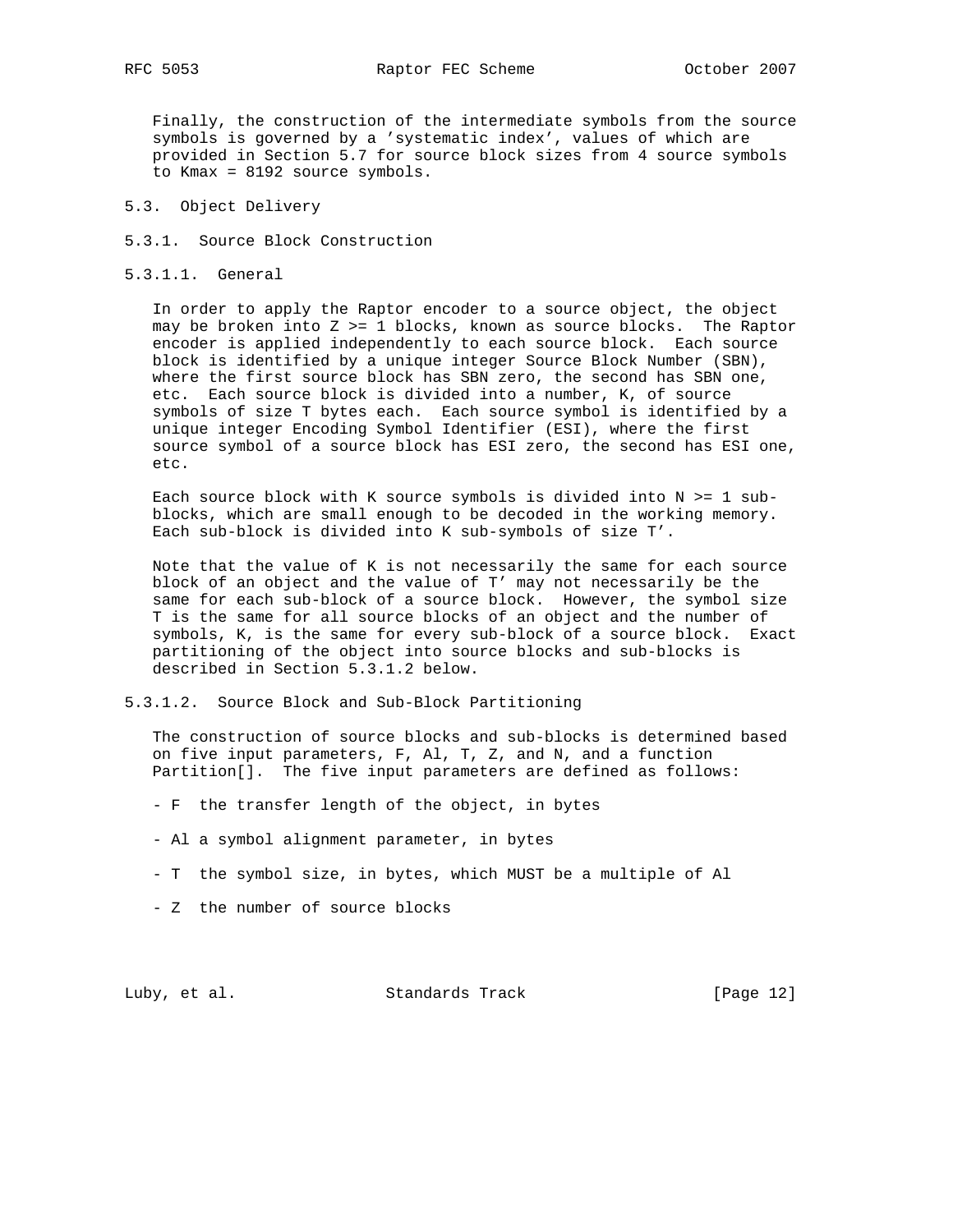Finally, the construction of the intermediate symbols from the source symbols is governed by a 'systematic index', values of which are provided in Section 5.7 for source block sizes from 4 source symbols to Kmax = 8192 source symbols.

## 5.3. Object Delivery

### 5.3.1. Source Block Construction

#### 5.3.1.1. General

In order to apply the Raptor encoder to a source object, the object may be broken into Z >= 1 blocks, known as source blocks. The Raptor encoder is applied independently to each source block. Each source block is identified by a unique integer Source Block Number (SBN), where the first source block has SBN zero, the second has SBN one, etc. Each source block is divided into a number, K, of source symbols of size T bytes each. Each source symbol is identified by a unique integer Encoding Symbol Identifier (ESI), where the first source symbol of a source block has ESI zero, the second has ESI one, etc.

Each source block with K source symbols is divided into N >= 1 sub-blocks, which are small enough to be decoded in the working memory. Each sub-block is divided into K sub-symbols of size T'.

Note that the value of K is not necessarily the same for each source block of an object and the value of T' may not necessarily be the same for each sub-block of a source block. However, the symbol size T is the same for all source blocks of an object and the number of symbols, K, is the same for every sub-block of a source block. Exact partitioning of the object into source blocks and sub-blocks is described in Section 5.3.1.2 below.

#### 5.3.1.2. Source Block and Sub-Block Partitioning

The construction of source blocks and sub-blocks is determined based on five input parameters, F, Al, T, Z, and N, and a function Partition[]. The five input parameters are defined as follows:

- F the transfer length of the object, in bytes

- Al a symbol alignment parameter, in bytes

- T the symbol size, in bytes, which MUST be a multiple of Al

- Z the number of source blocks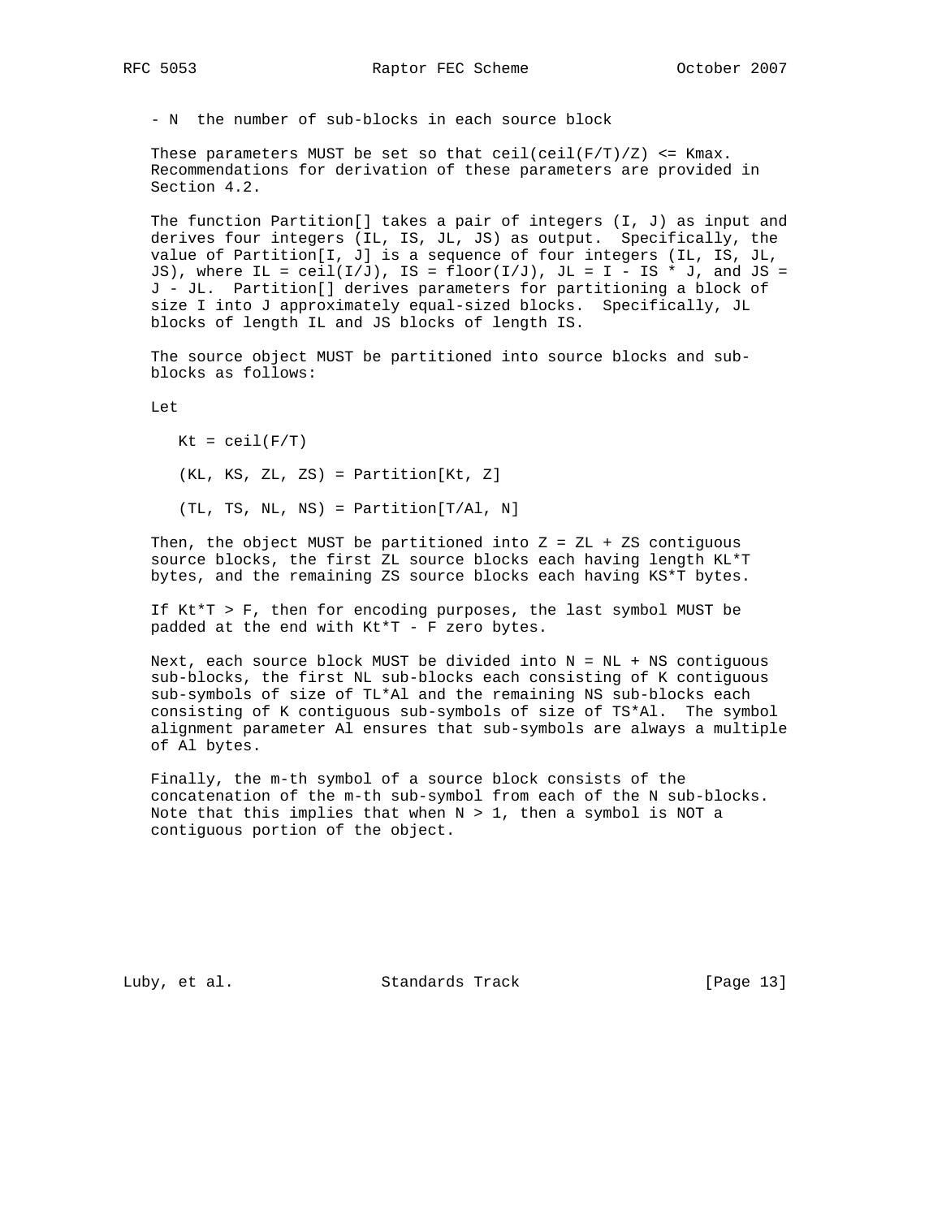- N  the number of sub-blocks in each source block

These parameters MUST be set so that $\mathrm{ceil}(\mathrm{ceil}(F/T)/Z) \le Kmax$. Recommendations for derivation of these parameters are provided in Section 4.2.

The function Partition[] takes a pair of integers (I, J) as input and derives four integers (IL, IS, JL, JS) as output. Specifically, the value of Partition[I, J] is a sequence of four integers (IL, IS, JL, JS), where $IL = \mathrm{ceil}(I/J)$, $IS = \mathrm{floor}(I/J)$, $JL = I - IS * J$, and $JS = J - JL$. Partition[] derives parameters for partitioning a block of size I into J approximately equal-sized blocks. Specifically, JL blocks of length IL and JS blocks of length IS.

The source object MUST be partitioned into source blocks and sub-blocks as follows:

Let

$Kt = \mathrm{ceil}(F/T)$

(KL, KS, ZL, ZS) = Partition[Kt, Z]

(TL, TS, NL, NS) = Partition[T/Al, N]

Then, the object MUST be partitioned into $Z = ZL + ZS$ contiguous source blocks, the first ZL source blocks each having length KL*T bytes, and the remaining ZS source blocks each having KS*T bytes.

If $Kt*T > F$, then for encoding purposes, the last symbol MUST be padded at the end with $Kt*T - F$ zero bytes.

Next, each source block MUST be divided into $N = NL + NS$ contiguous sub-blocks, the first NL sub-blocks each consisting of K contiguous sub-symbols of size of TL*Al and the remaining NS sub-blocks each consisting of K contiguous sub-symbols of size of TS*Al. The symbol alignment parameter Al ensures that sub-symbols are always a multiple of Al bytes.

Finally, the m-th symbol of a source block consists of the concatenation of the m-th sub-symbol from each of the N sub-blocks. Note that this implies that when $N > 1$, then a symbol is NOT a contiguous portion of the object.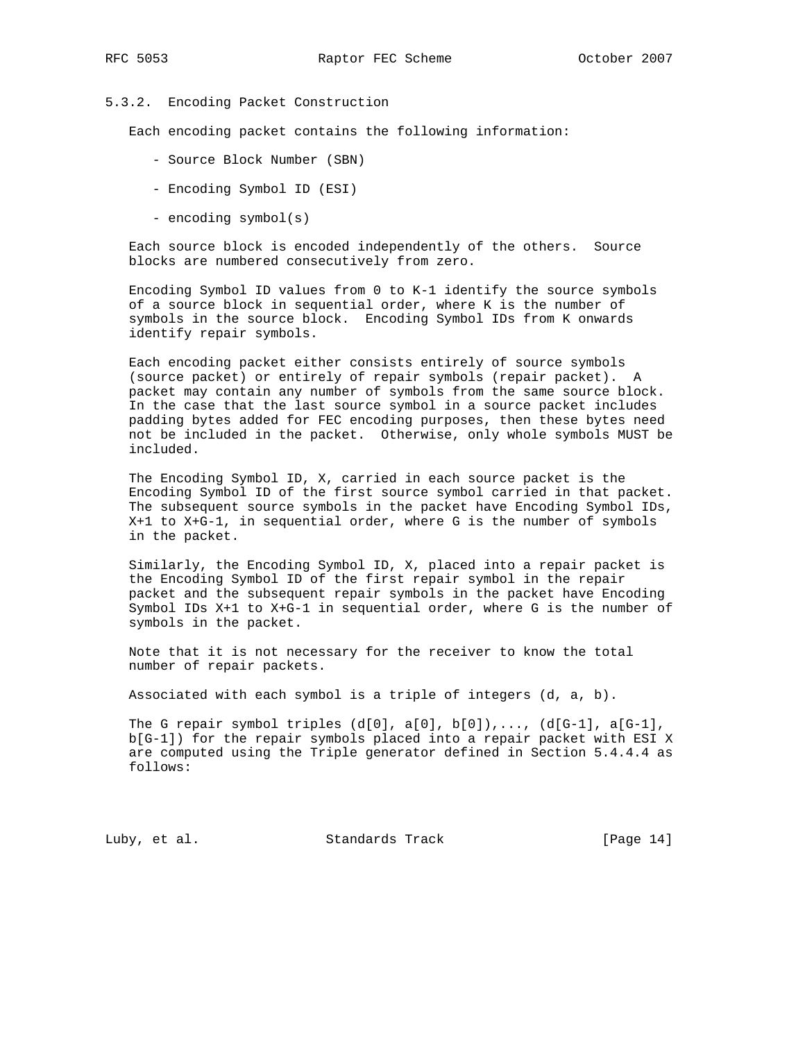### 5.3.2. Encoding Packet Construction

Each encoding packet contains the following information:

- Source Block Number (SBN)
- Encoding Symbol ID (ESI)
- encoding symbol(s)

Each source block is encoded independently of the others. Source blocks are numbered consecutively from zero.

Encoding Symbol ID values from 0 to K-1 identify the source symbols of a source block in sequential order, where K is the number of symbols in the source block. Encoding Symbol IDs from K onwards identify repair symbols.

Each encoding packet either consists entirely of source symbols (source packet) or entirely of repair symbols (repair packet). A packet may contain any number of symbols from the same source block. In the case that the last source symbol in a source packet includes padding bytes added for FEC encoding purposes, then these bytes need not be included in the packet. Otherwise, only whole symbols MUST be included.

The Encoding Symbol ID, X, carried in each source packet is the Encoding Symbol ID of the first source symbol carried in that packet. The subsequent source symbols in the packet have Encoding Symbol IDs, X+1 to X+G-1, in sequential order, where G is the number of symbols in the packet.

Similarly, the Encoding Symbol ID, X, placed into a repair packet is the Encoding Symbol ID of the first repair symbol in the repair packet and the subsequent repair symbols in the packet have Encoding Symbol IDs X+1 to X+G-1 in sequential order, where G is the number of symbols in the packet.

Note that it is not necessary for the receiver to know the total number of repair packets.

Associated with each symbol is a triple of integers (d, a, b).

The G repair symbol triples (d[0], a[0], b[0]),..., (d[G-1], a[G-1], b[G-1]) for the repair symbols placed into a repair packet with ESI X are computed using the Triple generator defined in Section 5.4.4.4 as follows: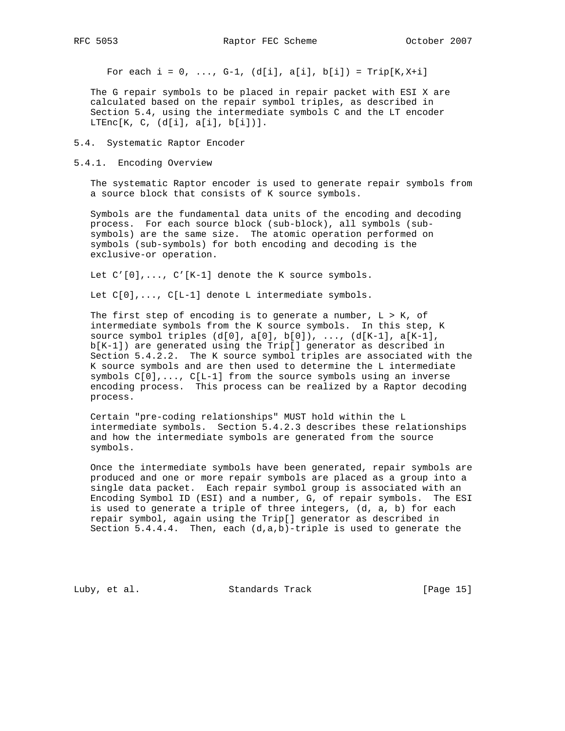For each $i = 0, \ldots, G-1$, $(d[i], a[i], b[i]) = Trip[K,X+i]$

The G repair symbols to be placed in repair packet with ESI X are calculated based on the repair symbol triples, as described in Section 5.4, using the intermediate symbols C and the LT encoder LTEnc[K, C, (d[i], a[i], b[i])].

## 5.4. Systematic Raptor Encoder

### 5.4.1. Encoding Overview

The systematic Raptor encoder is used to generate repair symbols from a source block that consists of K source symbols.

Symbols are the fundamental data units of the encoding and decoding process. For each source block (sub-block), all symbols (sub-symbols) are the same size. The atomic operation performed on symbols (sub-symbols) for both encoding and decoding is the exclusive-or operation.

Let C'[0],..., C'[K-1] denote the K source symbols.

Let C[0],..., C[L-1] denote L intermediate symbols.

The first step of encoding is to generate a number, $L > K$, of intermediate symbols from the K source symbols. In this step, K source symbol triples (d[0], a[0], b[0]), ..., (d[K-1], a[K-1], b[K-1]) are generated using the Trip[] generator as described in Section 5.4.2.2. The K source symbol triples are associated with the K source symbols and are then used to determine the L intermediate symbols C[0],..., C[L-1] from the source symbols using an inverse encoding process. This process can be realized by a Raptor decoding process.

Certain "pre-coding relationships" MUST hold within the L intermediate symbols. Section 5.4.2.3 describes these relationships and how the intermediate symbols are generated from the source symbols.

Once the intermediate symbols have been generated, repair symbols are produced and one or more repair symbols are placed as a group into a single data packet. Each repair symbol group is associated with an Encoding Symbol ID (ESI) and a number, G, of repair symbols. The ESI is used to generate a triple of three integers, (d, a, b) for each repair symbol, again using the Trip[] generator as described in Section 5.4.4.4. Then, each (d,a,b)-triple is used to generate the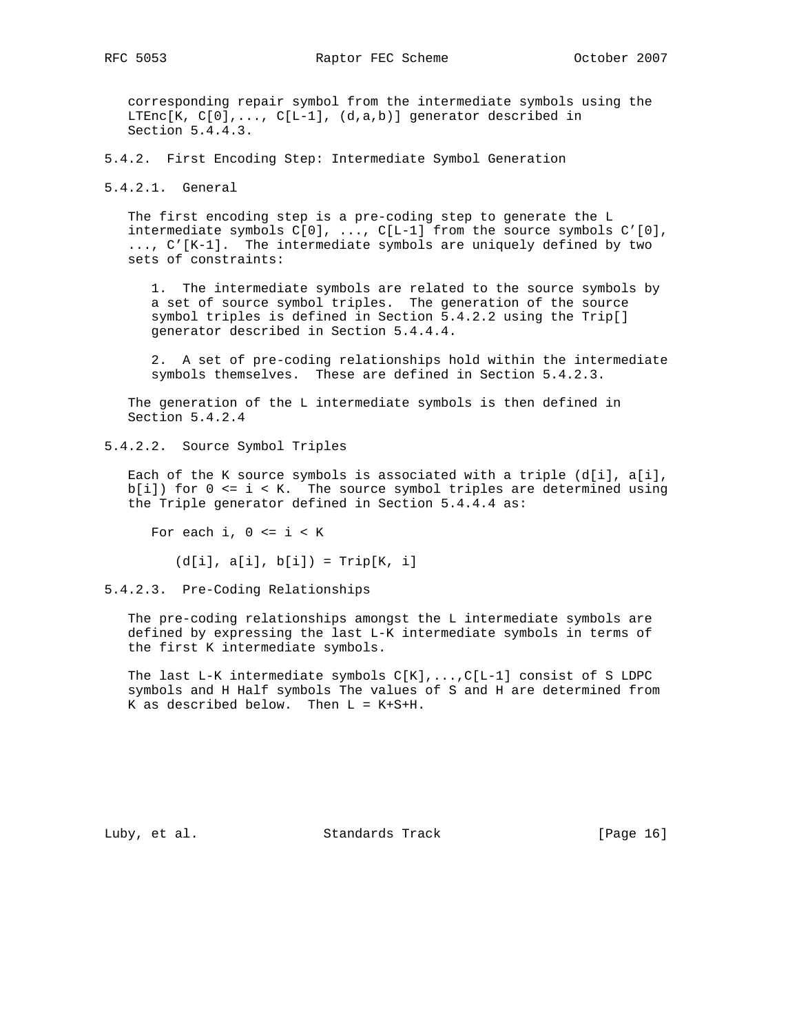corresponding repair symbol from the intermediate symbols using the LTEnc[K, C[0],..., C[L-1], (d,a,b)] generator described in Section 5.4.4.3.

### 5.4.2. First Encoding Step: Intermediate Symbol Generation

#### 5.4.2.1. General

The first encoding step is a pre-coding step to generate the L intermediate symbols C[0], ..., C[L-1] from the source symbols C'[0], ..., C'[K-1]. The intermediate symbols are uniquely defined by two sets of constraints:

1. The intermediate symbols are related to the source symbols by a set of source symbol triples. The generation of the source symbol triples is defined in Section 5.4.2.2 using the Trip[] generator described in Section 5.4.4.4.

2. A set of pre-coding relationships hold within the intermediate symbols themselves. These are defined in Section 5.4.2.3.

The generation of the L intermediate symbols is then defined in Section 5.4.2.4

#### 5.4.2.2. Source Symbol Triples

Each of the K source symbols is associated with a triple (d[i], a[i], b[i]) for 0 <= i < K. The source symbol triples are determined using the Triple generator defined in Section 5.4.4.4 as:

```
For each i, 0 <= i < K

    (d[i], a[i], b[i]) = Trip[K, i]
```

#### 5.4.2.3. Pre-Coding Relationships

The pre-coding relationships amongst the L intermediate symbols are defined by expressing the last L-K intermediate symbols in terms of the first K intermediate symbols.

The last L-K intermediate symbols C[K],...,C[L-1] consist of S LDPC symbols and H Half symbols The values of S and H are determined from K as described below. Then L = K+S+H.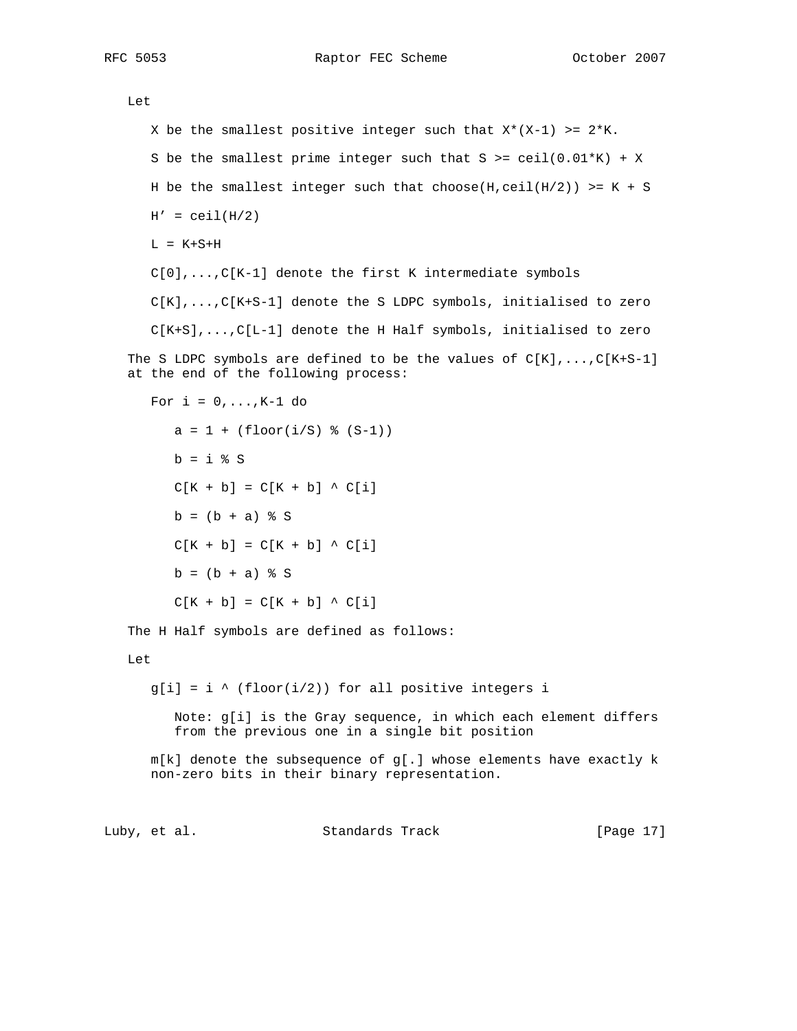Let

X be the smallest positive integer such that X*(X-1) >= 2*K.

S be the smallest prime integer such that S >= ceil(0.01*K) + X

H be the smallest integer such that choose(H,ceil(H/2)) >= K + S

H' = ceil(H/2)

L = K+S+H

C[0],...,C[K-1] denote the first K intermediate symbols

C[K],...,C[K+S-1] denote the S LDPC symbols, initialised to zero

C[K+S],...,C[L-1] denote the H Half symbols, initialised to zero

The S LDPC symbols are defined to be the values of C[K],...,C[K+S-1] at the end of the following process:

```
For i = 0,...,K-1 do

   a = 1 + (floor(i/S) % (S-1))

   b = i % S

   C[K + b] = C[K + b] ^ C[i]

   b = (b + a) % S

   C[K + b] = C[K + b] ^ C[i]

   b = (b + a) % S

   C[K + b] = C[K + b] ^ C[i]
```

The H Half symbols are defined as follows:

Let

g[i] = i ^ (floor(i/2)) for all positive integers i

Note: g[i] is the Gray sequence, in which each element differs from the previous one in a single bit position

m[k] denote the subsequence of g[.] whose elements have exactly k non-zero bits in their binary representation.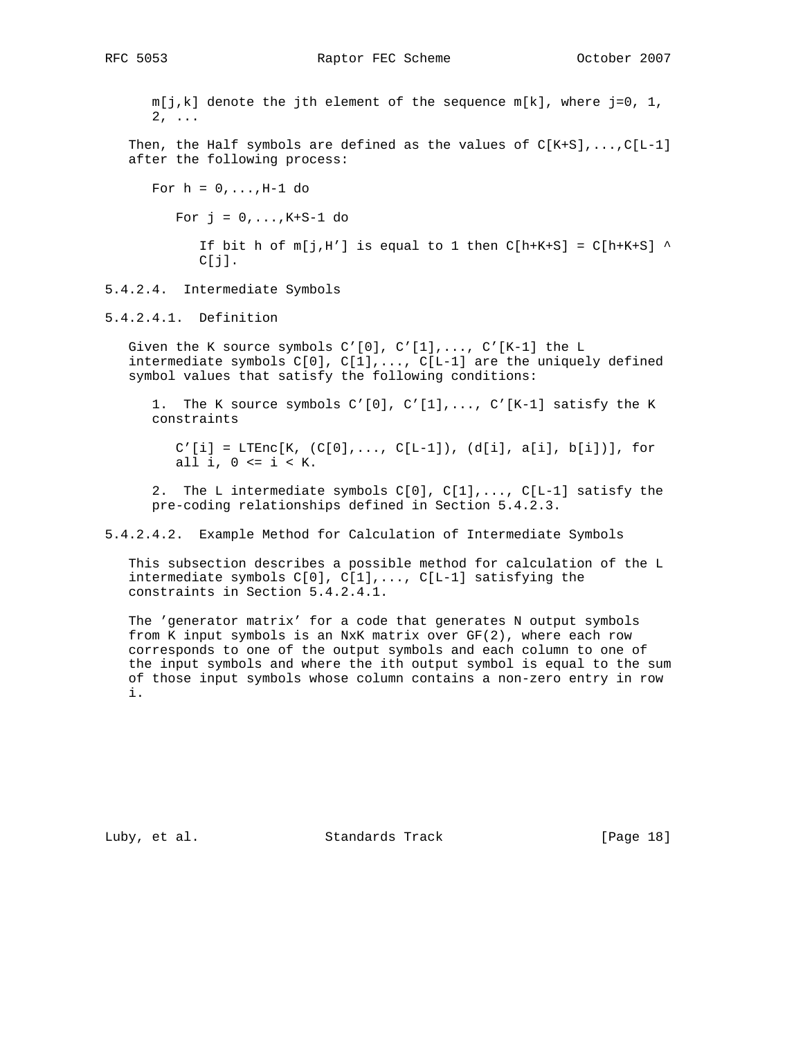m[j,k] denote the jth element of the sequence m[k], where j=0, 1, 2, ...

Then, the Half symbols are defined as the values of C[K+S],...,C[L-1] after the following process:

```
For h = 0,...,H-1 do

   For j = 0,...,K+S-1 do

      If bit h of m[j,H'] is equal to 1 then C[h+K+S] = C[h+K+S] ^
      C[j].
```

### 5.4.2.4. Intermediate Symbols

#### 5.4.2.4.1. Definition

Given the K source symbols C'[0], C'[1],..., C'[K-1] the L intermediate symbols C[0], C[1],..., C[L-1] are the uniquely defined symbol values that satisfy the following conditions:

1. The K source symbols C'[0], C'[1],..., C'[K-1] satisfy the K constraints

   C'[i] = LTEnc[K, (C[0],..., C[L-1]), (d[i], a[i], b[i])], for all i, 0 <= i < K.

2. The L intermediate symbols C[0], C[1],..., C[L-1] satisfy the pre-coding relationships defined in Section 5.4.2.3.

#### 5.4.2.4.2. Example Method for Calculation of Intermediate Symbols

This subsection describes a possible method for calculation of the L intermediate symbols C[0], C[1],..., C[L-1] satisfying the constraints in Section 5.4.2.4.1.

The 'generator matrix' for a code that generates N output symbols from K input symbols is an NxK matrix over GF(2), where each row corresponds to one of the output symbols and each column to one of the input symbols and where the ith output symbol is equal to the sum of those input symbols whose column contains a non-zero entry in row i.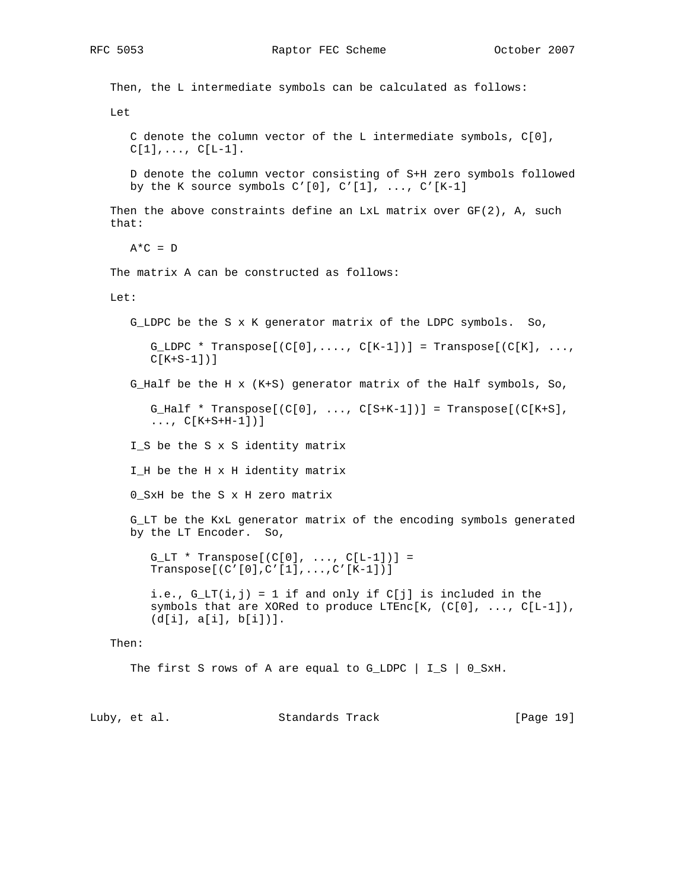Then, the L intermediate symbols can be calculated as follows:

Let

C denote the column vector of the L intermediate symbols, C[0], C[1],..., C[L-1].

D denote the column vector consisting of S+H zero symbols followed by the K source symbols C'[0], C'[1], ..., C'[K-1]

Then the above constraints define an LxL matrix over GF(2), A, such that:

A*C = D

The matrix A can be constructed as follows:

Let:

G_LDPC be the S x K generator matrix of the LDPC symbols. So,

G_LDPC * Transpose[(C[0],...., C[K-1])] = Transpose[(C[K], ..., C[K+S-1])]

G_Half be the H x (K+S) generator matrix of the Half symbols, So,

G_Half * Transpose[(C[0], ..., C[S+K-1])] = Transpose[(C[K+S], ..., C[K+S+H-1])]

I_S be the S x S identity matrix

I_H be the H x H identity matrix

0_SxH be the S x H zero matrix

G_LT be the KxL generator matrix of the encoding symbols generated by the LT Encoder. So,

G_LT * Transpose[(C[0], ..., C[L-1])] = Transpose[(C'[0],C'[1],...,C'[K-1])]

i.e., G_LT(i,j) = 1 if and only if C[j] is included in the symbols that are XORed to produce LTEnc[K, (C[0], ..., C[L-1]), (d[i], a[i], b[i])].

Then:

The first S rows of A are equal to G_LDPC | I_S | 0_SxH.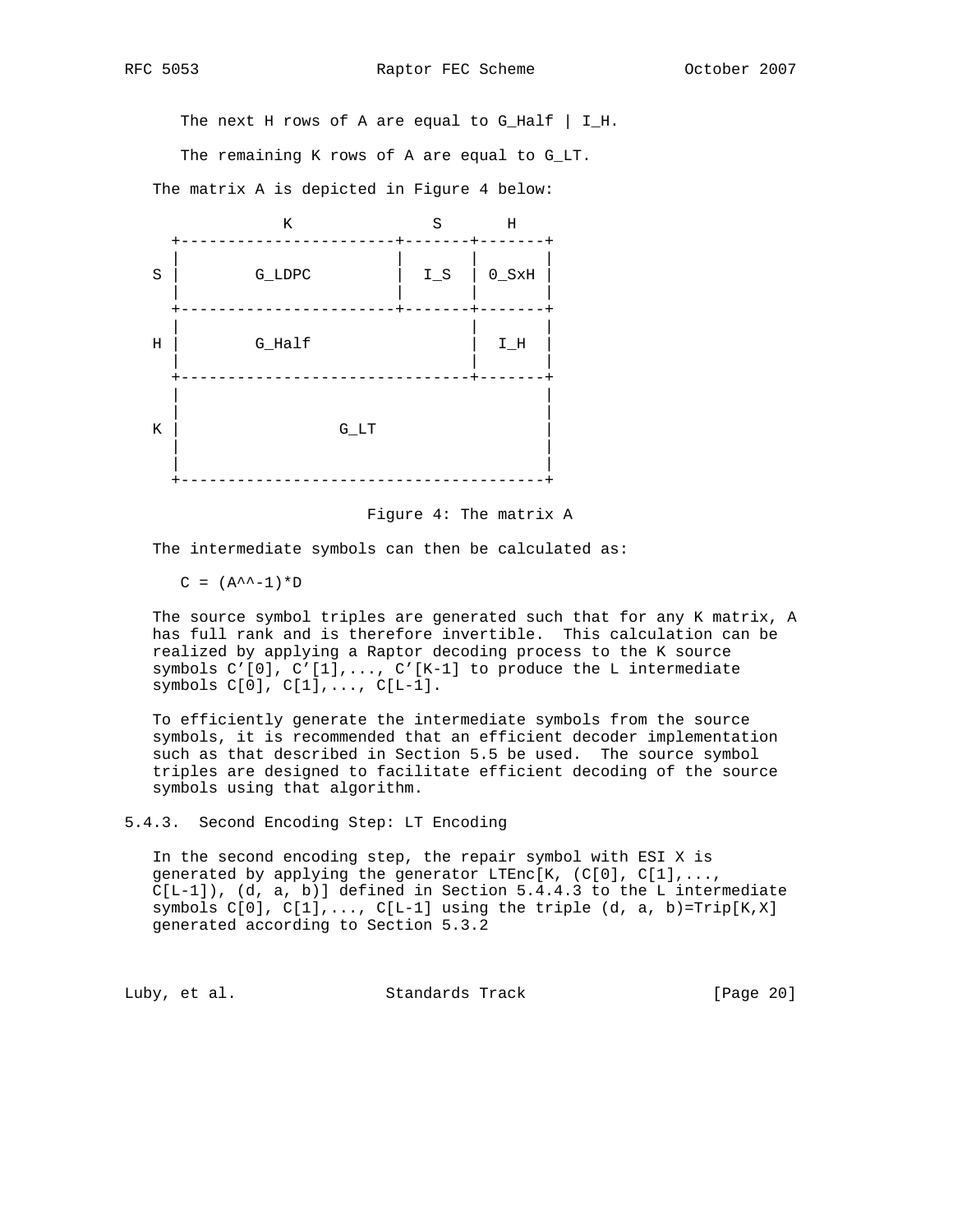The next H rows of A are equal to G_Half | I_H.

The remaining K rows of A are equal to G_LT.

The matrix A is depicted in Figure 4 below:

```
                 K              S       H
     +-----------------------+-------+-------+
     |                       |       |       |
   S |        G_LDPC         |  I_S  | 0_SxH |
     |                       |       |       |
     +-----------------------+-------+-------+
     |                               |       |
   H |        G_Half                 |  I_H  |
     |                               |       |
     +-------------------------------+-------+
     |                                       |
     |                                       |
   K |                 G_LT                  |
     |                                       |
     |                                       |
     +---------------------------------------+
```

Figure 4: The matrix A

The intermediate symbols can then be calculated as:

C = (A^^-1)*D

The source symbol triples are generated such that for any K matrix, A has full rank and is therefore invertible. This calculation can be realized by applying a Raptor decoding process to the K source symbols C'[0], C'[1],..., C'[K-1] to produce the L intermediate symbols C[0], C[1],..., C[L-1].

To efficiently generate the intermediate symbols from the source symbols, it is recommended that an efficient decoder implementation such as that described in Section 5.5 be used. The source symbol triples are designed to facilitate efficient decoding of the source symbols using that algorithm.

### 5.4.3. Second Encoding Step: LT Encoding

In the second encoding step, the repair symbol with ESI X is generated by applying the generator LTEnc[K, (C[0], C[1],..., C[L-1]), (d, a, b)] defined in Section 5.4.4.3 to the L intermediate symbols C[0], C[1],..., C[L-1] using the triple (d, a, b)=Trip[K,X] generated according to Section 5.3.2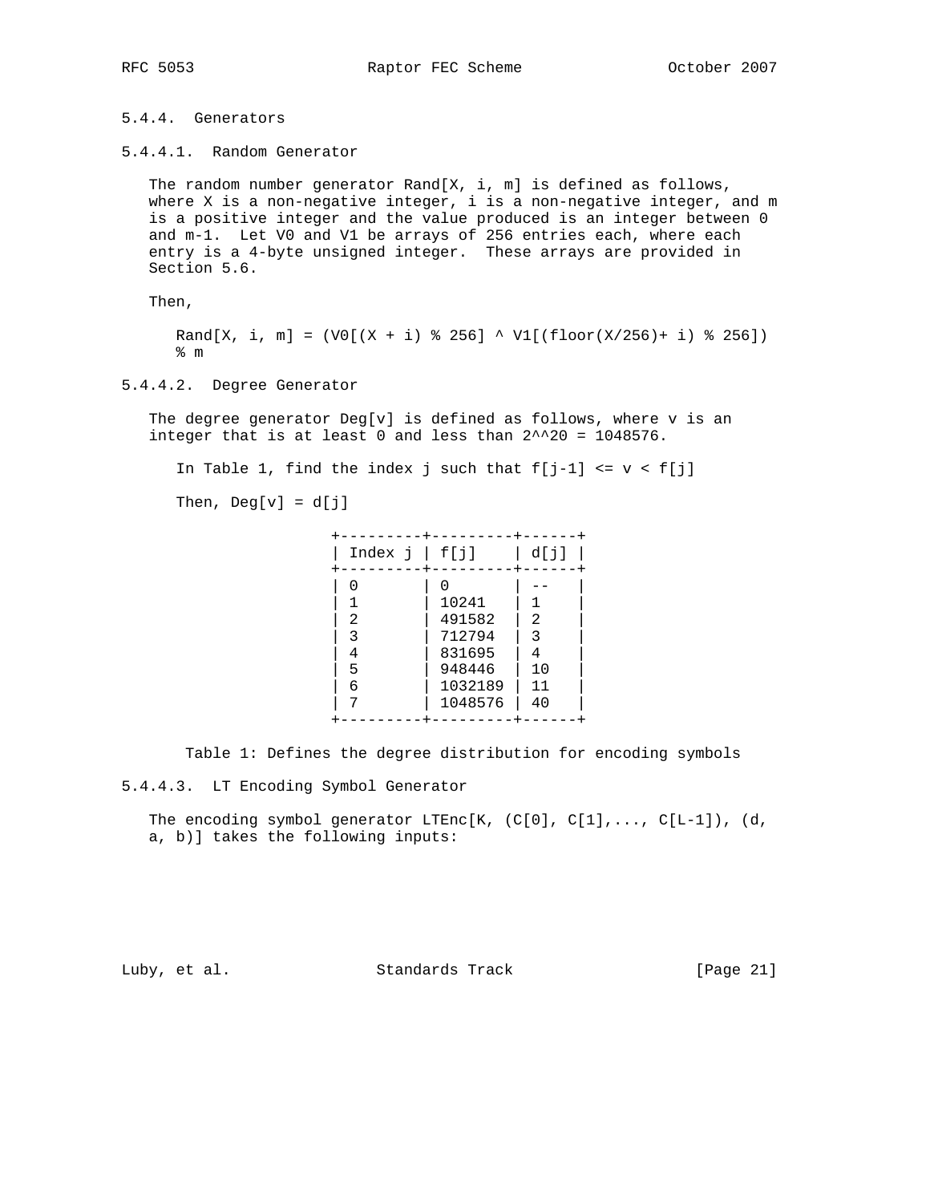### 5.4.4. Generators

#### 5.4.4.1. Random Generator

The random number generator Rand[X, i, m] is defined as follows, where X is a non-negative integer, i is a non-negative integer, and m is a positive integer and the value produced is an integer between 0 and m-1. Let V0 and V1 be arrays of 256 entries each, where each entry is a 4-byte unsigned integer. These arrays are provided in Section 5.6.

Then,

```
Rand[X, i, m] = (V0[(X + i) % 256] ^ V1[(floor(X/256)+ i) % 256])
% m
```

#### 5.4.4.2. Degree Generator

The degree generator Deg[v] is defined as follows, where v is an integer that is at least 0 and less than 2^^20 = 1048576.

In Table 1, find the index j such that f[j-1] <= v < f[j]

Then, Deg[v] = d[j]

| Index j | f[j] | d[j] |
|---|---|---|
| 0 | 0 | -- |
| 1 | 10241 | 1 |
| 2 | 491582 | 2 |
| 3 | 712794 | 3 |
| 4 | 831695 | 4 |
| 5 | 948446 | 10 |
| 6 | 1032189 | 11 |
| 7 | 1048576 | 40 |

Table 1: Defines the degree distribution for encoding symbols

#### 5.4.4.3. LT Encoding Symbol Generator

The encoding symbol generator LTEnc[K, (C[0], C[1],..., C[L-1]), (d, a, b)] takes the following inputs: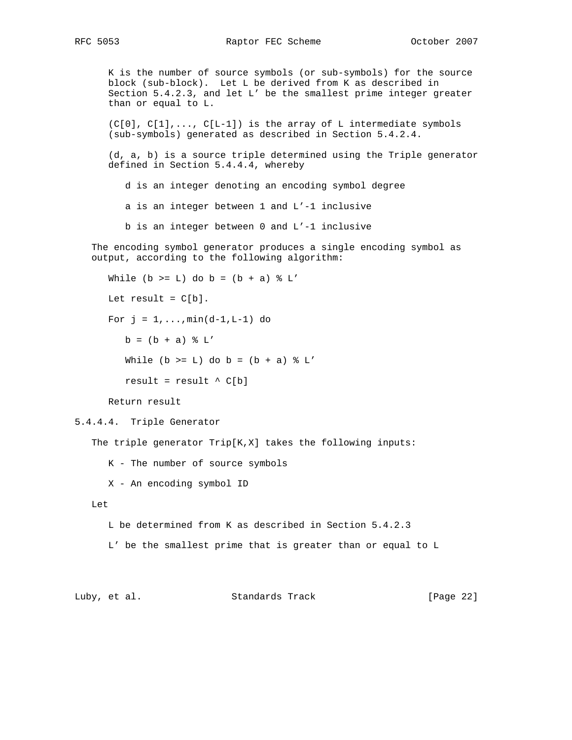K is the number of source symbols (or sub-symbols) for the source block (sub-block). Let L be derived from K as described in Section 5.4.2.3, and let L' be the smallest prime integer greater than or equal to L.

(C[0], C[1],..., C[L-1]) is the array of L intermediate symbols (sub-symbols) generated as described in Section 5.4.2.4.

(d, a, b) is a source triple determined using the Triple generator defined in Section 5.4.4.4, whereby

- d is an integer denoting an encoding symbol degree
- a is an integer between 1 and L'-1 inclusive
- b is an integer between 0 and L'-1 inclusive

The encoding symbol generator produces a single encoding symbol as output, according to the following algorithm:

```
While (b >= L) do b = (b + a) % L'

Let result = C[b].

For j = 1,...,min(d-1,L-1) do

   b = (b + a) % L'

   While (b >= L) do b = (b + a) % L'

   result = result ^ C[b]

Return result
```

#### 5.4.4.4. Triple Generator

The triple generator Trip[K,X] takes the following inputs:

- K - The number of source symbols
- X - An encoding symbol ID

Let

- L be determined from K as described in Section 5.4.2.3
- L' be the smallest prime that is greater than or equal to L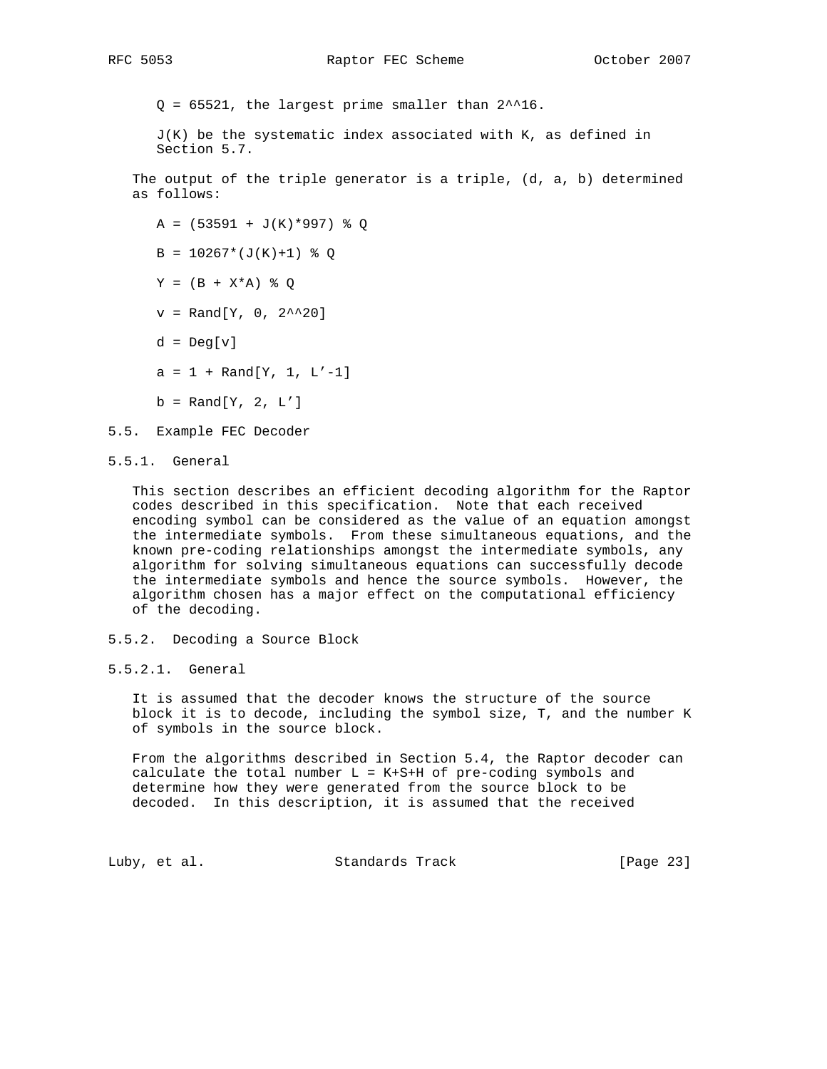$Q = 65521$, the largest prime smaller than $2^{16}$.

$J(K)$ be the systematic index associated with K, as defined in Section 5.7.

The output of the triple generator is a triple, (d, a, b) determined as follows:

$$A = (53591 + J(K)*997) \% Q$$

$$B = 10267*(J(K)+1) \% Q$$

$$Y = (B + X*A) \% Q$$

$$v = Rand[Y, 0, 2^{20}]$$

$$d = Deg[v]$$

$$a = 1 + Rand[Y, 1, L'-1]$$

$$b = Rand[Y, 2, L']$$

### 5.5. Example FEC Decoder

#### 5.5.1. General

This section describes an efficient decoding algorithm for the Raptor codes described in this specification. Note that each received encoding symbol can be considered as the value of an equation amongst the intermediate symbols. From these simultaneous equations, and the known pre-coding relationships amongst the intermediate symbols, any algorithm for solving simultaneous equations can successfully decode the intermediate symbols and hence the source symbols. However, the algorithm chosen has a major effect on the computational efficiency of the decoding.

#### 5.5.2. Decoding a Source Block

##### 5.5.2.1. General

It is assumed that the decoder knows the structure of the source block it is to decode, including the symbol size, T, and the number K of symbols in the source block.

From the algorithms described in Section 5.4, the Raptor decoder can calculate the total number $L = K+S+H$ of pre-coding symbols and determine how they were generated from the source block to be decoded. In this description, it is assumed that the received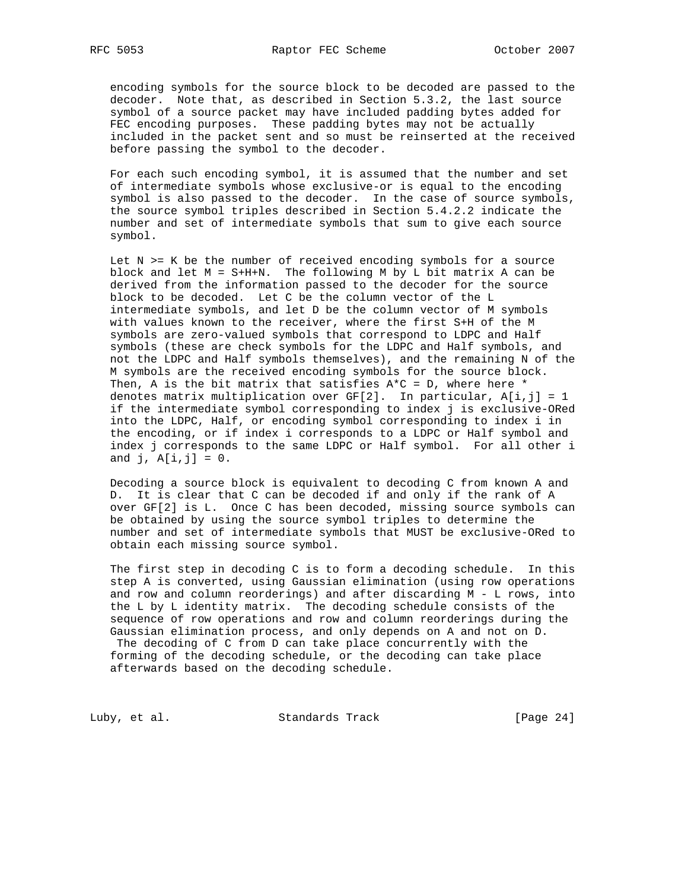encoding symbols for the source block to be decoded are passed to the decoder. Note that, as described in Section 5.3.2, the last source symbol of a source packet may have included padding bytes added for FEC encoding purposes. These padding bytes may not be actually included in the packet sent and so must be reinserted at the received before passing the symbol to the decoder.

For each such encoding symbol, it is assumed that the number and set of intermediate symbols whose exclusive-or is equal to the encoding symbol is also passed to the decoder. In the case of source symbols, the source symbol triples described in Section 5.4.2.2 indicate the number and set of intermediate symbols that sum to give each source symbol.

Let $N \ge K$ be the number of received encoding symbols for a source block and let $M = S+H+N$. The following M by L bit matrix A can be derived from the information passed to the decoder for the source block to be decoded. Let C be the column vector of the L intermediate symbols, and let D be the column vector of M symbols with values known to the receiver, where the first S+H of the M symbols are zero-valued symbols that correspond to LDPC and Half symbols (these are check symbols for the LDPC and Half symbols, and not the LDPC and Half symbols themselves), and the remaining N of the M symbols are the received encoding symbols for the source block. Then, A is the bit matrix that satisfies $A*C = D$, where here * denotes matrix multiplication over GF[2]. In particular, $A[i,j] = 1$ if the intermediate symbol corresponding to index j is exclusive-ORed into the LDPC, Half, or encoding symbol corresponding to index i in the encoding, or if index i corresponds to a LDPC or Half symbol and index j corresponds to the same LDPC or Half symbol. For all other i and j, $A[i,j] = 0$.

Decoding a source block is equivalent to decoding C from known A and D. It is clear that C can be decoded if and only if the rank of A over GF[2] is L. Once C has been decoded, missing source symbols can be obtained by using the source symbol triples to determine the number and set of intermediate symbols that MUST be exclusive-ORed to obtain each missing source symbol.

The first step in decoding C is to form a decoding schedule. In this step A is converted, using Gaussian elimination (using row operations and row and column reorderings) and after discarding M - L rows, into the L by L identity matrix. The decoding schedule consists of the sequence of row operations and row and column reorderings during the Gaussian elimination process, and only depends on A and not on D. The decoding of C from D can take place concurrently with the forming of the decoding schedule, or the decoding can take place afterwards based on the decoding schedule.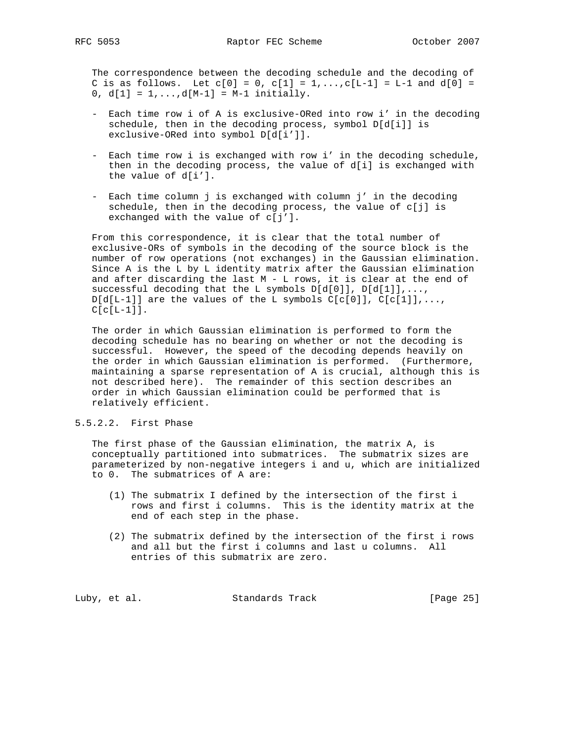The correspondence between the decoding schedule and the decoding of C is as follows. Let $c[0] = 0$, $c[1] = 1,\ldots,c[L-1] = L-1$ and $d[0] = 0$, $d[1] = 1,\ldots,d[M-1] = M-1$ initially.

- Each time row i of A is exclusive-ORed into row i' in the decoding schedule, then in the decoding process, symbol D[d[i]] is exclusive-ORed into symbol D[d[i']].

- Each time row i is exchanged with row i' in the decoding schedule, then in the decoding process, the value of d[i] is exchanged with the value of d[i'].

- Each time column j is exchanged with column j' in the decoding schedule, then in the decoding process, the value of c[j] is exchanged with the value of c[j'].

From this correspondence, it is clear that the total number of exclusive-ORs of symbols in the decoding of the source block is the number of row operations (not exchanges) in the Gaussian elimination. Since A is the L by L identity matrix after the Gaussian elimination and after discarding the last M - L rows, it is clear at the end of successful decoding that the L symbols D[d[0]], D[d[1]],..., D[d[L-1]] are the values of the L symbols C[c[0]], C[c[1]],..., C[c[L-1]].

The order in which Gaussian elimination is performed to form the decoding schedule has no bearing on whether or not the decoding is successful. However, the speed of the decoding depends heavily on the order in which Gaussian elimination is performed. (Furthermore, maintaining a sparse representation of A is crucial, although this is not described here). The remainder of this section describes an order in which Gaussian elimination could be performed that is relatively efficient.

### 5.5.2.2. First Phase

The first phase of the Gaussian elimination, the matrix A, is conceptually partitioned into submatrices. The submatrix sizes are parameterized by non-negative integers i and u, which are initialized to 0. The submatrices of A are:

(1) The submatrix I defined by the intersection of the first i rows and first i columns. This is the identity matrix at the end of each step in the phase.

(2) The submatrix defined by the intersection of the first i rows and all but the first i columns and last u columns. All entries of this submatrix are zero.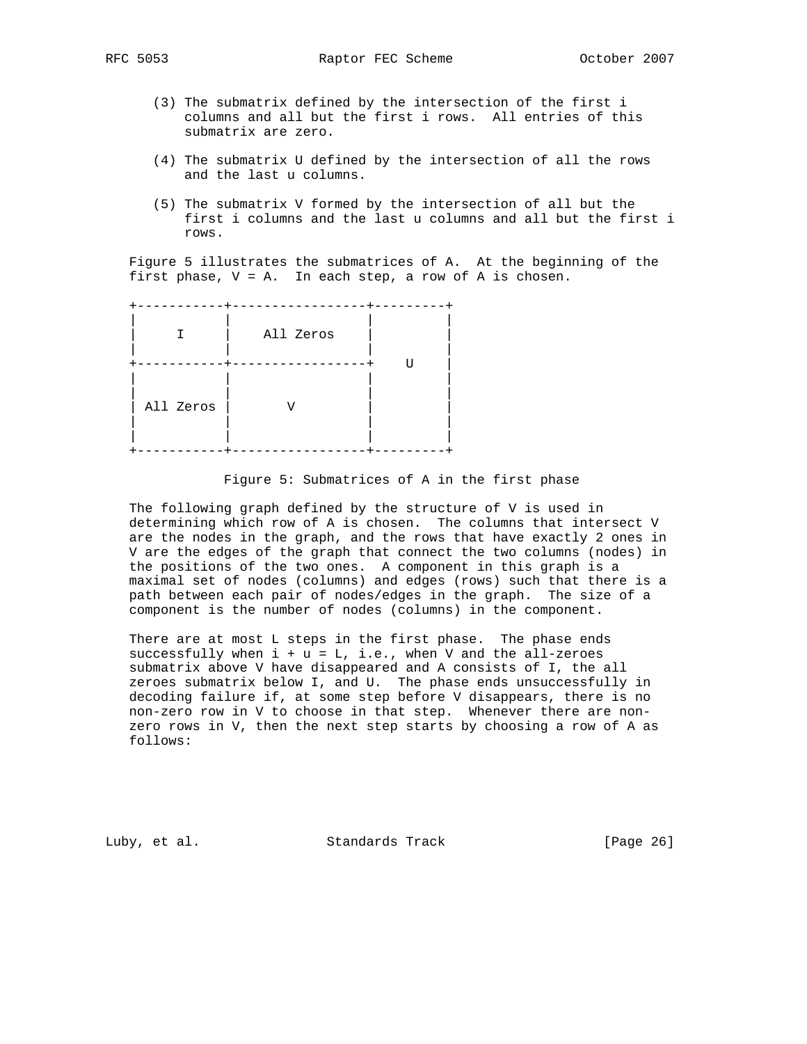(3) The submatrix defined by the intersection of the first i columns and all but the first i rows. All entries of this submatrix are zero.

(4) The submatrix U defined by the intersection of all the rows and the last u columns.

(5) The submatrix V formed by the intersection of all but the first i columns and the last u columns and all but the first i rows.

Figure 5 illustrates the submatrices of A. At the beginning of the first phase, V = A. In each step, a row of A is chosen.

```
+-----------+-----------------+---------+
|           |                 |         |
|     I     |    All Zeros    |         |
|           |                 |         |
+-----------+-----------------+    U    |
|           |                 |         |
|           |                 |         |
| All Zeros |       V         |         |
|           |                 |         |
|           |                 |         |
+-----------+-----------------+---------+
```

Figure 5: Submatrices of A in the first phase

The following graph defined by the structure of V is used in determining which row of A is chosen. The columns that intersect V are the nodes in the graph, and the rows that have exactly 2 ones in V are the edges of the graph that connect the two columns (nodes) in the positions of the two ones. A component in this graph is a maximal set of nodes (columns) and edges (rows) such that there is a path between each pair of nodes/edges in the graph. The size of a component is the number of nodes (columns) in the component.

There are at most L steps in the first phase. The phase ends successfully when i + u = L, i.e., when V and the all-zeroes submatrix above V have disappeared and A consists of I, the all zeroes submatrix below I, and U. The phase ends unsuccessfully in decoding failure if, at some step before V disappears, there is no non-zero row in V to choose in that step. Whenever there are non-zero rows in V, then the next step starts by choosing a row of A as follows: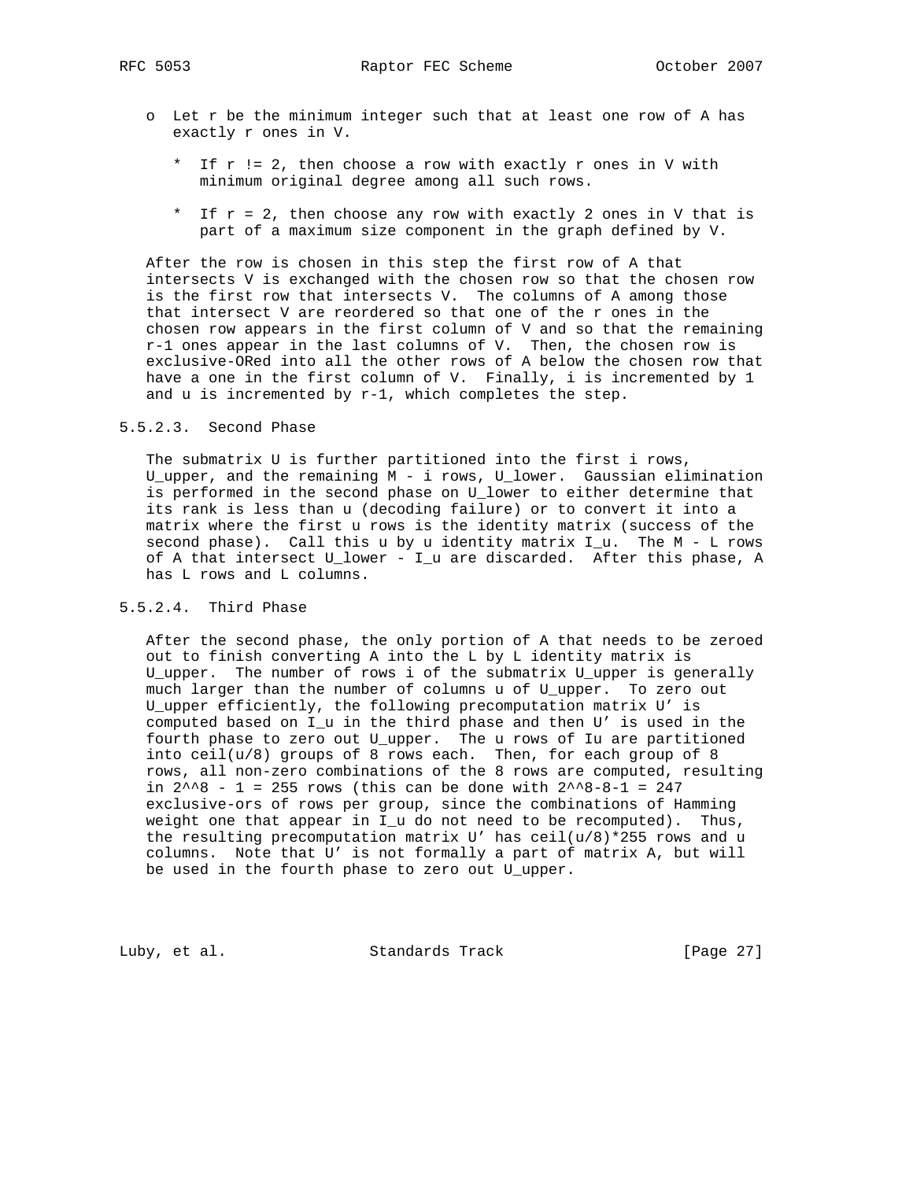- Let r be the minimum integer such that at least one row of A has exactly r ones in V.

  * If r != 2, then choose a row with exactly r ones in V with minimum original degree among all such rows.

  * If r = 2, then choose any row with exactly 2 ones in V that is part of a maximum size component in the graph defined by V.

After the row is chosen in this step the first row of A that intersects V is exchanged with the chosen row so that the chosen row is the first row that intersects V. The columns of A among those that intersect V are reordered so that one of the r ones in the chosen row appears in the first column of V and so that the remaining r-1 ones appear in the last columns of V. Then, the chosen row is exclusive-ORed into all the other rows of A below the chosen row that have a one in the first column of V. Finally, i is incremented by 1 and u is incremented by r-1, which completes the step.

#### 5.5.2.3. Second Phase

The submatrix U is further partitioned into the first i rows, U_upper, and the remaining M - i rows, U_lower. Gaussian elimination is performed in the second phase on U_lower to either determine that its rank is less than u (decoding failure) or to convert it into a matrix where the first u rows is the identity matrix (success of the second phase). Call this u by u identity matrix I_u. The M - L rows of A that intersect U_lower - I_u are discarded. After this phase, A has L rows and L columns.

#### 5.5.2.4. Third Phase

After the second phase, the only portion of A that needs to be zeroed out to finish converting A into the L by L identity matrix is U_upper. The number of rows i of the submatrix U_upper is generally much larger than the number of columns u of U_upper. To zero out U_upper efficiently, the following precomputation matrix U' is computed based on I_u in the third phase and then U' is used in the fourth phase to zero out U_upper. The u rows of Iu are partitioned into ceil(u/8) groups of 8 rows each. Then, for each group of 8 rows, all non-zero combinations of the 8 rows are computed, resulting in 2^^8 - 1 = 255 rows (this can be done with 2^^8-8-1 = 247 exclusive-ors of rows per group, since the combinations of Hamming weight one that appear in I_u do not need to be recomputed). Thus, the resulting precomputation matrix U' has ceil(u/8)*255 rows and u columns. Note that U' is not formally a part of matrix A, but will be used in the fourth phase to zero out U_upper.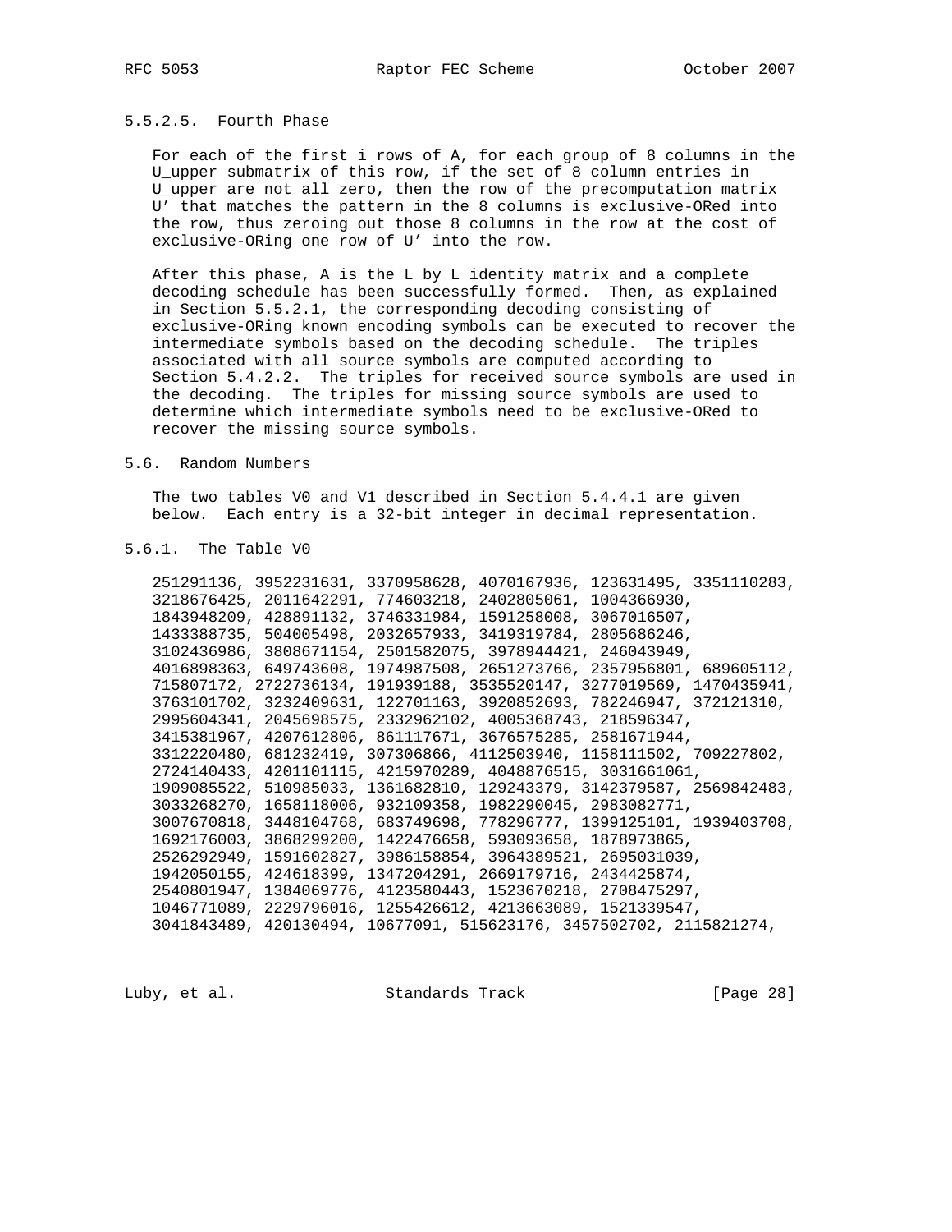#### 5.5.2.5. Fourth Phase

For each of the first i rows of A, for each group of 8 columns in the U_upper submatrix of this row, if the set of 8 column entries in U_upper are not all zero, then the row of the precomputation matrix U' that matches the pattern in the 8 columns is exclusive-ORed into the row, thus zeroing out those 8 columns in the row at the cost of exclusive-ORing one row of U' into the row.

After this phase, A is the L by L identity matrix and a complete decoding schedule has been successfully formed. Then, as explained in Section 5.5.2.1, the corresponding decoding consisting of exclusive-ORing known encoding symbols can be executed to recover the intermediate symbols based on the decoding schedule. The triples associated with all source symbols are computed according to Section 5.4.2.2. The triples for received source symbols are used in the decoding. The triples for missing source symbols are used to determine which intermediate symbols need to be exclusive-ORed to recover the missing source symbols.

## 5.6. Random Numbers

The two tables V0 and V1 described in Section 5.4.4.1 are given below. Each entry is a 32-bit integer in decimal representation.

### 5.6.1. The Table V0

```
251291136, 3952231631, 3370958628, 4070167936, 123631495, 3351110283,
3218676425, 2011642291, 774603218, 2402805061, 1004366930,
1843948209, 428891132, 3746331984, 1591258008, 3067016507,
1433388735, 504005498, 2032657933, 3419319784, 2805686246,
3102436986, 3808671154, 2501582075, 3978944421, 246043949,
4016898363, 649743608, 1974987508, 2651273766, 2357956801, 689605112,
715807172, 2722736134, 191939188, 3535520147, 3277019569, 1470435941,
3763101702, 3232409631, 122701163, 3920852693, 782246947, 372121310,
2995604341, 2045698575, 2332962102, 4005368743, 218596347,
3415381967, 4207612806, 861117671, 3676575285, 2581671944,
3312220480, 681232419, 307306866, 4112503940, 1158111502, 709227802,
2724140433, 4201101115, 4215970289, 4048876515, 3031661061,
1909085522, 510985033, 1361682810, 129243379, 3142379587, 2569842483,
3033268270, 1658118006, 932109358, 1982290045, 2983082771,
3007670818, 3448104768, 683749698, 778296777, 1399125101, 1939403708,
1692176003, 3868299200, 1422476658, 593093658, 1878973865,
2526292949, 1591602827, 3986158854, 3964389521, 2695031039,
1942050155, 424618399, 1347204291, 2669179716, 2434425874,
2540801947, 1384069776, 4123580443, 1523670218, 2708475297,
1046771089, 2229796016, 1255426612, 4213663089, 1521339547,
3041843489, 420130494, 10677091, 515623176, 3457502702, 2115821274,
```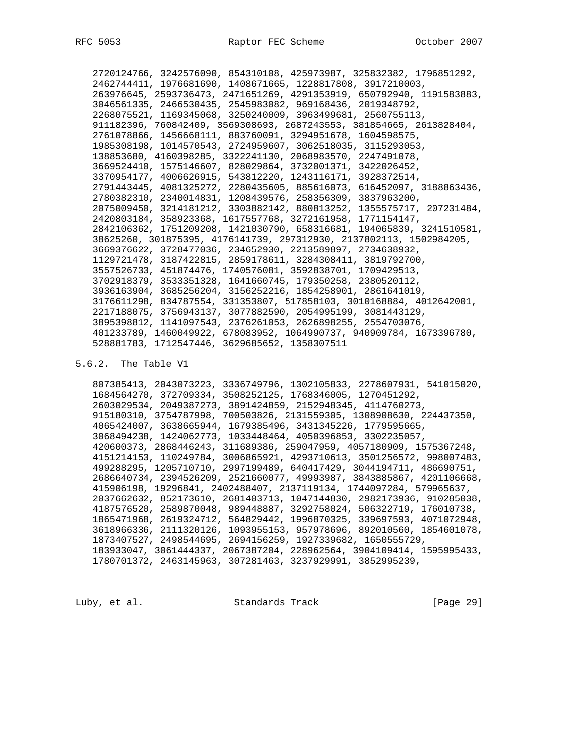2720124766, 3242576090, 854310108, 425973987, 325832382, 1796851292,
2462744411, 1976681690, 1408671665, 1228817808, 3917210003,
263976645, 2593736473, 2471651269, 4291353919, 650792940, 1191583883,
3046561335, 2466530435, 2545983082, 969168436, 2019348792,
2268075521, 1169345068, 3250240009, 3963499681, 2560755113,
911182396, 760842409, 3569308693, 2687243553, 381854665, 2613828404,
2761078866, 1456668111, 883760091, 3294951678, 1604598575,
1985308198, 1014570543, 2724959607, 3062518035, 3115293053,
138853680, 4160398285, 3322241130, 2068983570, 2247491078,
3669524410, 1575146607, 828029864, 3732001371, 3422026452,
3370954177, 4006626915, 543812220, 1243116171, 3928372514,
2791443445, 4081325272, 2280435605, 885616073, 616452097, 3188863436,
2780382310, 2340014831, 1208439576, 258356309, 3837963200,
2075009450, 3214181212, 3303882142, 880813252, 1355575717, 207231484,
2420803184, 358923368, 1617557768, 3272161958, 1771154147,
2842106362, 1751209208, 1421030790, 658316681, 194065839, 3241510581,
38625260, 301875395, 4176141739, 297312930, 2137802113, 1502984205,
3669376622, 3728477036, 234652930, 2213589897, 2734638932,
1129721478, 3187422815, 2859178611, 3284308411, 3819792700,
3557526733, 451874476, 1740576081, 3592838701, 1709429513,
3702918379, 3533351328, 1641660745, 179350258, 2380520112,
3936163904, 3685256204, 3156252216, 1854258901, 2861641019,
3176611298, 834787554, 331353807, 517858103, 3010168884, 4012642001,
2217188075, 3756943137, 3077882590, 2054995199, 3081443129,
3895398812, 1141097543, 2376261053, 2626898255, 2554703076,
401233789, 1460049922, 678083952, 1064990737, 940909784, 1673396780,
528881783, 1712547446, 3629685652, 1358307511

## 5.6.2. The Table V1

807385413, 2043073223, 3336749796, 1302105833, 2278607931, 541015020,
1684564270, 372709334, 3508252125, 1768346005, 1270451292,
2603029534, 2049387273, 3891424859, 2152948345, 4114760273,
915180310, 3754787998, 700503826, 2131559305, 1308908630, 224437350,
4065424007, 3638665944, 1679385496, 3431345226, 1779595665,
3068494238, 1424062773, 1033448464, 4050396853, 3302235057,
420600373, 2868446243, 311689386, 259047959, 4057180909, 1575367248,
4151214153, 110249784, 3006865921, 4293710613, 3501256572, 998007483,
499288295, 1205710710, 2997199489, 640417429, 3044194711, 486690751,
2686640734, 2394526209, 2521660077, 49993987, 3843885867, 4201106668,
415906198, 19296841, 2402488407, 2137119134, 1744097284, 579965637,
2037662632, 852173610, 2681403713, 1047144830, 2982173936, 910285038,
4187576520, 2589870048, 989448887, 3292758024, 506322719, 176010738,
1865471968, 2619324712, 564829442, 1996870325, 339697593, 4071072948,
3618966336, 2111320126, 1093955153, 957978696, 892010560, 1854601078,
1873407527, 2498544695, 2694156259, 1927339682, 1650555729,
183933047, 3061444337, 2067387204, 228962564, 3904109414, 1595995433,
1780701372, 2463145963, 307281463, 3237929991, 3852995239,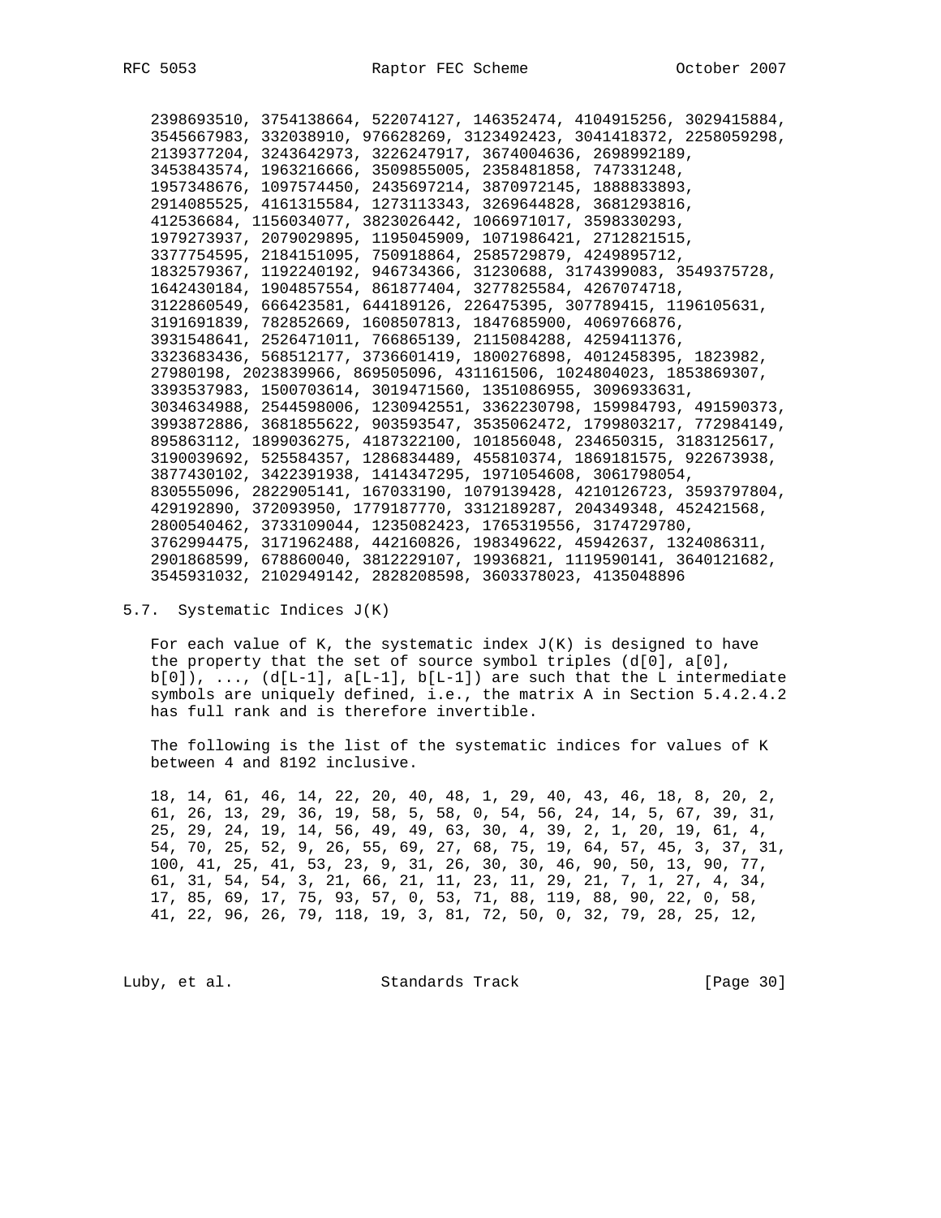2398693510, 3754138664, 522074127, 146352474, 4104915256, 3029415884,
3545667983, 332038910, 976628269, 3123492423, 3041418372, 2258059298,
2139377204, 3243642973, 3226247917, 3674004636, 2698992189,
3453843574, 1963216666, 3509855005, 2358481858, 747331248,
1957348676, 1097574450, 2435697214, 3870972145, 1888833893,
2914085525, 4161315584, 1273113343, 3269644828, 3681293816,
412536684, 1156034077, 3823026442, 1066971017, 3598330293,
1979273937, 2079029895, 1195045909, 1071986421, 2712821515,
3377754595, 2184151095, 750918864, 2585729879, 4249895712,
1832579367, 1192240192, 946734366, 31230688, 3174399083, 3549375728,
1642430184, 1904857554, 861877404, 3277825584, 4267074718,
3122860549, 666423581, 644189126, 226475395, 307789415, 1196105631,
3191691839, 782852669, 1608507813, 1847685900, 4069766876,
3931548641, 2526471011, 766865139, 2115084288, 4259411376,
3323683436, 568512177, 3736601419, 1800276898, 4012458395, 1823982,
27980198, 2023839966, 869505096, 431161506, 1024804023, 1853869307,
3393537983, 1500703614, 3019471560, 1351086955, 3096933631,
3034634988, 2544598006, 1230942551, 3362230798, 159984793, 491590373,
3993872886, 3681855622, 903593547, 3535062472, 1799803217, 772984149,
895863112, 1899036275, 4187322100, 101856048, 234650315, 3183125617,
3190039692, 525584357, 1286834489, 455810374, 1869181575, 922673938,
3877430102, 3422391938, 1414347295, 1971054608, 3061798054,
830555096, 2822905141, 167033190, 1079139428, 4210126723, 3593797804,
429192890, 372093950, 1779187770, 3312189287, 204349348, 452421568,
2800540462, 3733109044, 1235082423, 1765319556, 3174729780,
3762994475, 3171962488, 442160826, 198349622, 45942637, 1324086311,
2901868599, 678860040, 3812229107, 19936821, 1119590141, 3640121682,
3545931032, 2102949142, 2828208598, 3603378023, 4135048896

## 5.7. Systematic Indices J(K)

For each value of K, the systematic index J(K) is designed to have the property that the set of source symbol triples (d[0], a[0], b[0]), ..., (d[L-1], a[L-1], b[L-1]) are such that the L intermediate symbols are uniquely defined, i.e., the matrix A in Section 5.4.2.4.2 has full rank and is therefore invertible.

The following is the list of the systematic indices for values of K between 4 and 8192 inclusive.

18, 14, 61, 46, 14, 22, 20, 40, 48, 1, 29, 40, 43, 46, 18, 8, 20, 2,
61, 26, 13, 29, 36, 19, 58, 5, 58, 0, 54, 56, 24, 14, 5, 67, 39, 31,
25, 29, 24, 19, 14, 56, 49, 49, 63, 30, 4, 39, 2, 1, 20, 19, 61, 4,
54, 70, 25, 52, 9, 26, 55, 69, 27, 68, 75, 19, 64, 57, 45, 3, 37, 31,
100, 41, 25, 41, 53, 23, 9, 31, 26, 30, 30, 46, 90, 50, 13, 90, 77,
61, 31, 54, 54, 3, 21, 66, 21, 11, 23, 11, 29, 21, 7, 1, 27, 4, 34,
17, 85, 69, 17, 75, 93, 57, 0, 53, 71, 88, 119, 88, 90, 22, 0, 58,
41, 22, 96, 26, 79, 118, 19, 3, 81, 72, 50, 0, 32, 79, 28, 25, 12,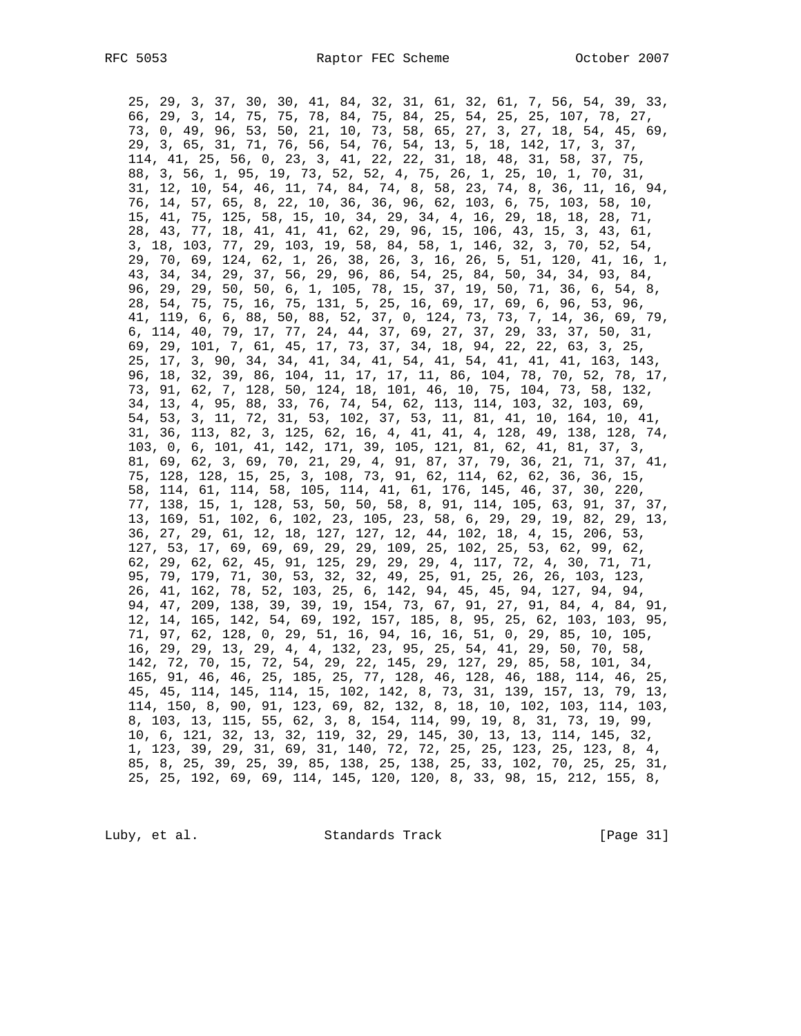```
25, 29, 3, 37, 30, 30, 41, 84, 32, 31, 61, 32, 61, 7, 56, 54, 39, 33,
66, 29, 3, 14, 75, 75, 78, 84, 75, 84, 25, 54, 25, 25, 107, 78, 27,
73, 0, 49, 96, 53, 50, 21, 10, 73, 58, 65, 27, 3, 27, 18, 54, 45, 69,
29, 3, 65, 31, 71, 76, 56, 54, 76, 54, 13, 5, 18, 142, 17, 3, 37,
114, 41, 25, 56, 0, 23, 3, 41, 22, 22, 31, 18, 48, 31, 58, 37, 75,
88, 3, 56, 1, 95, 19, 73, 52, 52, 4, 75, 26, 1, 25, 10, 1, 70, 31,
31, 12, 10, 54, 46, 11, 74, 84, 74, 8, 58, 23, 74, 8, 36, 11, 16, 94,
76, 14, 57, 65, 8, 22, 10, 36, 36, 96, 62, 103, 6, 75, 103, 58, 10,
15, 41, 75, 125, 58, 15, 10, 34, 29, 34, 4, 16, 29, 18, 18, 28, 71,
28, 43, 77, 18, 41, 41, 41, 62, 29, 96, 15, 106, 43, 15, 3, 43, 61,
3, 18, 103, 77, 29, 103, 19, 58, 84, 58, 1, 146, 32, 3, 70, 52, 54,
29, 70, 69, 124, 62, 1, 26, 38, 26, 3, 16, 26, 5, 51, 120, 41, 16, 1,
43, 34, 34, 29, 37, 56, 29, 96, 86, 54, 25, 84, 50, 34, 34, 93, 84,
96, 29, 29, 50, 50, 6, 1, 105, 78, 15, 37, 19, 50, 71, 36, 6, 54, 8,
28, 54, 75, 75, 16, 75, 131, 5, 25, 16, 69, 17, 69, 6, 96, 53, 96,
41, 119, 6, 6, 88, 50, 88, 52, 37, 0, 124, 73, 73, 7, 14, 36, 69, 79,
6, 114, 40, 79, 17, 77, 24, 44, 37, 69, 27, 37, 29, 33, 37, 50, 31,
69, 29, 101, 7, 61, 45, 17, 73, 37, 34, 18, 94, 22, 22, 63, 3, 25,
25, 17, 3, 90, 34, 34, 41, 34, 41, 54, 41, 54, 41, 41, 41, 163, 143,
96, 18, 32, 39, 86, 104, 11, 17, 17, 11, 86, 104, 78, 70, 52, 78, 17,
73, 91, 62, 7, 128, 50, 124, 18, 101, 46, 10, 75, 104, 73, 58, 132,
34, 13, 4, 95, 88, 33, 76, 74, 54, 62, 113, 114, 103, 32, 103, 69,
54, 53, 3, 11, 72, 31, 53, 102, 37, 53, 11, 81, 41, 10, 164, 10, 41,
31, 36, 113, 82, 3, 125, 62, 16, 4, 41, 41, 4, 128, 49, 138, 128, 74,
103, 0, 6, 101, 41, 142, 171, 39, 105, 121, 81, 62, 41, 81, 37, 3,
81, 69, 62, 3, 69, 70, 21, 29, 4, 91, 87, 37, 79, 36, 21, 71, 37, 41,
75, 128, 128, 15, 25, 3, 108, 73, 91, 62, 114, 62, 62, 36, 36, 15,
58, 114, 61, 114, 58, 105, 114, 41, 61, 176, 145, 46, 37, 30, 220,
77, 138, 15, 1, 128, 53, 50, 50, 58, 8, 91, 114, 105, 63, 91, 37, 37,
13, 169, 51, 102, 6, 102, 23, 105, 23, 58, 6, 29, 29, 19, 82, 29, 13,
36, 27, 29, 61, 12, 18, 127, 127, 12, 44, 102, 18, 4, 15, 206, 53,
127, 53, 17, 69, 69, 69, 29, 29, 109, 25, 102, 25, 53, 62, 99, 62,
62, 29, 62, 62, 45, 91, 125, 29, 29, 29, 4, 117, 72, 4, 30, 71, 71,
95, 79, 179, 71, 30, 53, 32, 32, 49, 25, 91, 25, 26, 26, 103, 123,
26, 41, 162, 78, 52, 103, 25, 6, 142, 94, 45, 45, 94, 127, 94, 94,
94, 47, 209, 138, 39, 39, 19, 154, 73, 67, 91, 27, 91, 84, 4, 84, 91,
12, 14, 165, 142, 54, 69, 192, 157, 185, 8, 95, 25, 62, 103, 103, 95,
71, 97, 62, 128, 0, 29, 51, 16, 94, 16, 16, 51, 0, 29, 85, 10, 105,
16, 29, 29, 13, 29, 4, 4, 132, 23, 95, 25, 54, 41, 29, 50, 70, 58,
142, 72, 70, 15, 72, 54, 29, 22, 145, 29, 127, 29, 85, 58, 101, 34,
165, 91, 46, 46, 25, 185, 25, 77, 128, 46, 128, 46, 188, 114, 46, 25,
45, 45, 114, 145, 114, 15, 102, 142, 8, 73, 31, 139, 157, 13, 79, 13,
114, 150, 8, 90, 91, 123, 69, 82, 132, 8, 18, 10, 102, 103, 114, 103,
8, 103, 13, 115, 55, 62, 3, 8, 154, 114, 99, 19, 8, 31, 73, 19, 99,
10, 6, 121, 32, 13, 32, 119, 32, 29, 145, 30, 13, 13, 114, 145, 32,
1, 123, 39, 29, 31, 69, 31, 140, 72, 72, 25, 25, 123, 25, 123, 8, 4,
85, 8, 25, 39, 25, 39, 85, 138, 25, 138, 25, 33, 102, 70, 25, 25, 31,
25, 25, 192, 69, 69, 114, 145, 120, 120, 8, 33, 98, 15, 212, 155, 8,
```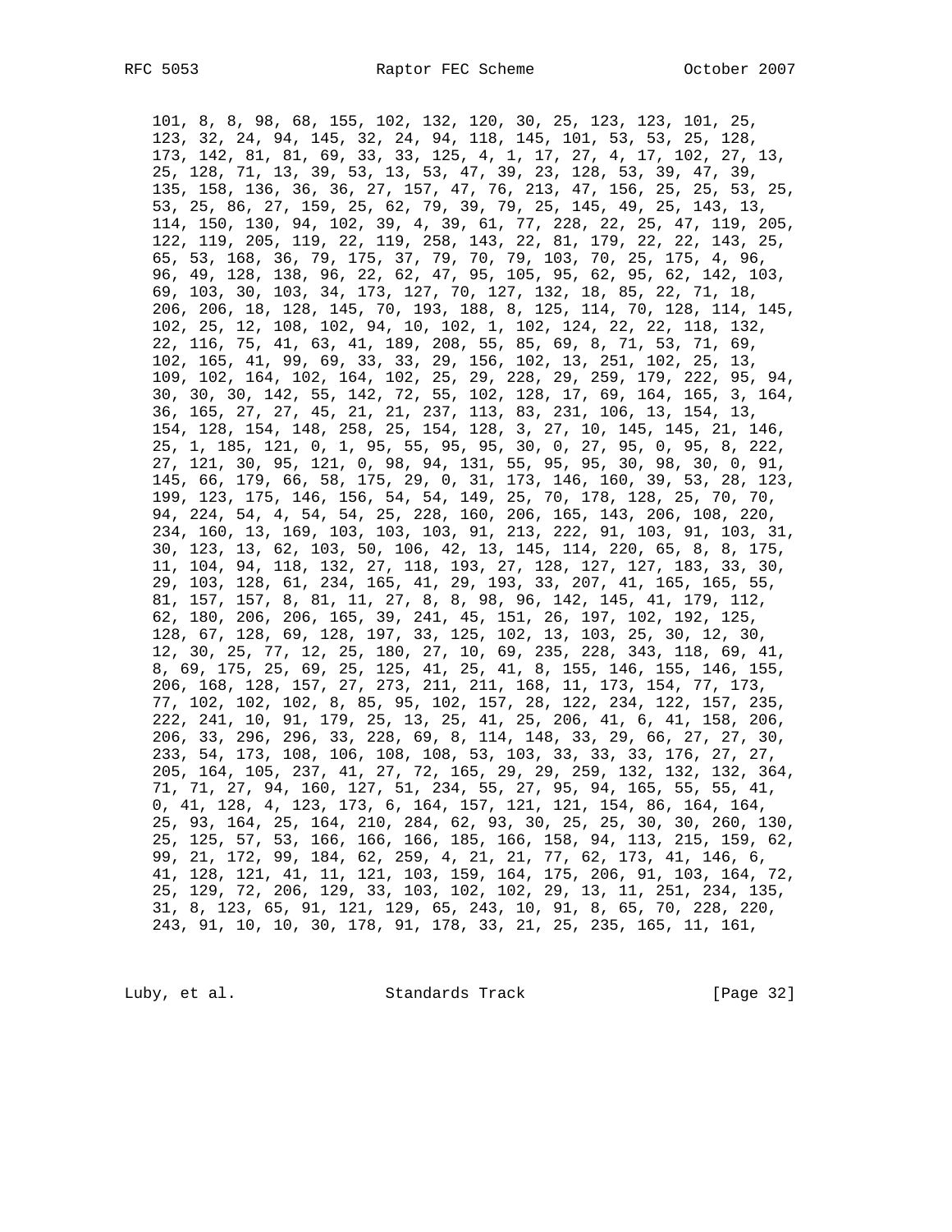```
      101, 8, 8, 98, 68, 155, 102, 132, 120, 30, 25, 123, 123, 101, 25,
      123, 32, 24, 94, 145, 32, 24, 94, 118, 145, 101, 53, 53, 25, 128,
      173, 142, 81, 81, 69, 33, 33, 125, 4, 1, 17, 27, 4, 17, 102, 27, 13,
      25, 128, 71, 13, 39, 53, 13, 53, 47, 39, 23, 128, 53, 39, 47, 39,
      135, 158, 136, 36, 36, 27, 157, 47, 76, 213, 47, 156, 25, 25, 53, 25,
      53, 25, 86, 27, 159, 25, 62, 79, 39, 79, 25, 145, 49, 25, 143, 13,
      114, 150, 130, 94, 102, 39, 4, 39, 61, 77, 228, 22, 25, 47, 119, 205,
      122, 119, 205, 119, 22, 119, 258, 143, 22, 81, 179, 22, 22, 143, 25,
      65, 53, 168, 36, 79, 175, 37, 79, 70, 79, 103, 70, 25, 175, 4, 96,
      96, 49, 128, 138, 96, 22, 62, 47, 95, 105, 95, 62, 95, 62, 142, 103,
      69, 103, 30, 103, 34, 173, 127, 70, 127, 132, 18, 85, 22, 71, 18,
      206, 206, 18, 128, 145, 70, 193, 188, 8, 125, 114, 70, 128, 114, 145,
      102, 25, 12, 108, 102, 94, 10, 102, 1, 102, 124, 22, 22, 118, 132,
      22, 116, 75, 41, 63, 41, 189, 208, 55, 85, 69, 8, 71, 53, 71, 69,
      102, 165, 41, 99, 69, 33, 33, 29, 156, 102, 13, 251, 102, 25, 13,
      109, 102, 164, 102, 164, 102, 25, 29, 228, 29, 259, 179, 222, 95, 94,
      30, 30, 30, 142, 55, 142, 72, 55, 102, 128, 17, 69, 164, 165, 3, 164,
      36, 165, 27, 27, 45, 21, 21, 237, 113, 83, 231, 106, 13, 154, 13,
      154, 128, 154, 148, 258, 25, 154, 128, 3, 27, 10, 145, 145, 21, 146,
      25, 1, 185, 121, 0, 1, 95, 55, 95, 95, 30, 0, 27, 95, 0, 95, 8, 222,
      27, 121, 30, 95, 121, 0, 98, 94, 131, 55, 95, 95, 30, 98, 30, 0, 91,
      145, 66, 179, 66, 58, 175, 29, 0, 31, 173, 146, 160, 39, 53, 28, 123,
      199, 123, 175, 146, 156, 54, 54, 149, 25, 70, 178, 128, 25, 70, 70,
      94, 224, 54, 4, 54, 54, 25, 228, 160, 206, 165, 143, 206, 108, 220,
      234, 160, 13, 169, 103, 103, 103, 91, 213, 222, 91, 103, 91, 103, 31,
      30, 123, 13, 62, 103, 50, 106, 42, 13, 145, 114, 220, 65, 8, 8, 175,
      11, 104, 94, 118, 132, 27, 118, 193, 27, 128, 127, 127, 183, 33, 30,
      29, 103, 128, 61, 234, 165, 41, 29, 193, 33, 207, 41, 165, 165, 55,
      81, 157, 157, 8, 81, 11, 27, 8, 8, 98, 96, 142, 145, 41, 179, 112,
      62, 180, 206, 206, 165, 39, 241, 45, 151, 26, 197, 102, 192, 125,
      128, 67, 128, 69, 128, 197, 33, 125, 102, 13, 103, 25, 30, 12, 30,
      12, 30, 25, 77, 12, 25, 180, 27, 10, 69, 235, 228, 343, 118, 69, 41,
      8, 69, 175, 25, 69, 25, 125, 41, 25, 41, 8, 155, 146, 155, 146, 155,
      206, 168, 128, 157, 27, 273, 211, 211, 168, 11, 173, 154, 77, 173,
      77, 102, 102, 102, 8, 85, 95, 102, 157, 28, 122, 234, 122, 157, 235,
      222, 241, 10, 91, 179, 25, 13, 25, 41, 25, 206, 41, 6, 41, 158, 206,
      206, 33, 296, 296, 33, 228, 69, 8, 114, 148, 33, 29, 66, 27, 27, 30,
      233, 54, 173, 108, 106, 108, 108, 53, 103, 33, 33, 33, 176, 27, 27,
      205, 164, 105, 237, 41, 27, 72, 165, 29, 29, 259, 132, 132, 132, 364,
      71, 71, 27, 94, 160, 127, 51, 234, 55, 27, 95, 94, 165, 55, 55, 41,
      0, 41, 128, 4, 123, 173, 6, 164, 157, 121, 121, 154, 86, 164, 164,
      25, 93, 164, 25, 164, 210, 284, 62, 93, 30, 25, 25, 30, 30, 260, 130,
      25, 125, 57, 53, 166, 166, 166, 185, 166, 158, 94, 113, 215, 159, 62,
      99, 21, 172, 99, 184, 62, 259, 4, 21, 21, 77, 62, 173, 41, 146, 6,
      41, 128, 121, 41, 11, 121, 103, 159, 164, 175, 206, 91, 103, 164, 72,
      25, 129, 72, 206, 129, 33, 103, 102, 102, 29, 13, 11, 251, 234, 135,
      31, 8, 123, 65, 91, 121, 129, 65, 243, 10, 91, 8, 65, 70, 228, 220,
      243, 91, 10, 10, 30, 178, 91, 178, 33, 21, 25, 235, 165, 11, 161,
```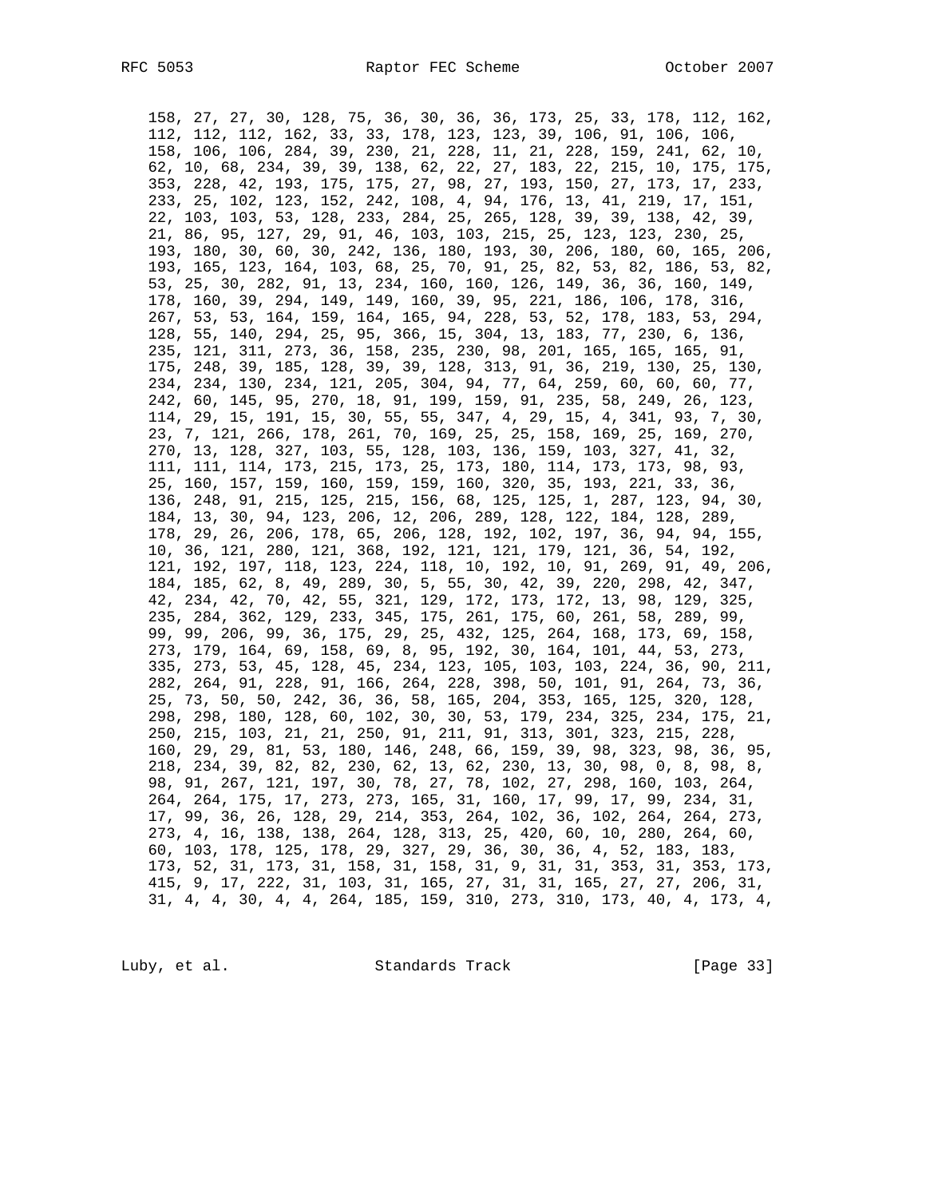```
158, 27, 27, 30, 128, 75, 36, 30, 36, 36, 173, 25, 33, 178, 112, 162,
112, 112, 112, 162, 33, 33, 178, 123, 123, 39, 106, 91, 106, 106,
158, 106, 106, 284, 39, 230, 21, 228, 11, 21, 228, 159, 241, 62, 10,
62, 10, 68, 234, 39, 39, 138, 62, 22, 27, 183, 22, 215, 10, 175, 175,
353, 228, 42, 193, 175, 175, 27, 98, 27, 193, 150, 27, 173, 17, 233,
233, 25, 102, 123, 152, 242, 108, 4, 94, 176, 13, 41, 219, 17, 151,
22, 103, 103, 53, 128, 233, 284, 25, 265, 128, 39, 39, 138, 42, 39,
21, 86, 95, 127, 29, 91, 46, 103, 103, 215, 25, 123, 123, 230, 25,
193, 180, 30, 60, 30, 242, 136, 180, 193, 30, 206, 180, 60, 165, 206,
193, 165, 123, 164, 103, 68, 25, 70, 91, 25, 82, 53, 82, 186, 53, 82,
53, 25, 30, 282, 91, 13, 234, 160, 160, 126, 149, 36, 36, 160, 149,
178, 160, 39, 294, 149, 149, 160, 39, 95, 221, 186, 106, 178, 316,
267, 53, 53, 164, 159, 164, 165, 94, 228, 53, 52, 178, 183, 53, 294,
128, 55, 140, 294, 25, 95, 366, 15, 304, 13, 183, 77, 230, 6, 136,
235, 121, 311, 273, 36, 158, 235, 230, 98, 201, 165, 165, 165, 91,
175, 248, 39, 185, 128, 39, 39, 128, 313, 91, 36, 219, 130, 25, 130,
234, 234, 130, 234, 121, 205, 304, 94, 77, 64, 259, 60, 60, 60, 77,
242, 60, 145, 95, 270, 18, 91, 199, 159, 91, 235, 58, 249, 26, 123,
114, 29, 15, 191, 15, 30, 55, 55, 347, 4, 29, 15, 4, 341, 93, 7, 30,
23, 7, 121, 266, 178, 261, 70, 169, 25, 25, 158, 169, 25, 169, 270,
270, 13, 128, 327, 103, 55, 128, 103, 136, 159, 103, 327, 41, 32,
111, 111, 114, 173, 215, 173, 25, 173, 180, 114, 173, 173, 98, 93,
25, 160, 157, 159, 160, 159, 159, 160, 320, 35, 193, 221, 33, 36,
136, 248, 91, 215, 125, 215, 156, 68, 125, 125, 1, 287, 123, 94, 30,
184, 13, 30, 94, 123, 206, 12, 206, 289, 128, 122, 184, 128, 289,
178, 29, 26, 206, 178, 65, 206, 128, 192, 102, 197, 36, 94, 94, 155,
10, 36, 121, 280, 121, 368, 192, 121, 121, 179, 121, 36, 54, 192,
121, 192, 197, 118, 123, 224, 118, 10, 192, 10, 91, 269, 91, 49, 206,
184, 185, 62, 8, 49, 289, 30, 5, 55, 30, 42, 39, 220, 298, 42, 347,
42, 234, 42, 70, 42, 55, 321, 129, 172, 173, 172, 13, 98, 129, 325,
235, 284, 362, 129, 233, 345, 175, 261, 175, 60, 261, 58, 289, 99,
99, 99, 206, 99, 36, 175, 29, 25, 432, 125, 264, 168, 173, 69, 158,
273, 179, 164, 69, 158, 69, 8, 95, 192, 30, 164, 101, 44, 53, 273,
335, 273, 53, 45, 128, 45, 234, 123, 105, 103, 103, 224, 36, 90, 211,
282, 264, 91, 228, 91, 166, 264, 228, 398, 50, 101, 91, 264, 73, 36,
25, 73, 50, 50, 242, 36, 36, 58, 165, 204, 353, 165, 125, 320, 128,
298, 298, 180, 128, 60, 102, 30, 30, 53, 179, 234, 325, 234, 175, 21,
250, 215, 103, 21, 21, 250, 91, 211, 91, 313, 301, 323, 215, 228,
160, 29, 29, 81, 53, 180, 146, 248, 66, 159, 39, 98, 323, 98, 36, 95,
218, 234, 39, 82, 82, 230, 62, 13, 62, 230, 13, 30, 98, 0, 8, 98, 8,
98, 91, 267, 121, 197, 30, 78, 27, 78, 102, 27, 298, 160, 103, 264,
264, 264, 175, 17, 273, 273, 165, 31, 160, 17, 99, 17, 99, 234, 31,
17, 99, 36, 26, 128, 29, 214, 353, 264, 102, 36, 102, 264, 264, 273,
273, 4, 16, 138, 138, 264, 128, 313, 25, 420, 60, 10, 280, 264, 60,
60, 103, 178, 125, 178, 29, 327, 29, 36, 30, 36, 4, 52, 183, 183,
173, 52, 31, 173, 31, 158, 31, 158, 31, 9, 31, 31, 353, 31, 353, 173,
415, 9, 17, 222, 31, 103, 31, 165, 27, 31, 31, 165, 27, 27, 206, 31,
31, 4, 4, 30, 4, 4, 264, 185, 159, 310, 273, 310, 173, 40, 4, 173, 4,
```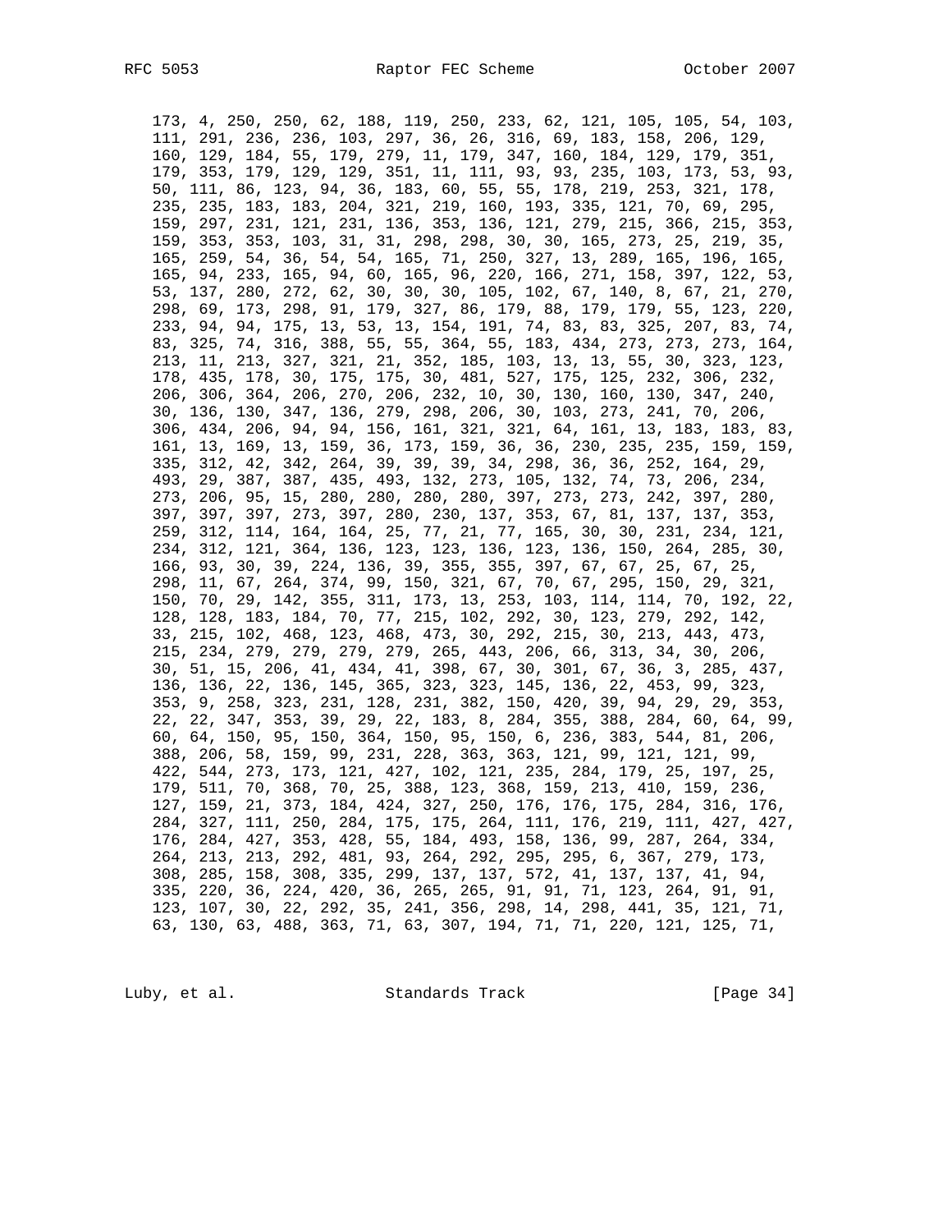```
173, 4, 250, 250, 62, 188, 119, 250, 233, 62, 121, 105, 105, 54, 103,
111, 291, 236, 236, 103, 297, 36, 26, 316, 69, 183, 158, 206, 129,
160, 129, 184, 55, 179, 279, 11, 179, 347, 160, 184, 129, 179, 351,
179, 353, 179, 129, 129, 351, 11, 111, 93, 93, 235, 103, 173, 53, 93,
50, 111, 86, 123, 94, 36, 183, 60, 55, 55, 178, 219, 253, 321, 178,
235, 235, 183, 183, 204, 321, 219, 160, 193, 335, 121, 70, 69, 295,
159, 297, 231, 121, 231, 136, 353, 136, 121, 279, 215, 366, 215, 353,
159, 353, 353, 103, 31, 31, 298, 298, 30, 30, 165, 273, 25, 219, 35,
165, 259, 54, 36, 54, 54, 165, 71, 250, 327, 13, 289, 165, 196, 165,
165, 94, 233, 165, 94, 60, 165, 96, 220, 166, 271, 158, 397, 122, 53,
53, 137, 280, 272, 62, 30, 30, 30, 105, 102, 67, 140, 8, 67, 21, 270,
298, 69, 173, 298, 91, 179, 327, 86, 179, 88, 179, 179, 55, 123, 220,
233, 94, 94, 175, 13, 53, 13, 154, 191, 74, 83, 83, 325, 207, 83, 74,
83, 325, 74, 316, 388, 55, 55, 364, 55, 183, 434, 273, 273, 273, 164,
213, 11, 213, 327, 321, 21, 352, 185, 103, 13, 13, 55, 30, 323, 123,
178, 435, 178, 30, 175, 175, 30, 481, 527, 175, 125, 232, 306, 232,
206, 306, 364, 206, 270, 206, 232, 10, 30, 130, 160, 130, 347, 240,
30, 136, 130, 347, 136, 279, 298, 206, 30, 103, 273, 241, 70, 206,
306, 434, 206, 94, 94, 156, 161, 321, 321, 64, 161, 13, 183, 183, 83,
161, 13, 169, 13, 159, 36, 173, 159, 36, 36, 230, 235, 235, 159, 159,
335, 312, 42, 342, 264, 39, 39, 39, 34, 298, 36, 36, 252, 164, 29,
493, 29, 387, 387, 435, 493, 132, 273, 105, 132, 74, 73, 206, 234,
273, 206, 95, 15, 280, 280, 280, 280, 397, 273, 273, 242, 397, 280,
397, 397, 397, 273, 397, 280, 230, 137, 353, 67, 81, 137, 137, 353,
259, 312, 114, 164, 164, 25, 77, 21, 77, 165, 30, 30, 231, 234, 121,
234, 312, 121, 364, 136, 123, 123, 136, 123, 136, 150, 264, 285, 30,
166, 93, 30, 39, 224, 136, 39, 355, 355, 397, 67, 67, 25, 67, 25,
298, 11, 67, 264, 374, 99, 150, 321, 67, 70, 67, 295, 150, 29, 321,
150, 70, 29, 142, 355, 311, 173, 13, 253, 103, 114, 114, 70, 192, 22,
128, 128, 183, 184, 70, 77, 215, 102, 292, 30, 123, 279, 292, 142,
33, 215, 102, 468, 123, 468, 473, 30, 292, 215, 30, 213, 443, 473,
215, 234, 279, 279, 279, 279, 265, 443, 206, 66, 313, 34, 30, 206,
30, 51, 15, 206, 41, 434, 41, 398, 67, 30, 301, 67, 36, 3, 285, 437,
136, 136, 22, 136, 145, 365, 323, 323, 145, 136, 22, 453, 99, 323,
353, 9, 258, 323, 231, 128, 231, 382, 150, 420, 39, 94, 29, 29, 353,
22, 22, 347, 353, 39, 29, 22, 183, 8, 284, 355, 388, 284, 60, 64, 99,
60, 64, 150, 95, 150, 364, 150, 95, 150, 6, 236, 383, 544, 81, 206,
388, 206, 58, 159, 99, 231, 228, 363, 363, 121, 99, 121, 121, 99,
422, 544, 273, 173, 121, 427, 102, 121, 235, 284, 179, 25, 197, 25,
179, 511, 70, 368, 70, 25, 388, 123, 368, 159, 213, 410, 159, 236,
127, 159, 21, 373, 184, 424, 327, 250, 176, 176, 175, 284, 316, 176,
284, 327, 111, 250, 284, 175, 175, 264, 111, 176, 219, 111, 427, 427,
176, 284, 427, 353, 428, 55, 184, 493, 158, 136, 99, 287, 264, 334,
264, 213, 213, 292, 481, 93, 264, 292, 295, 295, 6, 367, 279, 173,
308, 285, 158, 308, 335, 299, 137, 137, 572, 41, 137, 137, 41, 94,
335, 220, 36, 224, 420, 36, 265, 265, 91, 91, 71, 123, 264, 91, 91,
123, 107, 30, 22, 292, 35, 241, 356, 298, 14, 298, 441, 35, 121, 71,
63, 130, 63, 488, 363, 71, 63, 307, 194, 71, 71, 220, 121, 125, 71,
```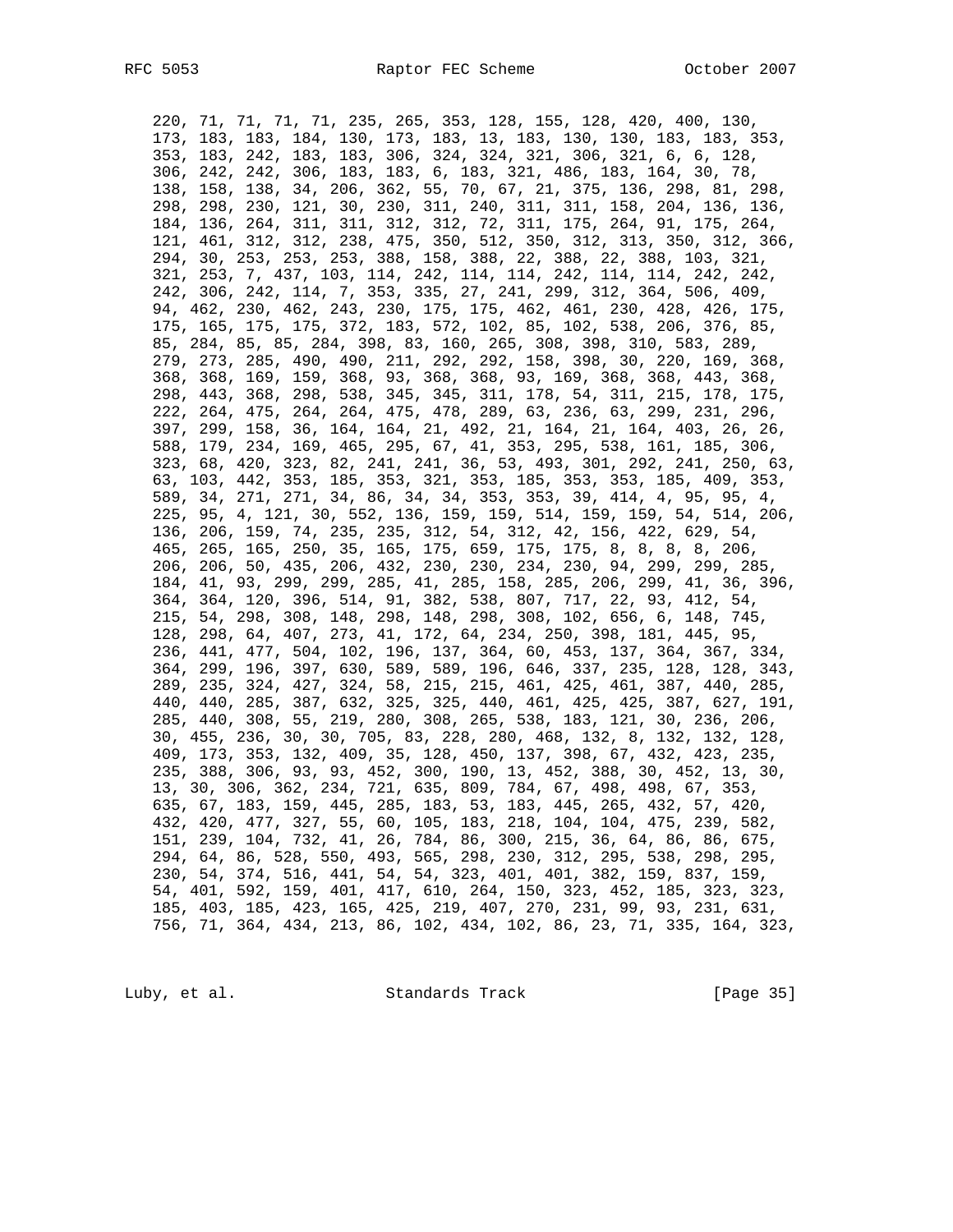```
220, 71, 71, 71, 71, 235, 265, 353, 128, 155, 128, 420, 400, 130,
173, 183, 183, 184, 130, 173, 183, 13, 183, 130, 130, 183, 183, 353,
353, 183, 242, 183, 183, 306, 324, 324, 321, 306, 321, 6, 6, 128,
306, 242, 242, 306, 183, 183, 6, 183, 321, 486, 183, 164, 30, 78,
138, 158, 138, 34, 206, 362, 55, 70, 67, 21, 375, 136, 298, 81, 298,
298, 298, 230, 121, 30, 230, 311, 240, 311, 311, 158, 204, 136, 136,
184, 136, 264, 311, 311, 312, 312, 72, 311, 175, 264, 91, 175, 264,
121, 461, 312, 312, 238, 475, 350, 512, 350, 312, 313, 350, 312, 366,
294, 30, 253, 253, 253, 388, 158, 388, 22, 388, 22, 388, 103, 321,
321, 253, 7, 437, 103, 114, 242, 114, 114, 242, 114, 114, 242, 242,
242, 306, 242, 114, 7, 353, 335, 27, 241, 299, 312, 364, 506, 409,
94, 462, 230, 462, 243, 230, 175, 175, 462, 461, 230, 428, 426, 175,
175, 165, 175, 175, 372, 183, 572, 102, 85, 102, 538, 206, 376, 85,
85, 284, 85, 85, 284, 398, 83, 160, 265, 308, 398, 310, 583, 289,
279, 273, 285, 490, 490, 211, 292, 292, 158, 398, 30, 220, 169, 368,
368, 368, 169, 159, 368, 93, 368, 368, 93, 169, 368, 368, 443, 368,
298, 443, 368, 298, 538, 345, 345, 311, 178, 54, 311, 215, 178, 175,
222, 264, 475, 264, 264, 475, 478, 289, 63, 236, 63, 299, 231, 296,
397, 299, 158, 36, 164, 164, 21, 492, 21, 164, 21, 164, 403, 26, 26,
588, 179, 234, 169, 465, 295, 67, 41, 353, 295, 538, 161, 185, 306,
323, 68, 420, 323, 82, 241, 241, 36, 53, 493, 301, 292, 241, 250, 63,
63, 103, 442, 353, 185, 353, 321, 353, 185, 353, 353, 185, 409, 353,
589, 34, 271, 271, 34, 86, 34, 34, 353, 353, 39, 414, 4, 95, 95, 4,
225, 95, 4, 121, 30, 552, 136, 159, 159, 514, 159, 159, 54, 514, 206,
136, 206, 159, 74, 235, 235, 312, 54, 312, 42, 156, 422, 629, 54,
465, 265, 165, 250, 35, 165, 175, 659, 175, 175, 8, 8, 8, 8, 206,
206, 206, 50, 435, 206, 432, 230, 230, 234, 230, 94, 299, 299, 285,
184, 41, 93, 299, 299, 285, 41, 285, 158, 285, 206, 299, 41, 36, 396,
364, 364, 120, 396, 514, 91, 382, 538, 807, 717, 22, 93, 412, 54,
215, 54, 298, 308, 148, 298, 148, 298, 308, 102, 656, 6, 148, 745,
128, 298, 64, 407, 273, 41, 172, 64, 234, 250, 398, 181, 445, 95,
236, 441, 477, 504, 102, 196, 137, 364, 60, 453, 137, 364, 367, 334,
364, 299, 196, 397, 630, 589, 589, 196, 646, 337, 235, 128, 128, 343,
289, 235, 324, 427, 324, 58, 215, 215, 461, 425, 461, 387, 440, 285,
440, 440, 285, 387, 632, 325, 325, 440, 461, 425, 425, 387, 627, 191,
285, 440, 308, 55, 219, 280, 308, 265, 538, 183, 121, 30, 236, 206,
30, 455, 236, 30, 30, 705, 83, 228, 280, 468, 132, 8, 132, 132, 128,
409, 173, 353, 132, 409, 35, 128, 450, 137, 398, 67, 432, 423, 235,
235, 388, 306, 93, 93, 452, 300, 190, 13, 452, 388, 30, 452, 13, 30,
13, 30, 306, 362, 234, 721, 635, 809, 784, 67, 498, 498, 67, 353,
635, 67, 183, 159, 445, 285, 183, 53, 183, 445, 265, 432, 57, 420,
432, 420, 477, 327, 55, 60, 105, 183, 218, 104, 104, 475, 239, 582,
151, 239, 104, 732, 41, 26, 784, 86, 300, 215, 36, 64, 86, 86, 675,
294, 64, 86, 528, 550, 493, 565, 298, 230, 312, 295, 538, 298, 295,
230, 54, 374, 516, 441, 54, 54, 323, 401, 401, 382, 159, 837, 159,
54, 401, 592, 159, 401, 417, 610, 264, 150, 323, 452, 185, 323, 323,
185, 403, 185, 423, 165, 425, 219, 407, 270, 231, 99, 93, 231, 631,
756, 71, 364, 434, 213, 86, 102, 434, 102, 86, 23, 71, 335, 164, 323,
```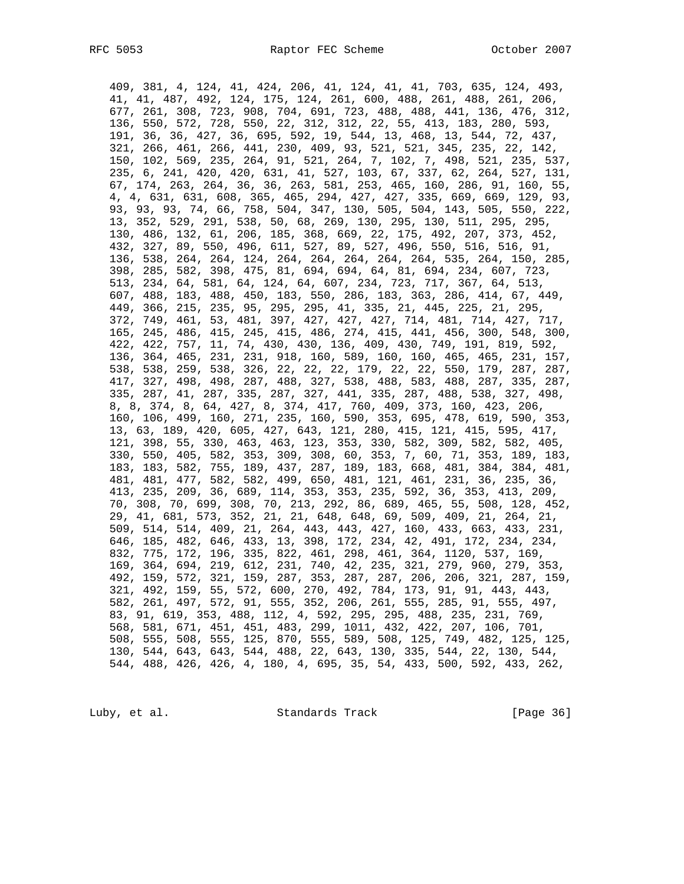```
409, 381, 4, 124, 41, 424, 206, 41, 124, 41, 41, 703, 635, 124, 493,
41, 41, 487, 492, 124, 175, 124, 261, 600, 488, 261, 488, 261, 206,
677, 261, 308, 723, 908, 704, 691, 723, 488, 488, 441, 136, 476, 312,
136, 550, 572, 728, 550, 22, 312, 312, 22, 55, 413, 183, 280, 593,
191, 36, 36, 427, 36, 695, 592, 19, 544, 13, 468, 13, 544, 72, 437,
321, 266, 461, 266, 441, 230, 409, 93, 521, 521, 345, 235, 22, 142,
150, 102, 569, 235, 264, 91, 521, 264, 7, 102, 7, 498, 521, 235, 537,
235, 6, 241, 420, 420, 631, 41, 527, 103, 67, 337, 62, 264, 527, 131,
67, 174, 263, 264, 36, 36, 263, 581, 253, 465, 160, 286, 91, 160, 55,
4, 4, 631, 631, 608, 365, 465, 294, 427, 427, 335, 669, 669, 129, 93,
93, 93, 93, 74, 66, 758, 504, 347, 130, 505, 504, 143, 505, 550, 222,
13, 352, 529, 291, 538, 50, 68, 269, 130, 295, 130, 511, 295, 295,
130, 486, 132, 61, 206, 185, 368, 669, 22, 175, 492, 207, 373, 452,
432, 327, 89, 550, 496, 611, 527, 89, 527, 496, 550, 516, 516, 91,
136, 538, 264, 264, 124, 264, 264, 264, 264, 264, 535, 264, 150, 285,
398, 285, 582, 398, 475, 81, 694, 694, 64, 81, 694, 234, 607, 723,
513, 234, 64, 581, 64, 124, 64, 607, 234, 723, 717, 367, 64, 513,
607, 488, 183, 488, 450, 183, 550, 286, 183, 363, 286, 414, 67, 449,
449, 366, 215, 235, 95, 295, 295, 41, 335, 21, 445, 225, 21, 295,
372, 749, 461, 53, 481, 397, 427, 427, 427, 714, 481, 714, 427, 717,
165, 245, 486, 415, 245, 415, 486, 274, 415, 441, 456, 300, 548, 300,
422, 422, 757, 11, 74, 430, 430, 136, 409, 430, 749, 191, 819, 592,
136, 364, 465, 231, 231, 918, 160, 589, 160, 160, 465, 465, 231, 157,
538, 538, 259, 538, 326, 22, 22, 22, 179, 22, 22, 550, 179, 287, 287,
417, 327, 498, 498, 287, 488, 327, 538, 488, 583, 488, 287, 335, 287,
335, 287, 41, 287, 335, 287, 327, 441, 335, 287, 488, 538, 327, 498,
8, 8, 374, 8, 64, 427, 8, 374, 417, 760, 409, 373, 160, 423, 206,
160, 106, 499, 160, 271, 235, 160, 590, 353, 695, 478, 619, 590, 353,
13, 63, 189, 420, 605, 427, 643, 121, 280, 415, 121, 415, 595, 417,
121, 398, 55, 330, 463, 463, 123, 353, 330, 582, 309, 582, 582, 405,
330, 550, 405, 582, 353, 309, 308, 60, 353, 7, 60, 71, 353, 189, 183,
183, 183, 582, 755, 189, 437, 287, 189, 183, 668, 481, 384, 384, 481,
481, 481, 477, 582, 582, 499, 650, 481, 121, 461, 231, 36, 235, 36,
413, 235, 209, 36, 689, 114, 353, 353, 235, 592, 36, 353, 413, 209,
70, 308, 70, 699, 308, 70, 213, 292, 86, 689, 465, 55, 508, 128, 452,
29, 41, 681, 573, 352, 21, 21, 648, 648, 69, 509, 409, 21, 264, 21,
509, 514, 514, 409, 21, 264, 443, 443, 427, 160, 433, 663, 433, 231,
646, 185, 482, 646, 433, 13, 398, 172, 234, 42, 491, 172, 234, 234,
832, 775, 172, 196, 335, 822, 461, 298, 461, 364, 1120, 537, 169,
169, 364, 694, 219, 612, 231, 740, 42, 235, 321, 279, 960, 279, 353,
492, 159, 572, 321, 159, 287, 353, 287, 287, 206, 206, 321, 287, 159,
321, 492, 159, 55, 572, 600, 270, 492, 784, 173, 91, 91, 443, 443,
582, 261, 497, 572, 91, 555, 352, 206, 261, 555, 285, 91, 555, 497,
83, 91, 619, 353, 488, 112, 4, 592, 295, 295, 488, 235, 231, 769,
568, 581, 671, 451, 451, 483, 299, 1011, 432, 422, 207, 106, 701,
508, 555, 508, 555, 125, 870, 555, 589, 508, 125, 749, 482, 125, 125,
130, 544, 643, 643, 544, 488, 22, 643, 130, 335, 544, 22, 130, 544,
544, 488, 426, 426, 4, 180, 4, 695, 35, 54, 433, 500, 592, 433, 262,
```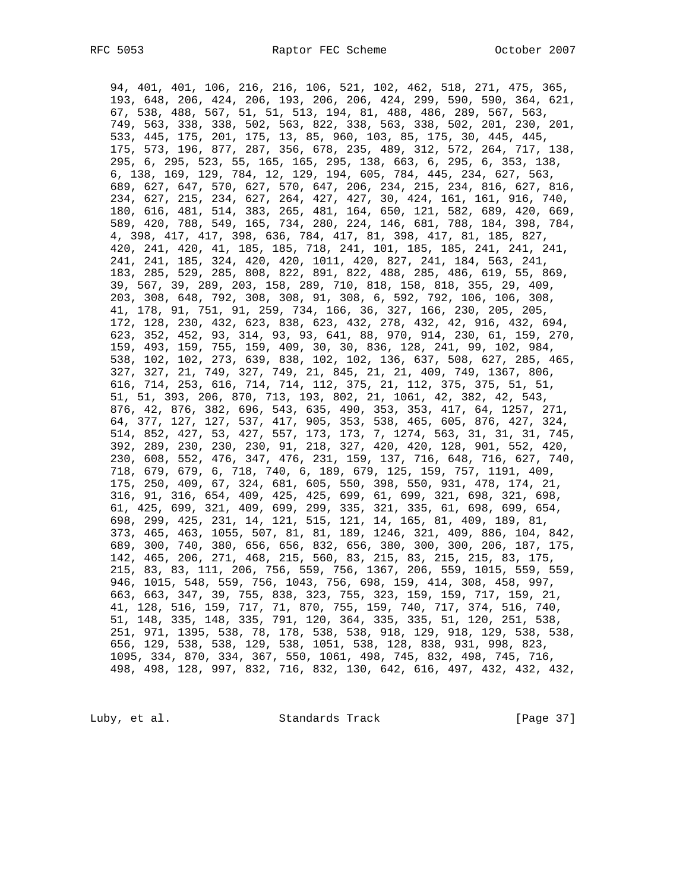```
94, 401, 401, 106, 216, 216, 106, 521, 102, 462, 518, 271, 475, 365,
193, 648, 206, 424, 206, 193, 206, 206, 424, 299, 590, 590, 364, 621,
67, 538, 488, 567, 51, 51, 513, 194, 81, 488, 486, 289, 567, 563,
749, 563, 338, 338, 502, 563, 822, 338, 563, 338, 502, 201, 230, 201,
533, 445, 175, 201, 175, 13, 85, 960, 103, 85, 175, 30, 445, 445,
175, 573, 196, 877, 287, 356, 678, 235, 489, 312, 572, 264, 717, 138,
295, 6, 295, 523, 55, 165, 165, 295, 138, 663, 6, 295, 6, 353, 138,
6, 138, 169, 129, 784, 12, 129, 194, 605, 784, 445, 234, 627, 563,
689, 627, 647, 570, 627, 570, 647, 206, 234, 215, 234, 816, 627, 816,
234, 627, 215, 234, 627, 264, 427, 427, 30, 424, 161, 161, 916, 740,
180, 616, 481, 514, 383, 265, 481, 164, 650, 121, 582, 689, 420, 669,
589, 420, 788, 549, 165, 734, 280, 224, 146, 681, 788, 184, 398, 784,
4, 398, 417, 417, 398, 636, 784, 417, 81, 398, 417, 81, 185, 827,
420, 241, 420, 41, 185, 185, 718, 241, 101, 185, 185, 241, 241, 241,
241, 241, 185, 324, 420, 420, 1011, 420, 827, 241, 184, 563, 241,
183, 285, 529, 285, 808, 822, 891, 822, 488, 285, 486, 619, 55, 869,
39, 567, 39, 289, 203, 158, 289, 710, 818, 158, 818, 355, 29, 409,
203, 308, 648, 792, 308, 308, 91, 308, 6, 592, 792, 106, 106, 308,
41, 178, 91, 751, 91, 259, 734, 166, 36, 327, 166, 230, 205, 205,
172, 128, 230, 432, 623, 838, 623, 432, 278, 432, 42, 916, 432, 694,
623, 352, 452, 93, 314, 93, 93, 641, 88, 970, 914, 230, 61, 159, 270,
159, 493, 159, 755, 159, 409, 30, 30, 836, 128, 241, 99, 102, 984,
538, 102, 102, 273, 639, 838, 102, 102, 136, 637, 508, 627, 285, 465,
327, 327, 21, 749, 327, 749, 21, 845, 21, 21, 409, 749, 1367, 806,
616, 714, 253, 616, 714, 714, 112, 375, 21, 112, 375, 375, 51, 51,
51, 51, 393, 206, 870, 713, 193, 802, 21, 1061, 42, 382, 42, 543,
876, 42, 876, 382, 696, 543, 635, 490, 353, 353, 417, 64, 1257, 271,
64, 377, 127, 127, 537, 417, 905, 353, 538, 465, 605, 876, 427, 324,
514, 852, 427, 53, 427, 557, 173, 173, 7, 1274, 563, 31, 31, 31, 745,
392, 289, 230, 230, 230, 91, 218, 327, 420, 420, 128, 901, 552, 420,
230, 608, 552, 476, 347, 476, 231, 159, 137, 716, 648, 716, 627, 740,
718, 679, 679, 6, 718, 740, 6, 189, 679, 125, 159, 757, 1191, 409,
175, 250, 409, 67, 324, 681, 605, 550, 398, 550, 931, 478, 174, 21,
316, 91, 316, 654, 409, 425, 425, 699, 61, 699, 321, 698, 321, 698,
61, 425, 699, 321, 409, 699, 299, 335, 321, 335, 61, 698, 699, 654,
698, 299, 425, 231, 14, 121, 515, 121, 14, 165, 81, 409, 189, 81,
373, 465, 463, 1055, 507, 81, 81, 189, 1246, 321, 409, 886, 104, 842,
689, 300, 740, 380, 656, 656, 832, 656, 380, 300, 300, 206, 187, 175,
142, 465, 206, 271, 468, 215, 560, 83, 215, 83, 215, 215, 83, 175,
215, 83, 83, 111, 206, 756, 559, 756, 1367, 206, 559, 1015, 559, 559,
946, 1015, 548, 559, 756, 1043, 756, 698, 159, 414, 308, 458, 997,
663, 663, 347, 39, 755, 838, 323, 755, 323, 159, 159, 717, 159, 21,
41, 128, 516, 159, 717, 71, 870, 755, 159, 740, 717, 374, 516, 740,
51, 148, 335, 148, 335, 791, 120, 364, 335, 335, 51, 120, 251, 538,
251, 971, 1395, 538, 78, 178, 538, 538, 918, 129, 918, 129, 538, 538,
656, 129, 538, 538, 129, 538, 1051, 538, 128, 838, 931, 998, 823,
1095, 334, 870, 334, 367, 550, 1061, 498, 745, 832, 498, 745, 716,
498, 498, 128, 997, 832, 716, 832, 130, 642, 616, 497, 432, 432, 432,
```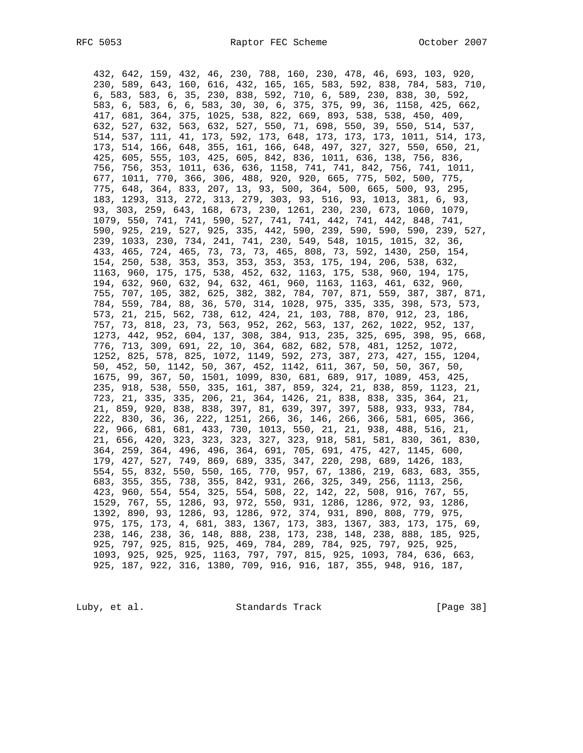```
432, 642, 159, 432, 46, 230, 788, 160, 230, 478, 46, 693, 103, 920,
230, 589, 643, 160, 616, 432, 165, 165, 583, 592, 838, 784, 583, 710,
6, 583, 583, 6, 35, 230, 838, 592, 710, 6, 589, 230, 838, 30, 592,
583, 6, 583, 6, 6, 583, 30, 30, 6, 375, 375, 99, 36, 1158, 425, 662,
417, 681, 364, 375, 1025, 538, 822, 669, 893, 538, 538, 450, 409,
632, 527, 632, 563, 632, 527, 550, 71, 698, 550, 39, 550, 514, 537,
514, 537, 111, 41, 173, 592, 173, 648, 173, 173, 173, 1011, 514, 173,
173, 514, 166, 648, 355, 161, 166, 648, 497, 327, 327, 550, 650, 21,
425, 605, 555, 103, 425, 605, 842, 836, 1011, 636, 138, 756, 836,
756, 756, 353, 1011, 636, 636, 1158, 741, 741, 842, 756, 741, 1011,
677, 1011, 770, 366, 306, 488, 920, 920, 665, 775, 502, 500, 775,
775, 648, 364, 833, 207, 13, 93, 500, 364, 500, 665, 500, 93, 295,
183, 1293, 313, 272, 313, 279, 303, 93, 516, 93, 1013, 381, 6, 93,
93, 303, 259, 643, 168, 673, 230, 1261, 230, 230, 673, 1060, 1079,
1079, 550, 741, 741, 590, 527, 741, 741, 442, 741, 442, 848, 741,
590, 925, 219, 527, 925, 335, 442, 590, 239, 590, 590, 590, 239, 527,
239, 1033, 230, 734, 241, 741, 230, 549, 548, 1015, 1015, 32, 36,
433, 465, 724, 465, 73, 73, 73, 465, 808, 73, 592, 1430, 250, 154,
154, 250, 538, 353, 353, 353, 353, 353, 175, 194, 206, 538, 632,
1163, 960, 175, 175, 538, 452, 632, 1163, 175, 538, 960, 194, 175,
194, 632, 960, 632, 94, 632, 461, 960, 1163, 1163, 461, 632, 960,
755, 707, 105, 382, 625, 382, 382, 784, 707, 871, 559, 387, 387, 871,
784, 559, 784, 88, 36, 570, 314, 1028, 975, 335, 335, 398, 573, 573,
573, 21, 215, 562, 738, 612, 424, 21, 103, 788, 870, 912, 23, 186,
757, 73, 818, 23, 73, 563, 952, 262, 563, 137, 262, 1022, 952, 137,
1273, 442, 952, 604, 137, 308, 384, 913, 235, 325, 695, 398, 95, 668,
776, 713, 309, 691, 22, 10, 364, 682, 682, 578, 481, 1252, 1072,
1252, 825, 578, 825, 1072, 1149, 592, 273, 387, 273, 427, 155, 1204,
50, 452, 50, 1142, 50, 367, 452, 1142, 611, 367, 50, 50, 367, 50,
1675, 99, 367, 50, 1501, 1099, 830, 681, 689, 917, 1089, 453, 425,
235, 918, 538, 550, 335, 161, 387, 859, 324, 21, 838, 859, 1123, 21,
723, 21, 335, 335, 206, 21, 364, 1426, 21, 838, 838, 335, 364, 21,
21, 859, 920, 838, 838, 397, 81, 639, 397, 397, 588, 933, 933, 784,
222, 830, 36, 36, 222, 1251, 266, 36, 146, 266, 366, 581, 605, 366,
22, 966, 681, 681, 433, 730, 1013, 550, 21, 21, 938, 488, 516, 21,
21, 656, 420, 323, 323, 323, 327, 323, 918, 581, 581, 830, 361, 830,
364, 259, 364, 496, 496, 364, 691, 705, 691, 475, 427, 1145, 600,
179, 427, 527, 749, 869, 689, 335, 347, 220, 298, 689, 1426, 183,
554, 55, 832, 550, 550, 165, 770, 957, 67, 1386, 219, 683, 683, 355,
683, 355, 355, 738, 355, 842, 931, 266, 325, 349, 256, 1113, 256,
423, 960, 554, 554, 325, 554, 508, 22, 142, 22, 508, 916, 767, 55,
1529, 767, 55, 1286, 93, 972, 550, 931, 1286, 1286, 972, 93, 1286,
1392, 890, 93, 1286, 93, 1286, 972, 374, 931, 890, 808, 779, 975,
975, 175, 173, 4, 681, 383, 1367, 173, 383, 1367, 383, 173, 175, 69,
238, 146, 238, 36, 148, 888, 238, 173, 238, 148, 238, 888, 185, 925,
925, 797, 925, 815, 925, 469, 784, 289, 784, 925, 797, 925, 925,
1093, 925, 925, 925, 1163, 797, 797, 815, 925, 1093, 784, 636, 663,
925, 187, 922, 316, 1380, 709, 916, 916, 187, 355, 948, 916, 187,
```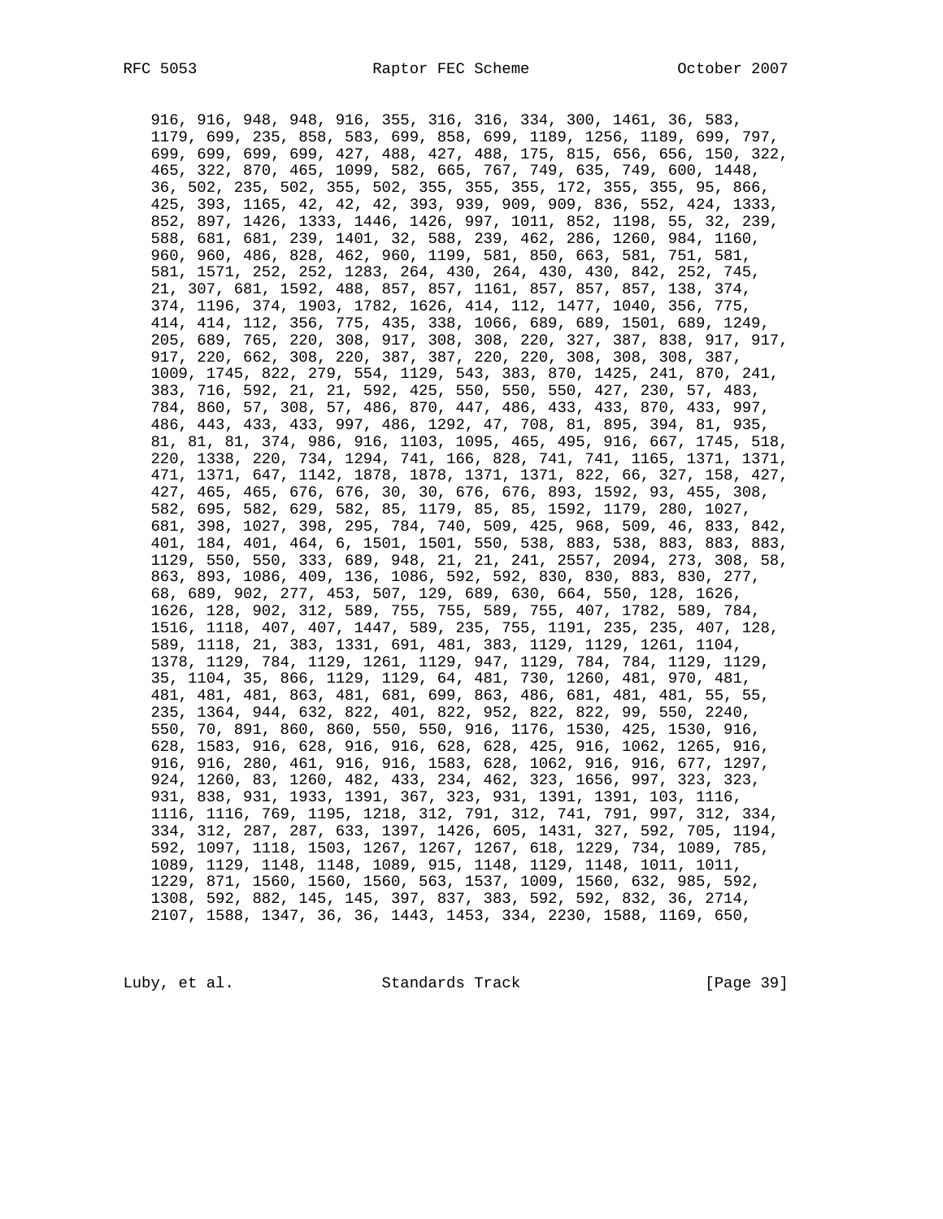```
      916, 916, 948, 948, 916, 355, 316, 316, 334, 300, 1461, 36, 583,
      1179, 699, 235, 858, 583, 699, 858, 699, 1189, 1256, 1189, 699, 797,
      699, 699, 699, 699, 427, 488, 427, 488, 175, 815, 656, 656, 150, 322,
      465, 322, 870, 465, 1099, 582, 665, 767, 749, 635, 749, 600, 1448,
      36, 502, 235, 502, 355, 502, 355, 355, 355, 172, 355, 355, 95, 866,
      425, 393, 1165, 42, 42, 42, 393, 939, 909, 909, 836, 552, 424, 1333,
      852, 897, 1426, 1333, 1446, 1426, 997, 1011, 852, 1198, 55, 32, 239,
      588, 681, 681, 239, 1401, 32, 588, 239, 462, 286, 1260, 984, 1160,
      960, 960, 486, 828, 462, 960, 1199, 581, 850, 663, 581, 751, 581,
      581, 1571, 252, 252, 1283, 264, 430, 264, 430, 430, 842, 252, 745,
      21, 307, 681, 1592, 488, 857, 857, 1161, 857, 857, 857, 138, 374,
      374, 1196, 374, 1903, 1782, 1626, 414, 112, 1477, 1040, 356, 775,
      414, 414, 112, 356, 775, 435, 338, 1066, 689, 689, 1501, 689, 1249,
      205, 689, 765, 220, 308, 917, 308, 308, 220, 327, 387, 838, 917, 917,
      917, 220, 662, 308, 220, 387, 387, 220, 220, 308, 308, 308, 387,
      1009, 1745, 822, 279, 554, 1129, 543, 383, 870, 1425, 241, 870, 241,
      383, 716, 592, 21, 21, 592, 425, 550, 550, 550, 427, 230, 57, 483,
      784, 860, 57, 308, 57, 486, 870, 447, 486, 433, 433, 870, 433, 997,
      486, 443, 433, 433, 997, 486, 1292, 47, 708, 81, 895, 394, 81, 935,
      81, 81, 81, 374, 986, 916, 1103, 1095, 465, 495, 916, 667, 1745, 518,
      220, 1338, 220, 734, 1294, 741, 166, 828, 741, 741, 1165, 1371, 1371,
      471, 1371, 647, 1142, 1878, 1878, 1371, 1371, 822, 66, 327, 158, 427,
      427, 465, 465, 676, 676, 30, 30, 676, 676, 893, 1592, 93, 455, 308,
      582, 695, 582, 629, 582, 85, 1179, 85, 85, 1592, 1179, 280, 1027,
      681, 398, 1027, 398, 295, 784, 740, 509, 425, 968, 509, 46, 833, 842,
      401, 184, 401, 464, 6, 1501, 1501, 550, 538, 883, 538, 883, 883, 883,
      1129, 550, 550, 333, 689, 948, 21, 21, 241, 2557, 2094, 273, 308, 58,
      863, 893, 1086, 409, 136, 1086, 592, 592, 830, 830, 883, 830, 277,
      68, 689, 902, 277, 453, 507, 129, 689, 630, 664, 550, 128, 1626,
      1626, 128, 902, 312, 589, 755, 755, 589, 755, 407, 1782, 589, 784,
      1516, 1118, 407, 407, 1447, 589, 235, 755, 1191, 235, 235, 407, 128,
      589, 1118, 21, 383, 1331, 691, 481, 383, 1129, 1129, 1261, 1104,
      1378, 1129, 784, 1129, 1261, 1129, 947, 1129, 784, 784, 1129, 1129,
      35, 1104, 35, 866, 1129, 1129, 64, 481, 730, 1260, 481, 970, 481,
      481, 481, 481, 863, 481, 681, 699, 863, 486, 681, 481, 481, 55, 55,
      235, 1364, 944, 632, 822, 401, 822, 952, 822, 822, 99, 550, 2240,
      550, 70, 891, 860, 860, 550, 550, 916, 1176, 1530, 425, 1530, 916,
      628, 1583, 916, 628, 916, 916, 628, 628, 425, 916, 1062, 1265, 916,
      916, 916, 280, 461, 916, 916, 1583, 628, 1062, 916, 916, 677, 1297,
      924, 1260, 83, 1260, 482, 433, 234, 462, 323, 1656, 997, 323, 323,
      931, 838, 931, 1933, 1391, 367, 323, 931, 1391, 1391, 103, 1116,
      1116, 1116, 769, 1195, 1218, 312, 791, 312, 741, 791, 997, 312, 334,
      334, 312, 287, 287, 633, 1397, 1426, 605, 1431, 327, 592, 705, 1194,
      592, 1097, 1118, 1503, 1267, 1267, 1267, 618, 1229, 734, 1089, 785,
      1089, 1129, 1148, 1148, 1089, 915, 1148, 1129, 1148, 1011, 1011,
      1229, 871, 1560, 1560, 1560, 563, 1537, 1009, 1560, 632, 985, 592,
      1308, 592, 882, 145, 145, 397, 837, 383, 592, 592, 832, 36, 2714,
      2107, 1588, 1347, 36, 36, 1443, 1453, 334, 2230, 1588, 1169, 650,
```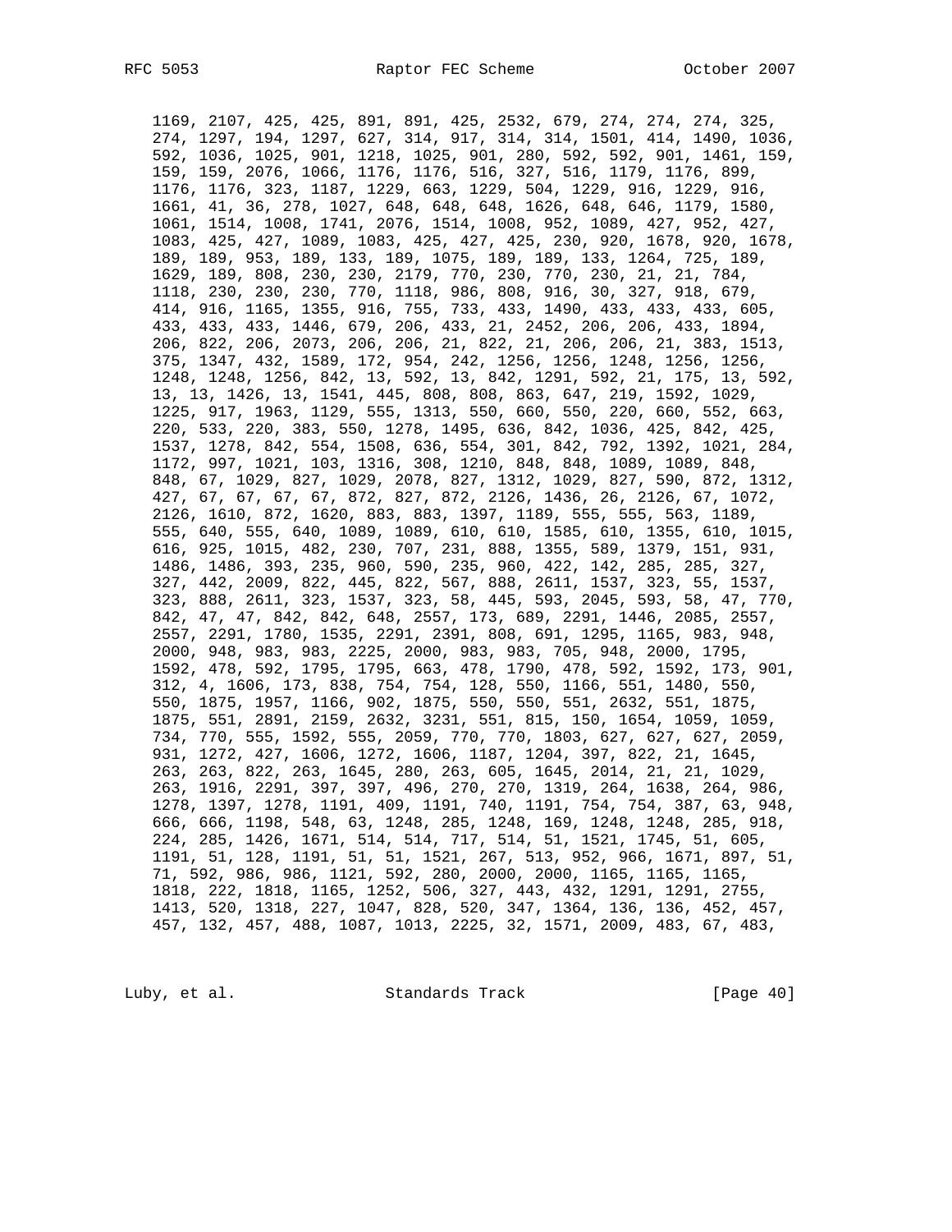```
      1169, 2107, 425, 425, 891, 891, 425, 2532, 679, 274, 274, 274, 325,
      274, 1297, 194, 1297, 627, 314, 917, 314, 314, 1501, 414, 1490, 1036,
      592, 1036, 1025, 901, 1218, 1025, 901, 280, 592, 592, 901, 1461, 159,
      159, 159, 2076, 1066, 1176, 1176, 516, 327, 516, 1179, 1176, 899,
      1176, 1176, 323, 1187, 1229, 663, 1229, 504, 1229, 916, 1229, 916,
      1661, 41, 36, 278, 1027, 648, 648, 648, 1626, 648, 646, 1179, 1580,
      1061, 1514, 1008, 1741, 2076, 1514, 1008, 952, 1089, 427, 952, 427,
      1083, 425, 427, 1089, 1083, 425, 427, 425, 230, 920, 1678, 920, 1678,
      189, 189, 953, 189, 133, 189, 1075, 189, 189, 133, 1264, 725, 189,
      1629, 189, 808, 230, 230, 2179, 770, 230, 770, 230, 21, 21, 784,
      1118, 230, 230, 230, 770, 1118, 986, 808, 916, 30, 327, 918, 679,
      414, 916, 1165, 1355, 916, 755, 733, 433, 1490, 433, 433, 433, 605,
      433, 433, 433, 1446, 679, 206, 433, 21, 2452, 206, 206, 433, 1894,
      206, 822, 206, 2073, 206, 206, 21, 822, 21, 206, 206, 21, 383, 1513,
      375, 1347, 432, 1589, 172, 954, 242, 1256, 1256, 1248, 1256, 1256,
      1248, 1248, 1256, 842, 13, 592, 13, 842, 1291, 592, 21, 175, 13, 592,
      13, 13, 1426, 13, 1541, 445, 808, 808, 863, 647, 219, 1592, 1029,
      1225, 917, 1963, 1129, 555, 1313, 550, 660, 550, 220, 660, 552, 663,
      220, 533, 220, 383, 550, 1278, 1495, 636, 842, 1036, 425, 842, 425,
      1537, 1278, 842, 554, 1508, 636, 554, 301, 842, 792, 1392, 1021, 284,
      1172, 997, 1021, 103, 1316, 308, 1210, 848, 848, 1089, 1089, 848,
      848, 67, 1029, 827, 1029, 2078, 827, 1312, 1029, 827, 590, 872, 1312,
      427, 67, 67, 67, 67, 872, 827, 872, 2126, 1436, 26, 2126, 67, 1072,
      2126, 1610, 872, 1620, 883, 883, 1397, 1189, 555, 555, 563, 1189,
      555, 640, 555, 640, 1089, 1089, 610, 610, 1585, 610, 1355, 610, 1015,
      616, 925, 1015, 482, 230, 707, 231, 888, 1355, 589, 1379, 151, 931,
      1486, 1486, 393, 235, 960, 590, 235, 960, 422, 142, 285, 285, 327,
      327, 442, 2009, 822, 445, 822, 567, 888, 2611, 1537, 323, 55, 1537,
      323, 888, 2611, 323, 1537, 323, 58, 445, 593, 2045, 593, 58, 47, 770,
      842, 47, 47, 842, 842, 648, 2557, 173, 689, 2291, 1446, 2085, 2557,
      2557, 2291, 1780, 1535, 2291, 2391, 808, 691, 1295, 1165, 983, 948,
      2000, 948, 983, 983, 2225, 2000, 983, 983, 705, 948, 2000, 1795,
      1592, 478, 592, 1795, 1795, 663, 478, 1790, 478, 592, 1592, 173, 901,
      312, 4, 1606, 173, 838, 754, 754, 128, 550, 1166, 551, 1480, 550,
      550, 1875, 1957, 1166, 902, 1875, 550, 550, 551, 2632, 551, 1875,
      1875, 551, 2891, 2159, 2632, 3231, 551, 815, 150, 1654, 1059, 1059,
      734, 770, 555, 1592, 555, 2059, 770, 770, 1803, 627, 627, 627, 2059,
      931, 1272, 427, 1606, 1272, 1606, 1187, 1204, 397, 822, 21, 1645,
      263, 263, 822, 263, 1645, 280, 263, 605, 1645, 2014, 21, 21, 1029,
      263, 1916, 2291, 397, 397, 496, 270, 270, 1319, 264, 1638, 264, 986,
      1278, 1397, 1278, 1191, 409, 1191, 740, 1191, 754, 754, 387, 63, 948,
      666, 666, 1198, 548, 63, 1248, 285, 1248, 169, 1248, 1248, 285, 918,
      224, 285, 1426, 1671, 514, 514, 717, 514, 51, 1521, 1745, 51, 605,
      1191, 51, 128, 1191, 51, 51, 1521, 267, 513, 952, 966, 1671, 897, 51,
      71, 592, 986, 986, 1121, 592, 280, 2000, 2000, 1165, 1165, 1165,
      1818, 222, 1818, 1165, 1252, 506, 327, 443, 432, 1291, 1291, 2755,
      1413, 520, 1318, 227, 1047, 828, 520, 347, 1364, 136, 136, 452, 457,
      457, 132, 457, 488, 1087, 1013, 2225, 32, 1571, 2009, 483, 67, 483,
```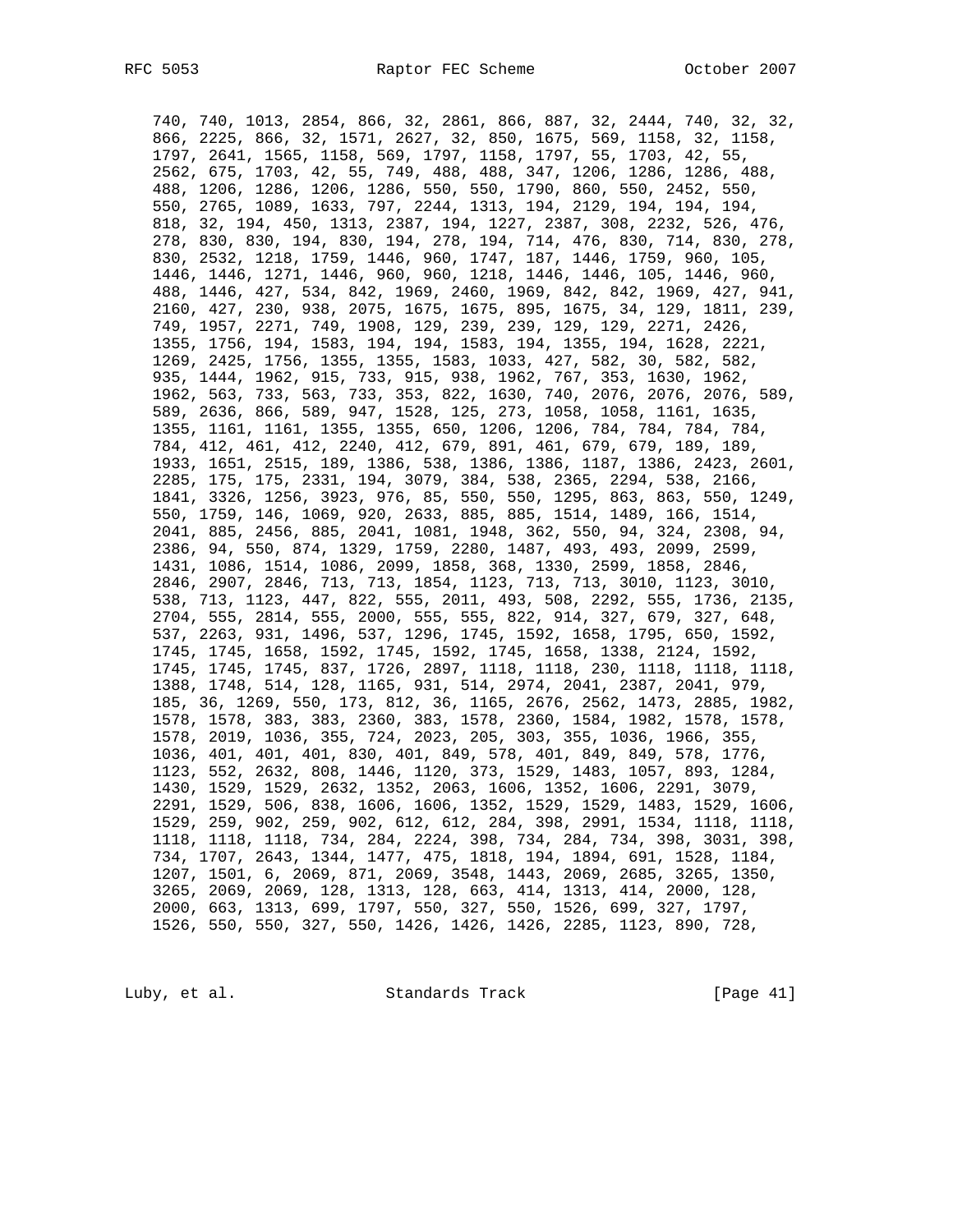```
   740, 740, 1013, 2854, 866, 32, 2861, 866, 887, 32, 2444, 740, 32, 32,
   866, 2225, 866, 32, 1571, 2627, 32, 850, 1675, 569, 1158, 32, 1158,
   1797, 2641, 1565, 1158, 569, 1797, 1158, 1797, 55, 1703, 42, 55,
   2562, 675, 1703, 42, 55, 749, 488, 488, 347, 1206, 1286, 1286, 488,
   488, 1206, 1286, 1206, 1286, 550, 550, 1790, 860, 550, 2452, 550,
   550, 2765, 1089, 1633, 797, 2244, 1313, 194, 2129, 194, 194, 194,
   818, 32, 194, 450, 1313, 2387, 194, 1227, 2387, 308, 2232, 526, 476,
   278, 830, 830, 194, 830, 194, 278, 194, 714, 476, 830, 714, 830, 278,
   830, 2532, 1218, 1759, 1446, 960, 1747, 187, 1446, 1759, 960, 105,
   1446, 1446, 1271, 1446, 960, 960, 1218, 1446, 1446, 105, 1446, 960,
   488, 1446, 427, 534, 842, 1969, 2460, 1969, 842, 842, 1969, 427, 941,
   2160, 427, 230, 938, 2075, 1675, 1675, 895, 1675, 34, 129, 1811, 239,
   749, 1957, 2271, 749, 1908, 129, 239, 239, 129, 129, 2271, 2426,
   1355, 1756, 194, 1583, 194, 194, 1583, 194, 1355, 194, 1628, 2221,
   1269, 2425, 1756, 1355, 1355, 1583, 1033, 427, 582, 30, 582, 582,
   935, 1444, 1962, 915, 733, 915, 938, 1962, 767, 353, 1630, 1962,
   1962, 563, 733, 563, 733, 353, 822, 1630, 740, 2076, 2076, 2076, 589,
   589, 2636, 866, 589, 947, 1528, 125, 273, 1058, 1058, 1161, 1635,
   1355, 1161, 1161, 1355, 1355, 650, 1206, 1206, 784, 784, 784, 784,
   784, 412, 461, 412, 2240, 412, 679, 891, 461, 679, 679, 189, 189,
   1933, 1651, 2515, 189, 1386, 538, 1386, 1386, 1187, 1386, 2423, 2601,
   2285, 175, 175, 2331, 194, 3079, 384, 538, 2365, 2294, 538, 2166,
   1841, 3326, 1256, 3923, 976, 85, 550, 550, 1295, 863, 863, 550, 1249,
   550, 1759, 146, 1069, 920, 2633, 885, 885, 1514, 1489, 166, 1514,
   2041, 885, 2456, 885, 2041, 1081, 1948, 362, 550, 94, 324, 2308, 94,
   2386, 94, 550, 874, 1329, 1759, 2280, 1487, 493, 493, 2099, 2599,
   1431, 1086, 1514, 1086, 2099, 1858, 368, 1330, 2599, 1858, 2846,
   2846, 2907, 2846, 713, 713, 1854, 1123, 713, 713, 3010, 1123, 3010,
   538, 713, 1123, 447, 822, 555, 2011, 493, 508, 2292, 555, 1736, 2135,
   2704, 555, 2814, 555, 2000, 555, 555, 822, 914, 327, 679, 327, 648,
   537, 2263, 931, 1496, 537, 1296, 1745, 1592, 1658, 1795, 650, 1592,
   1745, 1745, 1658, 1592, 1745, 1592, 1745, 1658, 1338, 2124, 1592,
   1745, 1745, 1745, 837, 1726, 2897, 1118, 1118, 230, 1118, 1118, 1118,
   1388, 1748, 514, 128, 1165, 931, 514, 2974, 2041, 2387, 2041, 979,
   185, 36, 1269, 550, 173, 812, 36, 1165, 2676, 2562, 1473, 2885, 1982,
   1578, 1578, 383, 383, 2360, 383, 1578, 2360, 1584, 1982, 1578, 1578,
   1578, 2019, 1036, 355, 724, 2023, 205, 303, 355, 1036, 1966, 355,
   1036, 401, 401, 401, 830, 401, 849, 578, 401, 849, 849, 578, 1776,
   1123, 552, 2632, 808, 1446, 1120, 373, 1529, 1483, 1057, 893, 1284,
   1430, 1529, 1529, 2632, 1352, 2063, 1606, 1352, 1606, 2291, 3079,
   2291, 1529, 506, 838, 1606, 1606, 1352, 1529, 1529, 1483, 1529, 1606,
   1529, 259, 902, 259, 902, 612, 612, 284, 398, 2991, 1534, 1118, 1118,
   1118, 1118, 1118, 734, 284, 2224, 398, 734, 284, 734, 398, 3031, 398,
   734, 1707, 2643, 1344, 1477, 475, 1818, 194, 1894, 691, 1528, 1184,
   1207, 1501, 6, 2069, 871, 2069, 3548, 1443, 2069, 2685, 3265, 1350,
   3265, 2069, 2069, 128, 1313, 128, 663, 414, 1313, 414, 2000, 128,
   2000, 663, 1313, 699, 1797, 550, 327, 550, 1526, 699, 327, 1797,
   1526, 550, 550, 327, 550, 1426, 1426, 1426, 2285, 1123, 890, 728,
```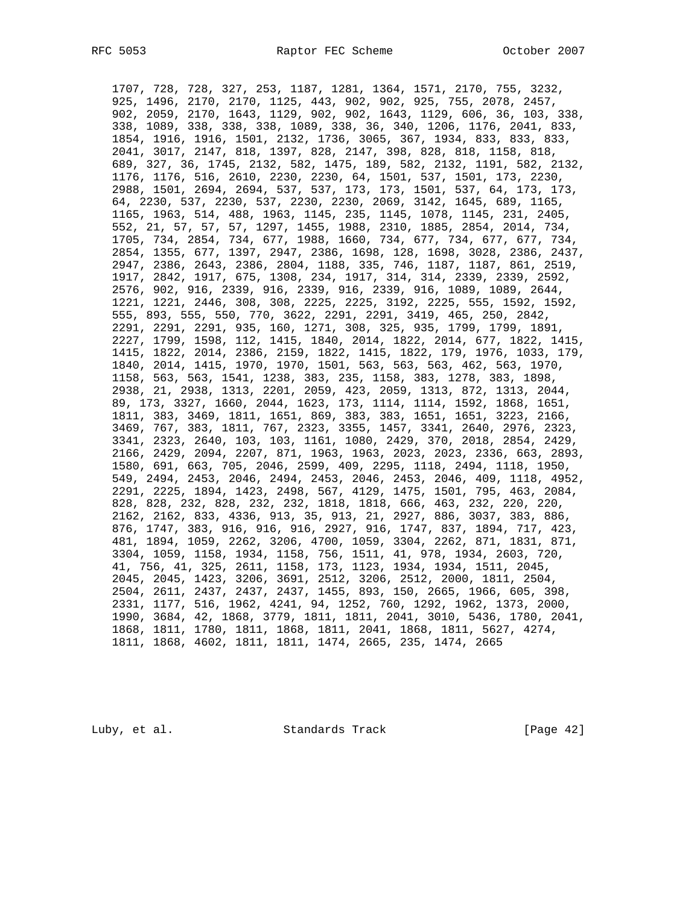```
1707, 728, 728, 327, 253, 1187, 1281, 1364, 1571, 2170, 755, 3232,
925, 1496, 2170, 2170, 1125, 443, 902, 902, 925, 755, 2078, 2457,
902, 2059, 2170, 1643, 1129, 902, 902, 1643, 1129, 606, 36, 103, 338,
338, 1089, 338, 338, 338, 1089, 338, 36, 340, 1206, 1176, 2041, 833,
1854, 1916, 1916, 1501, 2132, 1736, 3065, 367, 1934, 833, 833, 833,
2041, 3017, 2147, 818, 1397, 828, 2147, 398, 828, 818, 1158, 818,
689, 327, 36, 1745, 2132, 582, 1475, 189, 582, 2132, 1191, 582, 2132,
1176, 1176, 516, 2610, 2230, 2230, 64, 1501, 537, 1501, 173, 2230,
2988, 1501, 2694, 2694, 537, 537, 173, 173, 1501, 537, 64, 173, 173,
64, 2230, 537, 2230, 537, 2230, 2230, 2069, 3142, 1645, 689, 1165,
1165, 1963, 514, 488, 1963, 1145, 235, 1145, 1078, 1145, 231, 2405,
552, 21, 57, 57, 57, 1297, 1455, 1988, 2310, 1885, 2854, 2014, 734,
1705, 734, 2854, 734, 677, 1988, 1660, 734, 677, 734, 677, 677, 734,
2854, 1355, 677, 1397, 2947, 2386, 1698, 128, 1698, 3028, 2386, 2437,
2947, 2386, 2643, 2386, 2804, 1188, 335, 746, 1187, 1187, 861, 2519,
1917, 2842, 1917, 675, 1308, 234, 1917, 314, 314, 2339, 2339, 2592,
2576, 902, 916, 2339, 916, 2339, 916, 2339, 916, 1089, 1089, 2644,
1221, 1221, 2446, 308, 308, 2225, 2225, 3192, 2225, 555, 1592, 1592,
555, 893, 555, 550, 770, 3622, 2291, 2291, 3419, 465, 250, 2842,
2291, 2291, 2291, 935, 160, 1271, 308, 325, 935, 1799, 1799, 1891,
2227, 1799, 1598, 112, 1415, 1840, 2014, 1822, 2014, 677, 1822, 1415,
1415, 1822, 2014, 2386, 2159, 1822, 1415, 1822, 179, 1976, 1033, 179,
1840, 2014, 1415, 1970, 1970, 1501, 563, 563, 563, 462, 563, 1970,
1158, 563, 563, 1541, 1238, 383, 235, 1158, 383, 1278, 383, 1898,
2938, 21, 2938, 1313, 2201, 2059, 423, 2059, 1313, 872, 1313, 2044,
89, 173, 3327, 1660, 2044, 1623, 173, 1114, 1114, 1592, 1868, 1651,
1811, 383, 3469, 1811, 1651, 869, 383, 383, 1651, 1651, 3223, 2166,
3469, 767, 383, 1811, 767, 2323, 3355, 1457, 3341, 2640, 2976, 2323,
3341, 2323, 2640, 103, 103, 1161, 1080, 2429, 370, 2018, 2854, 2429,
2166, 2429, 2094, 2207, 871, 1963, 1963, 2023, 2023, 2336, 663, 2893,
1580, 691, 663, 705, 2046, 2599, 409, 2295, 1118, 2494, 1118, 1950,
549, 2494, 2453, 2046, 2494, 2453, 2046, 2453, 2046, 409, 1118, 4952,
2291, 2225, 1894, 1423, 2498, 567, 4129, 1475, 1501, 795, 463, 2084,
828, 828, 232, 828, 232, 232, 1818, 1818, 666, 463, 232, 220, 220,
2162, 2162, 833, 4336, 913, 35, 913, 21, 2927, 886, 3037, 383, 886,
876, 1747, 383, 916, 916, 916, 2927, 916, 1747, 837, 1894, 717, 423,
481, 1894, 1059, 2262, 3206, 4700, 1059, 3304, 2262, 871, 1831, 871,
3304, 1059, 1158, 1934, 1158, 756, 1511, 41, 978, 1934, 2603, 720,
41, 756, 41, 325, 2611, 1158, 173, 1123, 1934, 1934, 1511, 2045,
2045, 2045, 1423, 3206, 3691, 2512, 3206, 2512, 2000, 1811, 2504,
2504, 2611, 2437, 2437, 2437, 1455, 893, 150, 2665, 1966, 605, 398,
2331, 1177, 516, 1962, 4241, 94, 1252, 760, 1292, 1962, 1373, 2000,
1990, 3684, 42, 1868, 3779, 1811, 1811, 2041, 3010, 5436, 1780, 2041,
1868, 1811, 1780, 1811, 1868, 1811, 2041, 1868, 1811, 5627, 4274,
1811, 1868, 4602, 1811, 1811, 1474, 2665, 235, 1474, 2665
```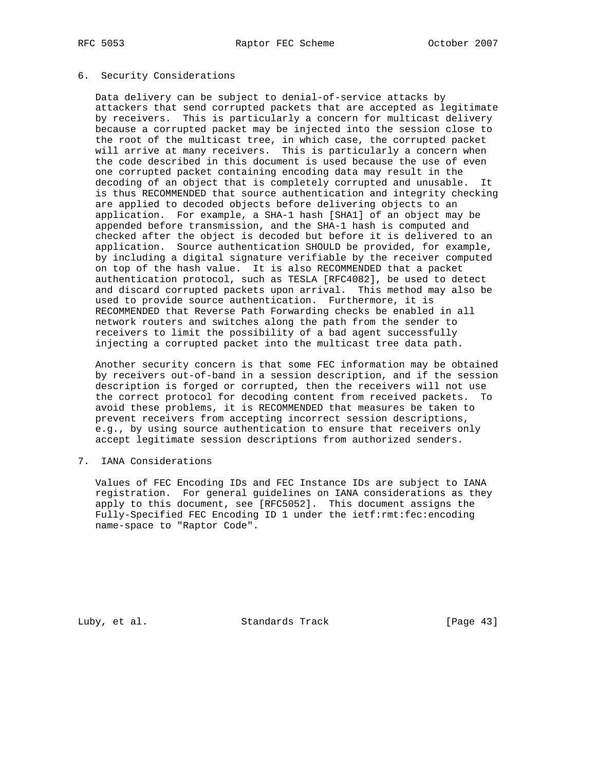## 6. Security Considerations

Data delivery can be subject to denial-of-service attacks by attackers that send corrupted packets that are accepted as legitimate by receivers. This is particularly a concern for multicast delivery because a corrupted packet may be injected into the session close to the root of the multicast tree, in which case, the corrupted packet will arrive at many receivers. This is particularly a concern when the code described in this document is used because the use of even one corrupted packet containing encoding data may result in the decoding of an object that is completely corrupted and unusable. It is thus RECOMMENDED that source authentication and integrity checking are applied to decoded objects before delivering objects to an application. For example, a SHA-1 hash [SHA1] of an object may be appended before transmission, and the SHA-1 hash is computed and checked after the object is decoded but before it is delivered to an application. Source authentication SHOULD be provided, for example, by including a digital signature verifiable by the receiver computed on top of the hash value. It is also RECOMMENDED that a packet authentication protocol, such as TESLA [RFC4082], be used to detect and discard corrupted packets upon arrival. This method may also be used to provide source authentication. Furthermore, it is RECOMMENDED that Reverse Path Forwarding checks be enabled in all network routers and switches along the path from the sender to receivers to limit the possibility of a bad agent successfully injecting a corrupted packet into the multicast tree data path.

Another security concern is that some FEC information may be obtained by receivers out-of-band in a session description, and if the session description is forged or corrupted, then the receivers will not use the correct protocol for decoding content from received packets. To avoid these problems, it is RECOMMENDED that measures be taken to prevent receivers from accepting incorrect session descriptions, e.g., by using source authentication to ensure that receivers only accept legitimate session descriptions from authorized senders.

## 7. IANA Considerations

Values of FEC Encoding IDs and FEC Instance IDs are subject to IANA registration. For general guidelines on IANA considerations as they apply to this document, see [RFC5052]. This document assigns the Fully-Specified FEC Encoding ID 1 under the ietf:rmt:fec:encoding name-space to "Raptor Code".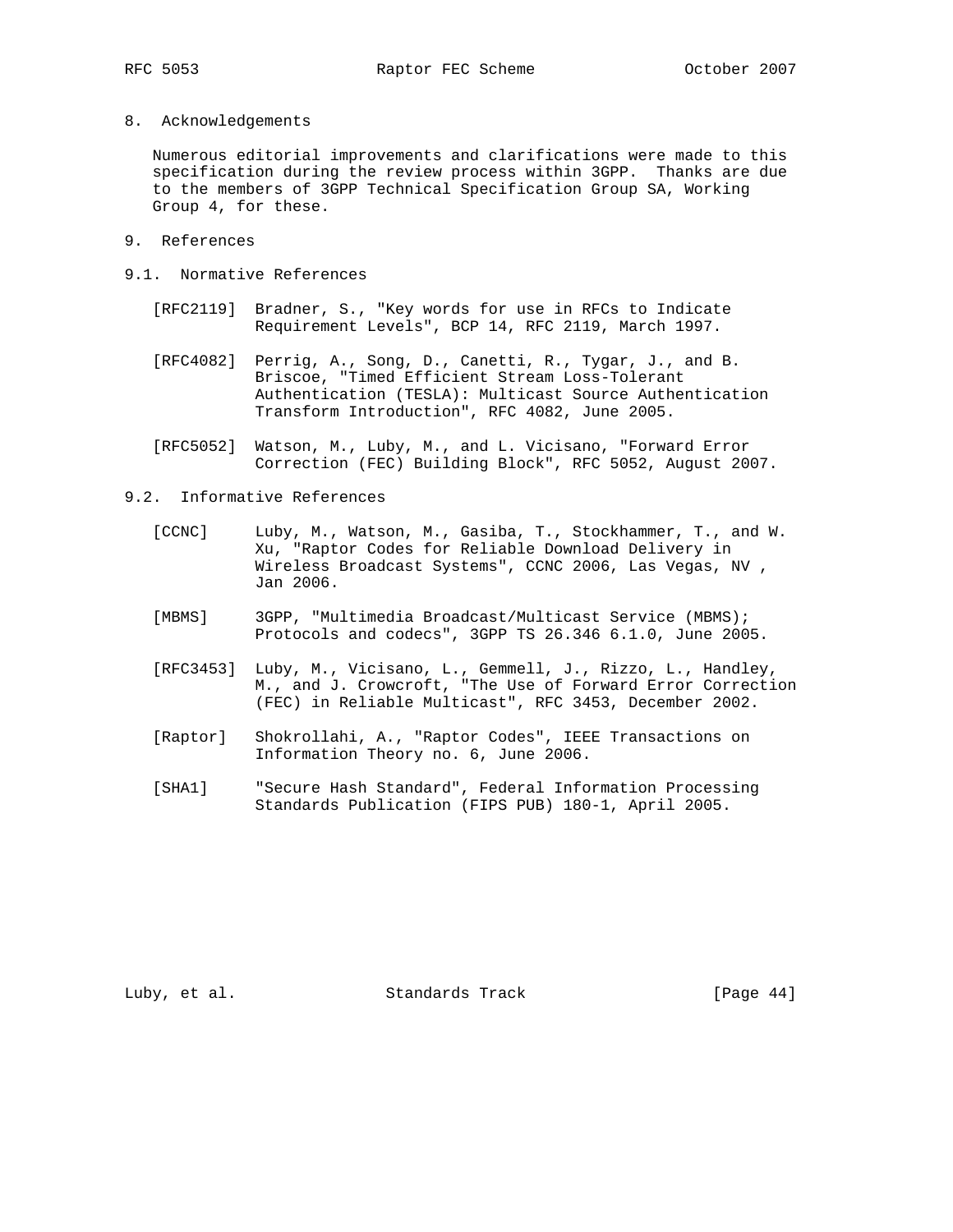## 8. Acknowledgements

Numerous editorial improvements and clarifications were made to this specification during the review process within 3GPP. Thanks are due to the members of 3GPP Technical Specification Group SA, Working Group 4, for these.

## 9. References

### 9.1. Normative References

[RFC2119] Bradner, S., "Key words for use in RFCs to Indicate Requirement Levels", BCP 14, RFC 2119, March 1997.

[RFC4082] Perrig, A., Song, D., Canetti, R., Tygar, J., and B. Briscoe, "Timed Efficient Stream Loss-Tolerant Authentication (TESLA): Multicast Source Authentication Transform Introduction", RFC 4082, June 2005.

[RFC5052] Watson, M., Luby, M., and L. Vicisano, "Forward Error Correction (FEC) Building Block", RFC 5052, August 2007.

### 9.2. Informative References

[CCNC] Luby, M., Watson, M., Gasiba, T., Stockhammer, T., and W. Xu, "Raptor Codes for Reliable Download Delivery in Wireless Broadcast Systems", CCNC 2006, Las Vegas, NV , Jan 2006.

[MBMS] 3GPP, "Multimedia Broadcast/Multicast Service (MBMS); Protocols and codecs", 3GPP TS 26.346 6.1.0, June 2005.

[RFC3453] Luby, M., Vicisano, L., Gemmell, J., Rizzo, L., Handley, M., and J. Crowcroft, "The Use of Forward Error Correction (FEC) in Reliable Multicast", RFC 3453, December 2002.

[Raptor] Shokrollahi, A., "Raptor Codes", IEEE Transactions on Information Theory no. 6, June 2006.

[SHA1] "Secure Hash Standard", Federal Information Processing Standards Publication (FIPS PUB) 180-1, April 2005.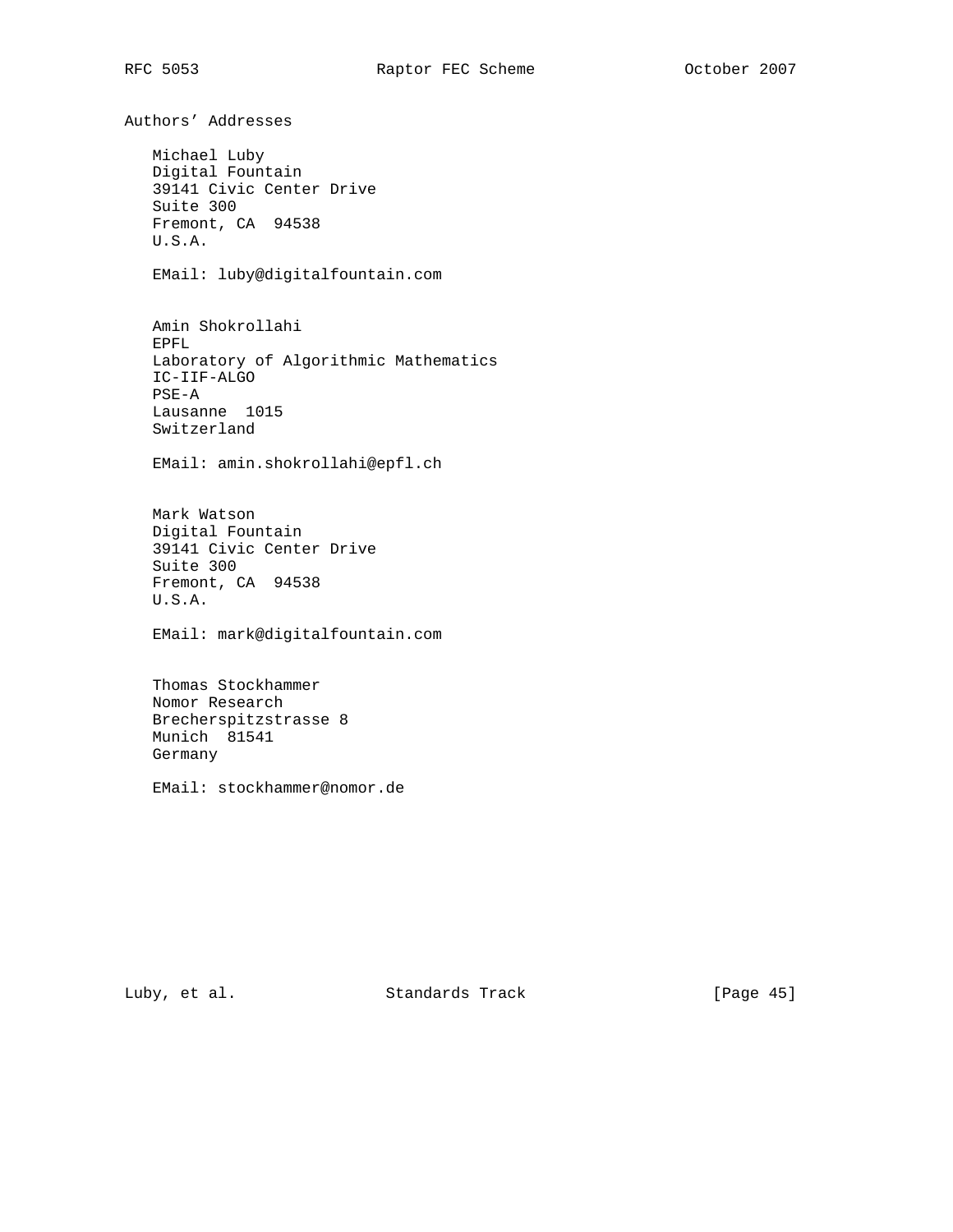## Authors' Addresses

Michael Luby
Digital Fountain
39141 Civic Center Drive
Suite 300
Fremont, CA 94538
U.S.A.

EMail: luby@digitalfountain.com

Amin Shokrollahi
EPFL
Laboratory of Algorithmic Mathematics
IC-IIF-ALGO
PSE-A
Lausanne 1015
Switzerland

EMail: amin.shokrollahi@epfl.ch

Mark Watson
Digital Fountain
39141 Civic Center Drive
Suite 300
Fremont, CA 94538
U.S.A.

EMail: mark@digitalfountain.com

Thomas Stockhammer
Nomor Research
Brecherspitzstrasse 8
Munich 81541
Germany

EMail: stockhammer@nomor.de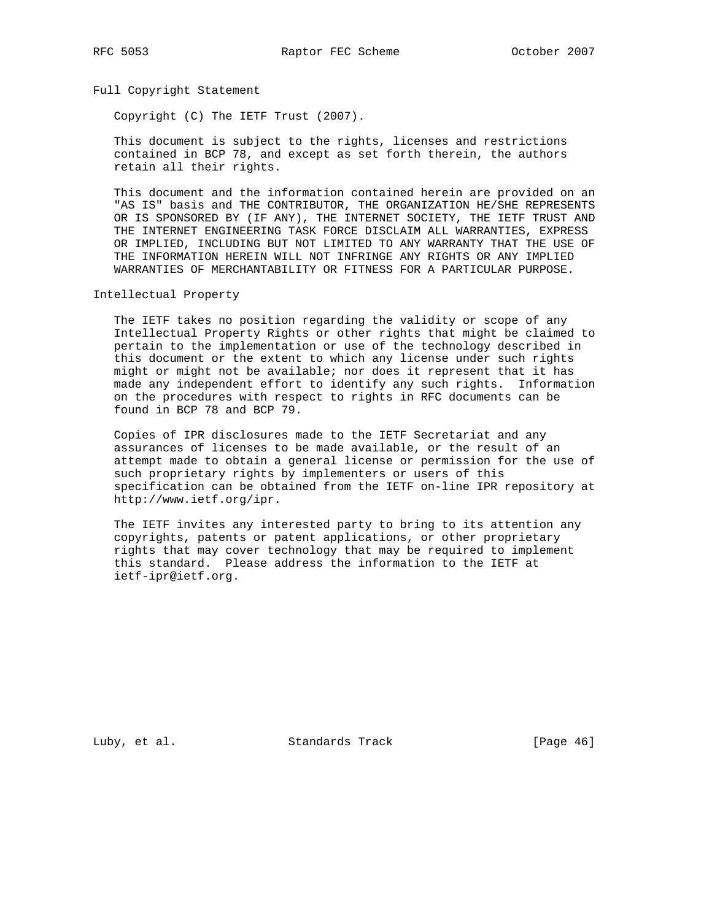## Full Copyright Statement

Copyright (C) The IETF Trust (2007).

This document is subject to the rights, licenses and restrictions contained in BCP 78, and except as set forth therein, the authors retain all their rights.

This document and the information contained herein are provided on an "AS IS" basis and THE CONTRIBUTOR, THE ORGANIZATION HE/SHE REPRESENTS OR IS SPONSORED BY (IF ANY), THE INTERNET SOCIETY, THE IETF TRUST AND THE INTERNET ENGINEERING TASK FORCE DISCLAIM ALL WARRANTIES, EXPRESS OR IMPLIED, INCLUDING BUT NOT LIMITED TO ANY WARRANTY THAT THE USE OF THE INFORMATION HEREIN WILL NOT INFRINGE ANY RIGHTS OR ANY IMPLIED WARRANTIES OF MERCHANTABILITY OR FITNESS FOR A PARTICULAR PURPOSE.

## Intellectual Property

The IETF takes no position regarding the validity or scope of any Intellectual Property Rights or other rights that might be claimed to pertain to the implementation or use of the technology described in this document or the extent to which any license under such rights might or might not be available; nor does it represent that it has made any independent effort to identify any such rights. Information on the procedures with respect to rights in RFC documents can be found in BCP 78 and BCP 79.

Copies of IPR disclosures made to the IETF Secretariat and any assurances of licenses to be made available, or the result of an attempt made to obtain a general license or permission for the use of such proprietary rights by implementers or users of this specification can be obtained from the IETF on-line IPR repository at http://www.ietf.org/ipr.

The IETF invites any interested party to bring to its attention any copyrights, patents or patent applications, or other proprietary rights that may cover technology that may be required to implement this standard. Please address the information to the IETF at ietf-ipr@ietf.org.